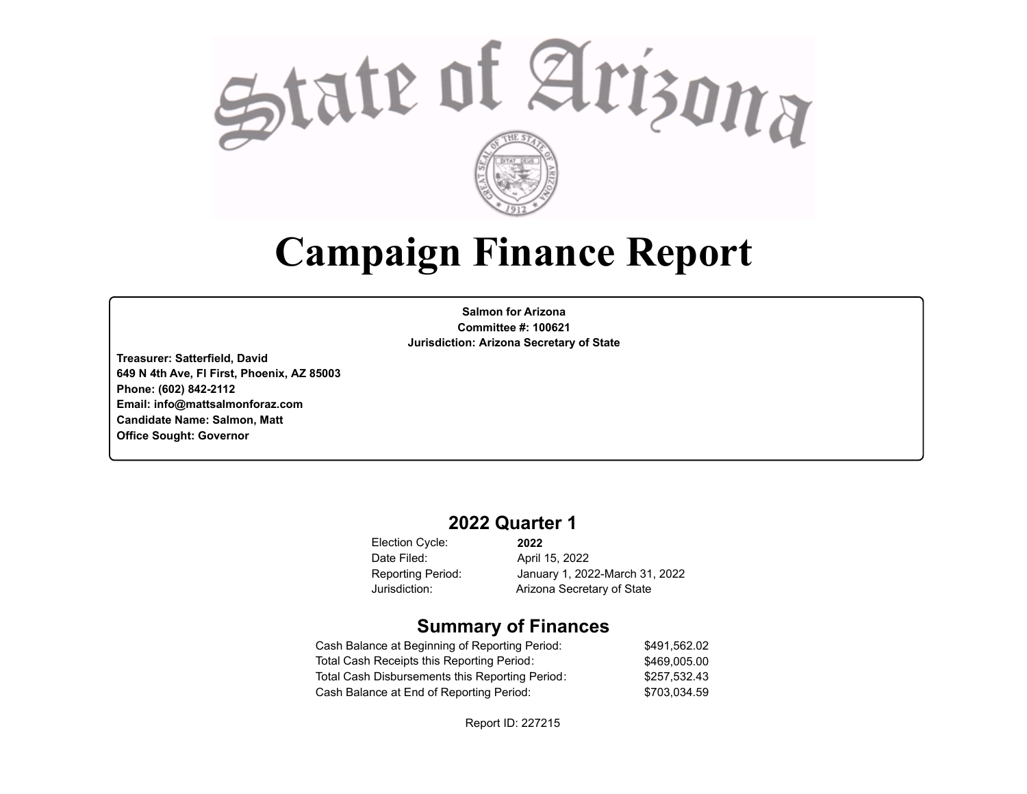# State of Arizona

# Campaign Finance Report

**Salmon for Arizona**
**Committee #: 100621**
**Jurisdiction: Arizona Secretary of State**

**Treasurer: Satterfield, David**
**649 N 4th Ave, Fl First, Phoenix, AZ 85003**
**Phone: (602) 842-2112**
**Email: info@mattsalmonforaz.com**
**Candidate Name: Salmon, Matt**
**Office Sought: Governor**

## 2022 Quarter 1

| | |
|---|---|
| Election Cycle: | **2022** |
| Date Filed: | April 15, 2022 |
| Reporting Period: | January 1, 2022-March 31, 2022 |
| Jurisdiction: | Arizona Secretary of State |

## Summary of Finances

| | |
|---|---|
| Cash Balance at Beginning of Reporting Period: | $491,562.02 |
| Total Cash Receipts this Reporting Period: | $469,005.00 |
| Total Cash Disbursements this Reporting Period: | $257,532.43 |
| Cash Balance at End of Reporting Period: | $703,034.59 |

Report ID: 227215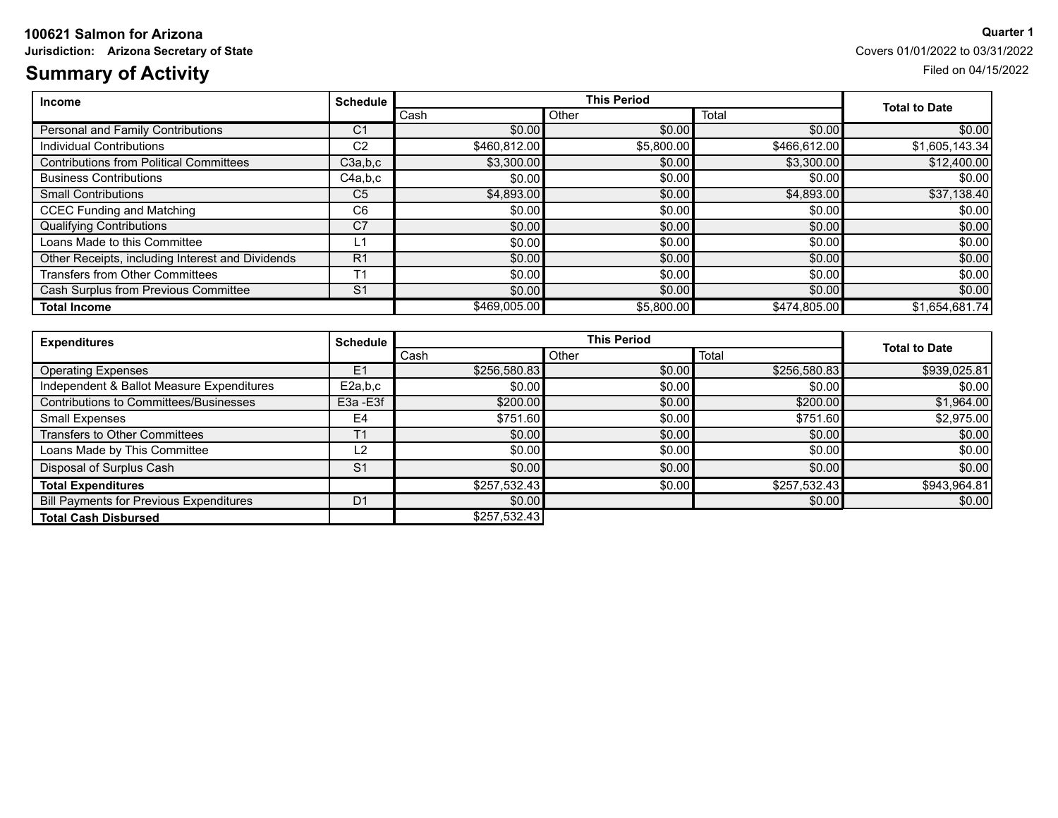**100621 Salmon for Arizona**

**Jurisdiction: Arizona Secretary of State**

**Quarter 1**

Covers 01/01/2022 to 03/31/2022

Filed on 04/15/2022

# Summary of Activity

| Income | Schedule | This Period | | | Total to Date |
|---|---|---|---|---|---|
| | | Cash | Other | Total | |
| Personal and Family Contributions | C1 | $0.00 | $0.00 | $0.00 | $0.00 |
| Individual Contributions | C2 | $460,812.00 | $5,800.00 | $466,612.00 | $1,605,143.34 |
| Contributions from Political Committees | C3a,b,c | $3,300.00 | $0.00 | $3,300.00 | $12,400.00 |
| Business Contributions | C4a,b,c | $0.00 | $0.00 | $0.00 | $0.00 |
| Small Contributions | C5 | $4,893.00 | $0.00 | $4,893.00 | $37,138.40 |
| CCEC Funding and Matching | C6 | $0.00 | $0.00 | $0.00 | $0.00 |
| Qualifying Contributions | C7 | $0.00 | $0.00 | $0.00 | $0.00 |
| Loans Made to this Committee | L1 | $0.00 | $0.00 | $0.00 | $0.00 |
| Other Receipts, including Interest and Dividends | R1 | $0.00 | $0.00 | $0.00 | $0.00 |
| Transfers from Other Committees | T1 | $0.00 | $0.00 | $0.00 | $0.00 |
| Cash Surplus from Previous Committee | S1 | $0.00 | $0.00 | $0.00 | $0.00 |
| **Total Income** | | $469,005.00 | $5,800.00 | $474,805.00 | $1,654,681.74 |

| Expenditures | Schedule | This Period | | | Total to Date |
|---|---|---|---|---|---|
| | | Cash | Other | Total | |
| Operating Expenses | E1 | $256,580.83 | $0.00 | $256,580.83 | $939,025.81 |
| Independent & Ballot Measure Expenditures | E2a,b,c | $0.00 | $0.00 | $0.00 | $0.00 |
| Contributions to Committees/Businesses | E3a -E3f | $200.00 | $0.00 | $200.00 | $1,964.00 |
| Small Expenses | E4 | $751.60 | $0.00 | $751.60 | $2,975.00 |
| Transfers to Other Committees | T1 | $0.00 | $0.00 | $0.00 | $0.00 |
| Loans Made by This Committee | L2 | $0.00 | $0.00 | $0.00 | $0.00 |
| Disposal of Surplus Cash | S1 | $0.00 | $0.00 | $0.00 | $0.00 |
| **Total Expenditures** | | $257,532.43 | $0.00 | $257,532.43 | $943,964.81 |
| Bill Payments for Previous Expenditures | D1 | $0.00 | | $0.00 | $0.00 |
| **Total Cash Disbursed** | | $257,532.43 | | | |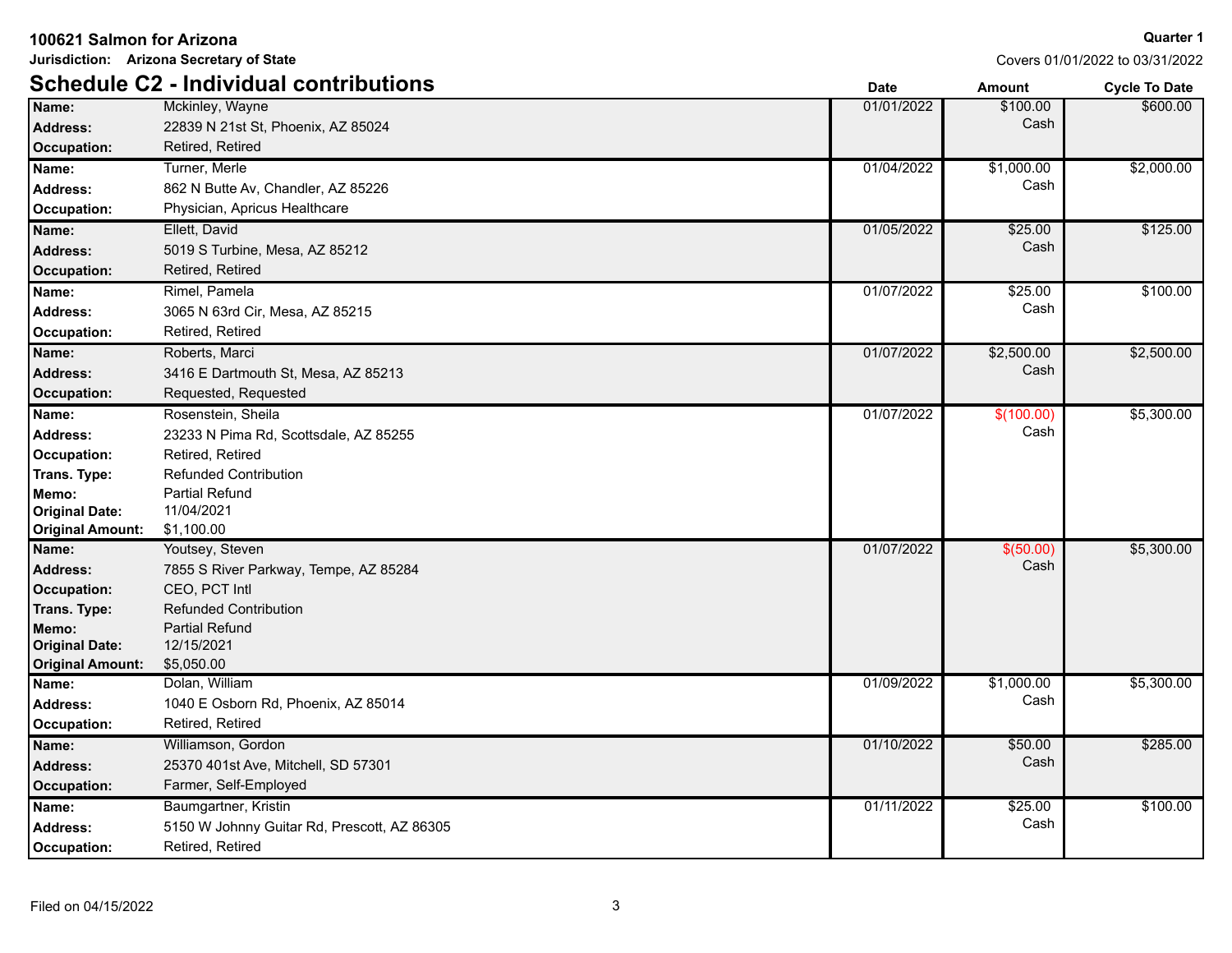**100621 Salmon for Arizona**

**Jurisdiction: Arizona Secretary of State**

**Quarter 1**

Covers 01/01/2022 to 03/31/2022

## Schedule C2 - Individual contributions

| Contributor | Date | Amount | Cycle To Date |
|---|---|---|---|
| **Name:** Mckinley, Wayne<br>**Address:** 22839 N 21st St, Phoenix, AZ 85024<br>**Occupation:** Retired, Retired | 01/01/2022 | $100.00<br>Cash | $600.00 |
| **Name:** Turner, Merle<br>**Address:** 862 N Butte Av, Chandler, AZ 85226<br>**Occupation:** Physician, Apricus Healthcare | 01/04/2022 | $1,000.00<br>Cash | $2,000.00 |
| **Name:** Ellett, David<br>**Address:** 5019 S Turbine, Mesa, AZ 85212<br>**Occupation:** Retired, Retired | 01/05/2022 | $25.00<br>Cash | $125.00 |
| **Name:** Rimel, Pamela<br>**Address:** 3065 N 63rd Cir, Mesa, AZ 85215<br>**Occupation:** Retired, Retired | 01/07/2022 | $25.00<br>Cash | $100.00 |
| **Name:** Roberts, Marci<br>**Address:** 3416 E Dartmouth St, Mesa, AZ 85213<br>**Occupation:** Requested, Requested | 01/07/2022 | $2,500.00<br>Cash | $2,500.00 |
| **Name:** Rosenstein, Sheila<br>**Address:** 23233 N Pima Rd, Scottsdale, AZ 85255<br>**Occupation:** Retired, Retired<br>**Trans. Type:** Refunded Contribution<br>**Memo:** Partial Refund<br>**Original Date:** 11/04/2021<br>**Original Amount:** $1,100.00 | 01/07/2022 | $(100.00)<br>Cash | $5,300.00 |
| **Name:** Youtsey, Steven<br>**Address:** 7855 S River Parkway, Tempe, AZ 85284<br>**Occupation:** CEO, PCT Intl<br>**Trans. Type:** Refunded Contribution<br>**Memo:** Partial Refund<br>**Original Date:** 12/15/2021<br>**Original Amount:** $5,050.00 | 01/07/2022 | $(50.00)<br>Cash | $5,300.00 |
| **Name:** Dolan, William<br>**Address:** 1040 E Osborn Rd, Phoenix, AZ 85014<br>**Occupation:** Retired, Retired | 01/09/2022 | $1,000.00<br>Cash | $5,300.00 |
| **Name:** Williamson, Gordon<br>**Address:** 25370 401st Ave, Mitchell, SD 57301<br>**Occupation:** Farmer, Self-Employed | 01/10/2022 | $50.00<br>Cash | $285.00 |
| **Name:** Baumgartner, Kristin<br>**Address:** 5150 W Johnny Guitar Rd, Prescott, AZ 86305<br>**Occupation:** Retired, Retired | 01/11/2022 | $25.00<br>Cash | $100.00 |

Filed on 04/15/2022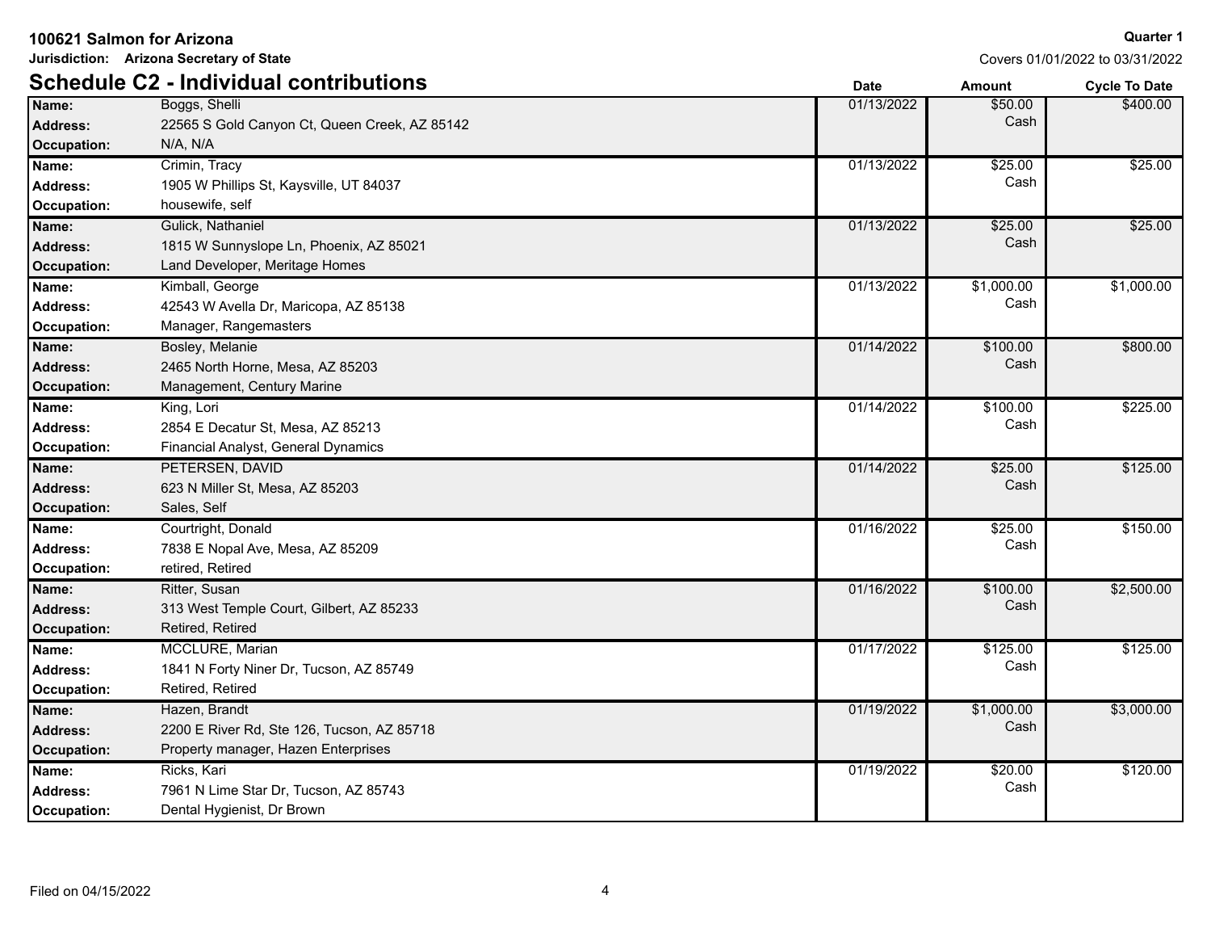**100621 Salmon for Arizona**

**Jurisdiction: Arizona Secretary of State**

**Quarter 1**

Covers 01/01/2022 to 03/31/2022

## Schedule C2 - Individual contributions

| | | Date | Amount | Cycle To Date |
|---|---|---|---|---|
| **Name:** | Boggs, Shelli | 01/13/2022 | $50.00 | $400.00 |
| **Address:** | 22565 S Gold Canyon Ct, Queen Creek, AZ 85142 | | Cash | |
| **Occupation:** | N/A, N/A | | | |
| **Name:** | Crimin, Tracy | 01/13/2022 | $25.00 | $25.00 |
| **Address:** | 1905 W Phillips St, Kaysville, UT 84037 | | Cash | |
| **Occupation:** | housewife, self | | | |
| **Name:** | Gulick, Nathaniel | 01/13/2022 | $25.00 | $25.00 |
| **Address:** | 1815 W Sunnyslope Ln, Phoenix, AZ 85021 | | Cash | |
| **Occupation:** | Land Developer, Meritage Homes | | | |
| **Name:** | Kimball, George | 01/13/2022 | $1,000.00 | $1,000.00 |
| **Address:** | 42543 W Avella Dr, Maricopa, AZ 85138 | | Cash | |
| **Occupation:** | Manager, Rangemasters | | | |
| **Name:** | Bosley, Melanie | 01/14/2022 | $100.00 | $800.00 |
| **Address:** | 2465 North Horne, Mesa, AZ 85203 | | Cash | |
| **Occupation:** | Management, Century Marine | | | |
| **Name:** | King, Lori | 01/14/2022 | $100.00 | $225.00 |
| **Address:** | 2854 E Decatur St, Mesa, AZ 85213 | | Cash | |
| **Occupation:** | Financial Analyst, General Dynamics | | | |
| **Name:** | PETERSEN, DAVID | 01/14/2022 | $25.00 | $125.00 |
| **Address:** | 623 N Miller St, Mesa, AZ 85203 | | Cash | |
| **Occupation:** | Sales, Self | | | |
| **Name:** | Courtright, Donald | 01/16/2022 | $25.00 | $150.00 |
| **Address:** | 7838 E Nopal Ave, Mesa, AZ 85209 | | Cash | |
| **Occupation:** | retired, Retired | | | |
| **Name:** | Ritter, Susan | 01/16/2022 | $100.00 | $2,500.00 |
| **Address:** | 313 West Temple Court, Gilbert, AZ 85233 | | Cash | |
| **Occupation:** | Retired, Retired | | | |
| **Name:** | MCCLURE, Marian | 01/17/2022 | $125.00 | $125.00 |
| **Address:** | 1841 N Forty Niner Dr, Tucson, AZ 85749 | | Cash | |
| **Occupation:** | Retired, Retired | | | |
| **Name:** | Hazen, Brandt | 01/19/2022 | $1,000.00 | $3,000.00 |
| **Address:** | 2200 E River Rd, Ste 126, Tucson, AZ 85718 | | Cash | |
| **Occupation:** | Property manager, Hazen Enterprises | | | |
| **Name:** | Ricks, Kari | 01/19/2022 | $20.00 | $120.00 |
| **Address:** | 7961 N Lime Star Dr, Tucson, AZ 85743 | | Cash | |
| **Occupation:** | Dental Hygienist, Dr Brown | | | |

Filed on 04/15/2022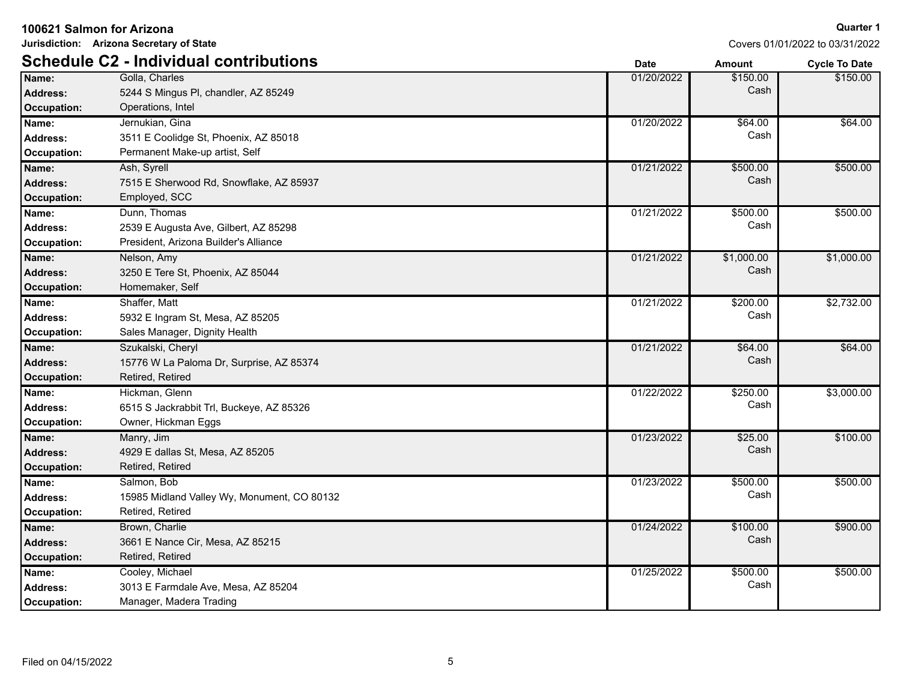**100621 Salmon for Arizona** **Quarter 1**

**Jurisdiction: Arizona Secretary of State** Covers 01/01/2022 to 03/31/2022

## Schedule C2 - Individual contributions

| Field | Value | Date | Amount | Cycle To Date |
|---|---|---|---|---|
| **Name:** | Golla, Charles | 01/20/2022 | $150.00 Cash | $150.00 |
| **Address:** | 5244 S Mingus Pl, chandler, AZ 85249 | | | |
| **Occupation:** | Operations, Intel | | | |
| **Name:** | Jernukian, Gina | 01/20/2022 | $64.00 Cash | $64.00 |
| **Address:** | 3511 E Coolidge St, Phoenix, AZ 85018 | | | |
| **Occupation:** | Permanent Make-up artist, Self | | | |
| **Name:** | Ash, Syrell | 01/21/2022 | $500.00 Cash | $500.00 |
| **Address:** | 7515 E Sherwood Rd, Snowflake, AZ 85937 | | | |
| **Occupation:** | Employed, SCC | | | |
| **Name:** | Dunn, Thomas | 01/21/2022 | $500.00 Cash | $500.00 |
| **Address:** | 2539 E Augusta Ave, Gilbert, AZ 85298 | | | |
| **Occupation:** | President, Arizona Builder's Alliance | | | |
| **Name:** | Nelson, Amy | 01/21/2022 | $1,000.00 Cash | $1,000.00 |
| **Address:** | 3250 E Tere St, Phoenix, AZ 85044 | | | |
| **Occupation:** | Homemaker, Self | | | |
| **Name:** | Shaffer, Matt | 01/21/2022 | $200.00 Cash | $2,732.00 |
| **Address:** | 5932 E Ingram St, Mesa, AZ 85205 | | | |
| **Occupation:** | Sales Manager, Dignity Health | | | |
| **Name:** | Szukalski, Cheryl | 01/21/2022 | $64.00 Cash | $64.00 |
| **Address:** | 15776 W La Paloma Dr, Surprise, AZ 85374 | | | |
| **Occupation:** | Retired, Retired | | | |
| **Name:** | Hickman, Glenn | 01/22/2022 | $250.00 Cash | $3,000.00 |
| **Address:** | 6515 S Jackrabbit Trl, Buckeye, AZ 85326 | | | |
| **Occupation:** | Owner, Hickman Eggs | | | |
| **Name:** | Manry, Jim | 01/23/2022 | $25.00 Cash | $100.00 |
| **Address:** | 4929 E dallas St, Mesa, AZ 85205 | | | |
| **Occupation:** | Retired, Retired | | | |
| **Name:** | Salmon, Bob | 01/23/2022 | $500.00 Cash | $500.00 |
| **Address:** | 15985 Midland Valley Wy, Monument, CO 80132 | | | |
| **Occupation:** | Retired, Retired | | | |
| **Name:** | Brown, Charlie | 01/24/2022 | $100.00 Cash | $900.00 |
| **Address:** | 3661 E Nance Cir, Mesa, AZ 85215 | | | |
| **Occupation:** | Retired, Retired | | | |
| **Name:** | Cooley, Michael | 01/25/2022 | $500.00 Cash | $500.00 |
| **Address:** | 3013 E Farmdale Ave, Mesa, AZ 85204 | | | |
| **Occupation:** | Manager, Madera Trading | | | |

Filed on 04/15/2022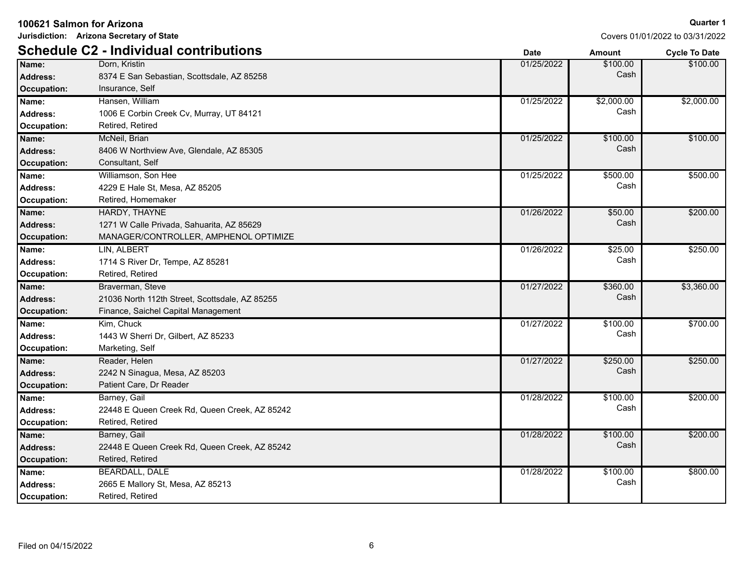**100621 Salmon for Arizona**

**Jurisdiction: Arizona Secretary of State**

**Quarter 1**

Covers 01/01/2022 to 03/31/2022

## Schedule C2 - Individual contributions

| | | Date | Amount | Cycle To Date |
|---|---|---|---|---|
| **Name:** | Dorn, Kristin | 01/25/2022 | $100.00 | $100.00 |
| **Address:** | 8374 E San Sebastian, Scottsdale, AZ 85258 | | Cash | |
| **Occupation:** | Insurance, Self | | | |
| **Name:** | Hansen, William | 01/25/2022 | $2,000.00 | $2,000.00 |
| **Address:** | 1006 E Corbin Creek Cv, Murray, UT 84121 | | Cash | |
| **Occupation:** | Retired, Retired | | | |
| **Name:** | McNeil, Brian | 01/25/2022 | $100.00 | $100.00 |
| **Address:** | 8406 W Northview Ave, Glendale, AZ 85305 | | Cash | |
| **Occupation:** | Consultant, Self | | | |
| **Name:** | Williamson, Son Hee | 01/25/2022 | $500.00 | $500.00 |
| **Address:** | 4229 E Hale St, Mesa, AZ 85205 | | Cash | |
| **Occupation:** | Retired, Homemaker | | | |
| **Name:** | HARDY, THAYNE | 01/26/2022 | $50.00 | $200.00 |
| **Address:** | 1271 W Calle Privada, Sahuarita, AZ 85629 | | Cash | |
| **Occupation:** | MANAGER/CONTROLLER, AMPHENOL OPTIMIZE | | | |
| **Name:** | LIN, ALBERT | 01/26/2022 | $25.00 | $250.00 |
| **Address:** | 1714 S River Dr, Tempe, AZ 85281 | | Cash | |
| **Occupation:** | Retired, Retired | | | |
| **Name:** | Braverman, Steve | 01/27/2022 | $360.00 | $3,360.00 |
| **Address:** | 21036 North 112th Street, Scottsdale, AZ 85255 | | Cash | |
| **Occupation:** | Finance, Saichel Capital Management | | | |
| **Name:** | Kim, Chuck | 01/27/2022 | $100.00 | $700.00 |
| **Address:** | 1443 W Sherri Dr, Gilbert, AZ 85233 | | Cash | |
| **Occupation:** | Marketing, Self | | | |
| **Name:** | Reader, Helen | 01/27/2022 | $250.00 | $250.00 |
| **Address:** | 2242 N Sinagua, Mesa, AZ 85203 | | Cash | |
| **Occupation:** | Patient Care, Dr Reader | | | |
| **Name:** | Barney, Gail | 01/28/2022 | $100.00 | $200.00 |
| **Address:** | 22448 E Queen Creek Rd, Queen Creek, AZ 85242 | | Cash | |
| **Occupation:** | Retired, Retired | | | |
| **Name:** | Barney, Gail | 01/28/2022 | $100.00 | $200.00 |
| **Address:** | 22448 E Queen Creek Rd, Queen Creek, AZ 85242 | | Cash | |
| **Occupation:** | Retired, Retired | | | |
| **Name:** | BEARDALL, DALE | 01/28/2022 | $100.00 | $800.00 |
| **Address:** | 2665 E Mallory St, Mesa, AZ 85213 | | Cash | |
| **Occupation:** | Retired, Retired | | | |

Filed on 04/15/2022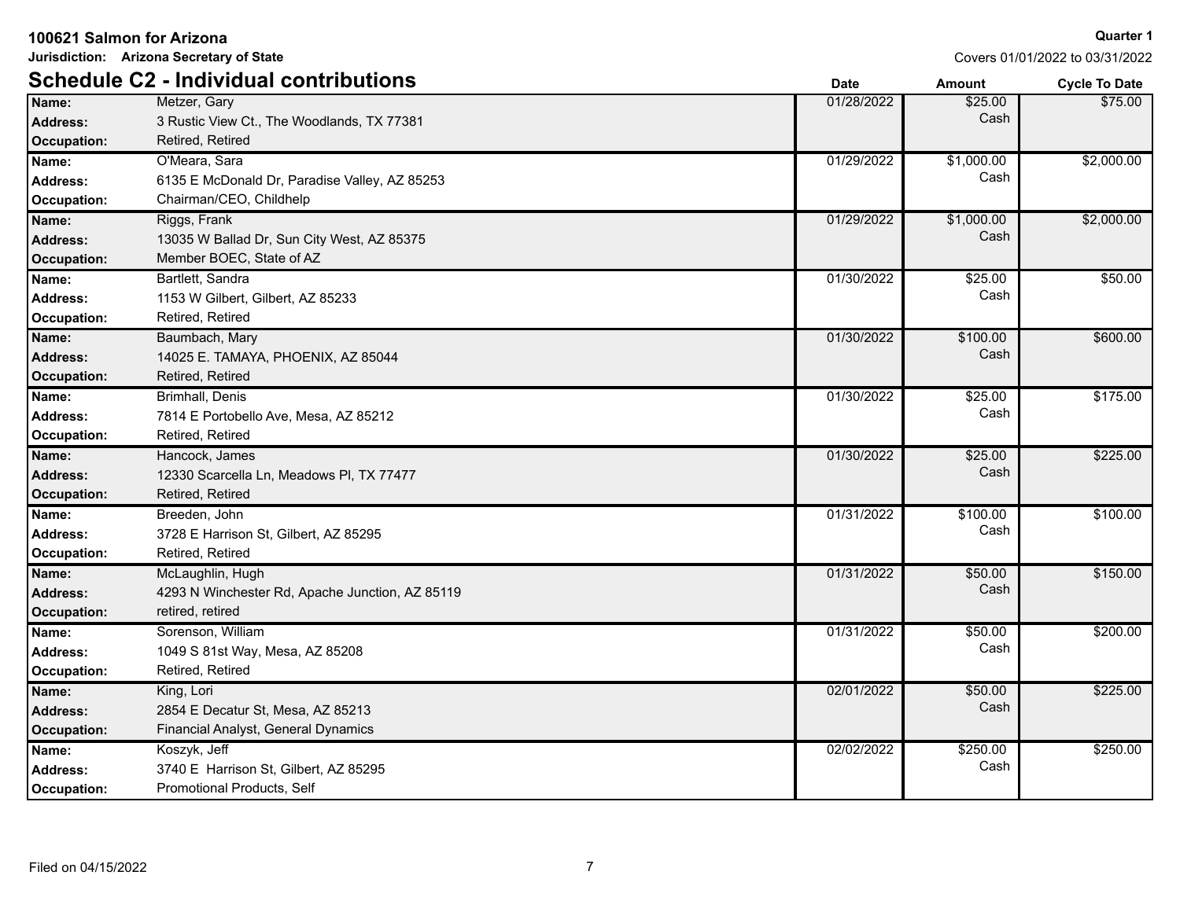**100621 Salmon for Arizona**

**Jurisdiction: Arizona Secretary of State**

**Quarter 1**

Covers 01/01/2022 to 03/31/2022

## Schedule C2 - Individual contributions

| | | Date | Amount | Cycle To Date |
|---|---|---|---|---|
| **Name:** | Metzer, Gary | 01/28/2022 | $25.00 | $75.00 |
| **Address:** | 3 Rustic View Ct., The Woodlands, TX 77381 | | Cash | |
| **Occupation:** | Retired, Retired | | | |
| **Name:** | O'Meara, Sara | 01/29/2022 | $1,000.00 | $2,000.00 |
| **Address:** | 6135 E McDonald Dr, Paradise Valley, AZ 85253 | | Cash | |
| **Occupation:** | Chairman/CEO, Childhelp | | | |
| **Name:** | Riggs, Frank | 01/29/2022 | $1,000.00 | $2,000.00 |
| **Address:** | 13035 W Ballad Dr, Sun City West, AZ 85375 | | Cash | |
| **Occupation:** | Member BOEC, State of AZ | | | |
| **Name:** | Bartlett, Sandra | 01/30/2022 | $25.00 | $50.00 |
| **Address:** | 1153 W Gilbert, Gilbert, AZ 85233 | | Cash | |
| **Occupation:** | Retired, Retired | | | |
| **Name:** | Baumbach, Mary | 01/30/2022 | $100.00 | $600.00 |
| **Address:** | 14025 E. TAMAYA, PHOENIX, AZ 85044 | | Cash | |
| **Occupation:** | Retired, Retired | | | |
| **Name:** | Brimhall, Denis | 01/30/2022 | $25.00 | $175.00 |
| **Address:** | 7814 E Portobello Ave, Mesa, AZ 85212 | | Cash | |
| **Occupation:** | Retired, Retired | | | |
| **Name:** | Hancock, James | 01/30/2022 | $25.00 | $225.00 |
| **Address:** | 12330 Scarcella Ln, Meadows Pl, TX 77477 | | Cash | |
| **Occupation:** | Retired, Retired | | | |
| **Name:** | Breeden, John | 01/31/2022 | $100.00 | $100.00 |
| **Address:** | 3728 E Harrison St, Gilbert, AZ 85295 | | Cash | |
| **Occupation:** | Retired, Retired | | | |
| **Name:** | McLaughlin, Hugh | 01/31/2022 | $50.00 | $150.00 |
| **Address:** | 4293 N Winchester Rd, Apache Junction, AZ 85119 | | Cash | |
| **Occupation:** | retired, retired | | | |
| **Name:** | Sorenson, William | 01/31/2022 | $50.00 | $200.00 |
| **Address:** | 1049 S 81st Way, Mesa, AZ 85208 | | Cash | |
| **Occupation:** | Retired, Retired | | | |
| **Name:** | King, Lori | 02/01/2022 | $50.00 | $225.00 |
| **Address:** | 2854 E Decatur St, Mesa, AZ 85213 | | Cash | |
| **Occupation:** | Financial Analyst, General Dynamics | | | |
| **Name:** | Koszyk, Jeff | 02/02/2022 | $250.00 | $250.00 |
| **Address:** | 3740 E Harrison St, Gilbert, AZ 85295 | | Cash | |
| **Occupation:** | Promotional Products, Self | | | |

Filed on 04/15/2022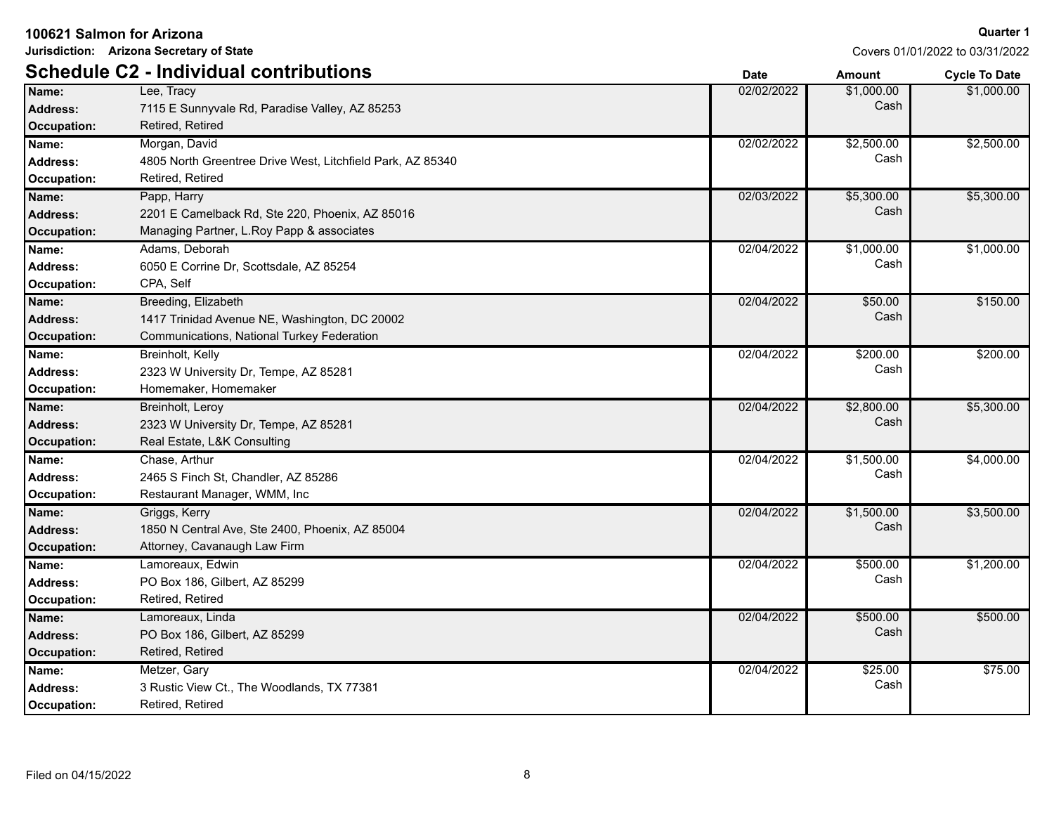**100621 Salmon for Arizona**

**Jurisdiction: Arizona Secretary of State**

**Quarter 1**

Covers 01/01/2022 to 03/31/2022

## Schedule C2 - Individual contributions

| Field | Value | Date | Amount | Cycle To Date |
|---|---|---|---|---|
| **Name:** | Lee, Tracy | 02/02/2022 | $1,000.00 Cash | $1,000.00 |
| **Address:** | 7115 E Sunnyvale Rd, Paradise Valley, AZ 85253 | | | |
| **Occupation:** | Retired, Retired | | | |
| **Name:** | Morgan, David | 02/02/2022 | $2,500.00 Cash | $2,500.00 |
| **Address:** | 4805 North Greentree Drive West, Litchfield Park, AZ 85340 | | | |
| **Occupation:** | Retired, Retired | | | |
| **Name:** | Papp, Harry | 02/03/2022 | $5,300.00 Cash | $5,300.00 |
| **Address:** | 2201 E Camelback Rd, Ste 220, Phoenix, AZ 85016 | | | |
| **Occupation:** | Managing Partner, L.Roy Papp & associates | | | |
| **Name:** | Adams, Deborah | 02/04/2022 | $1,000.00 Cash | $1,000.00 |
| **Address:** | 6050 E Corrine Dr, Scottsdale, AZ 85254 | | | |
| **Occupation:** | CPA, Self | | | |
| **Name:** | Breeding, Elizabeth | 02/04/2022 | $50.00 Cash | $150.00 |
| **Address:** | 1417 Trinidad Avenue NE, Washington, DC 20002 | | | |
| **Occupation:** | Communications, National Turkey Federation | | | |
| **Name:** | Breinholt, Kelly | 02/04/2022 | $200.00 Cash | $200.00 |
| **Address:** | 2323 W University Dr, Tempe, AZ 85281 | | | |
| **Occupation:** | Homemaker, Homemaker | | | |
| **Name:** | Breinholt, Leroy | 02/04/2022 | $2,800.00 Cash | $5,300.00 |
| **Address:** | 2323 W University Dr, Tempe, AZ 85281 | | | |
| **Occupation:** | Real Estate, L&K Consulting | | | |
| **Name:** | Chase, Arthur | 02/04/2022 | $1,500.00 Cash | $4,000.00 |
| **Address:** | 2465 S Finch St, Chandler, AZ 85286 | | | |
| **Occupation:** | Restaurant Manager, WMM, Inc | | | |
| **Name:** | Griggs, Kerry | 02/04/2022 | $1,500.00 Cash | $3,500.00 |
| **Address:** | 1850 N Central Ave, Ste 2400, Phoenix, AZ 85004 | | | |
| **Occupation:** | Attorney, Cavanaugh Law Firm | | | |
| **Name:** | Lamoreaux, Edwin | 02/04/2022 | $500.00 Cash | $1,200.00 |
| **Address:** | PO Box 186, Gilbert, AZ 85299 | | | |
| **Occupation:** | Retired, Retired | | | |
| **Name:** | Lamoreaux, Linda | 02/04/2022 | $500.00 Cash | $500.00 |
| **Address:** | PO Box 186, Gilbert, AZ 85299 | | | |
| **Occupation:** | Retired, Retired | | | |
| **Name:** | Metzer, Gary | 02/04/2022 | $25.00 Cash | $75.00 |
| **Address:** | 3 Rustic View Ct., The Woodlands, TX 77381 | | | |
| **Occupation:** | Retired, Retired | | | |

Filed on 04/15/2022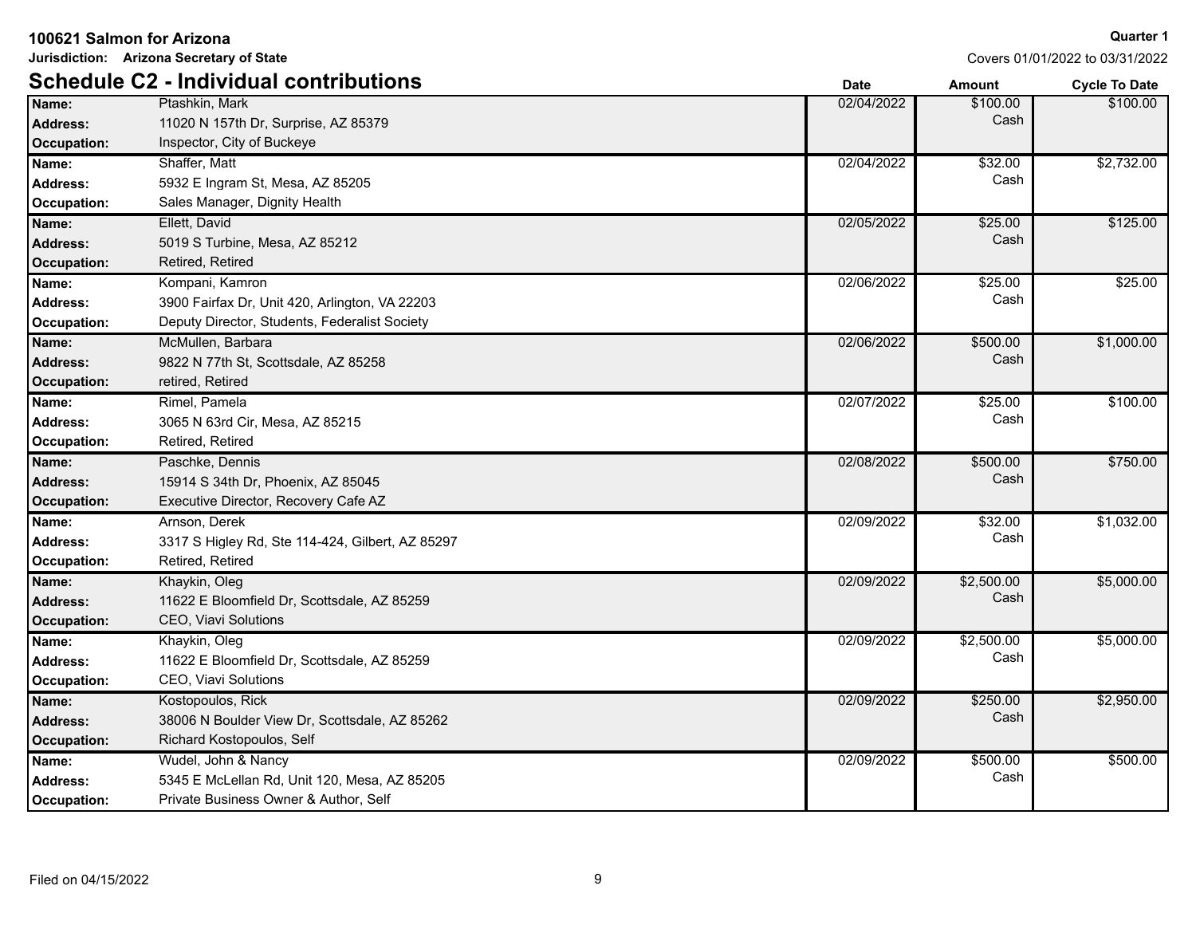**100621 Salmon for Arizona**

**Jurisdiction: Arizona Secretary of State**

**Quarter 1**

Covers 01/01/2022 to 03/31/2022

## Schedule C2 - Individual contributions

| | | Date | Amount | Cycle To Date |
|---|---|---|---|---|
| **Name:** | Ptashkin, Mark | 02/04/2022 | $100.00 | $100.00 |
| **Address:** | 11020 N 157th Dr, Surprise, AZ 85379 | | Cash | |
| **Occupation:** | Inspector, City of Buckeye | | | |
| **Name:** | Shaffer, Matt | 02/04/2022 | $32.00 | $2,732.00 |
| **Address:** | 5932 E Ingram St, Mesa, AZ 85205 | | Cash | |
| **Occupation:** | Sales Manager, Dignity Health | | | |
| **Name:** | Ellett, David | 02/05/2022 | $25.00 | $125.00 |
| **Address:** | 5019 S Turbine, Mesa, AZ 85212 | | Cash | |
| **Occupation:** | Retired, Retired | | | |
| **Name:** | Kompani, Kamron | 02/06/2022 | $25.00 | $25.00 |
| **Address:** | 3900 Fairfax Dr, Unit 420, Arlington, VA 22203 | | Cash | |
| **Occupation:** | Deputy Director, Students, Federalist Society | | | |
| **Name:** | McMullen, Barbara | 02/06/2022 | $500.00 | $1,000.00 |
| **Address:** | 9822 N 77th St, Scottsdale, AZ 85258 | | Cash | |
| **Occupation:** | retired, Retired | | | |
| **Name:** | Rimel, Pamela | 02/07/2022 | $25.00 | $100.00 |
| **Address:** | 3065 N 63rd Cir, Mesa, AZ 85215 | | Cash | |
| **Occupation:** | Retired, Retired | | | |
| **Name:** | Paschke, Dennis | 02/08/2022 | $500.00 | $750.00 |
| **Address:** | 15914 S 34th Dr, Phoenix, AZ 85045 | | Cash | |
| **Occupation:** | Executive Director, Recovery Cafe AZ | | | |
| **Name:** | Arnson, Derek | 02/09/2022 | $32.00 | $1,032.00 |
| **Address:** | 3317 S Higley Rd, Ste 114-424, Gilbert, AZ 85297 | | Cash | |
| **Occupation:** | Retired, Retired | | | |
| **Name:** | Khaykin, Oleg | 02/09/2022 | $2,500.00 | $5,000.00 |
| **Address:** | 11622 E Bloomfield Dr, Scottsdale, AZ 85259 | | Cash | |
| **Occupation:** | CEO, Viavi Solutions | | | |
| **Name:** | Khaykin, Oleg | 02/09/2022 | $2,500.00 | $5,000.00 |
| **Address:** | 11622 E Bloomfield Dr, Scottsdale, AZ 85259 | | Cash | |
| **Occupation:** | CEO, Viavi Solutions | | | |
| **Name:** | Kostopoulos, Rick | 02/09/2022 | $250.00 | $2,950.00 |
| **Address:** | 38006 N Boulder View Dr, Scottsdale, AZ 85262 | | Cash | |
| **Occupation:** | Richard Kostopoulos, Self | | | |
| **Name:** | Wudel, John & Nancy | 02/09/2022 | $500.00 | $500.00 |
| **Address:** | 5345 E McLellan Rd, Unit 120, Mesa, AZ 85205 | | Cash | |
| **Occupation:** | Private Business Owner & Author, Self | | | |

Filed on 04/15/2022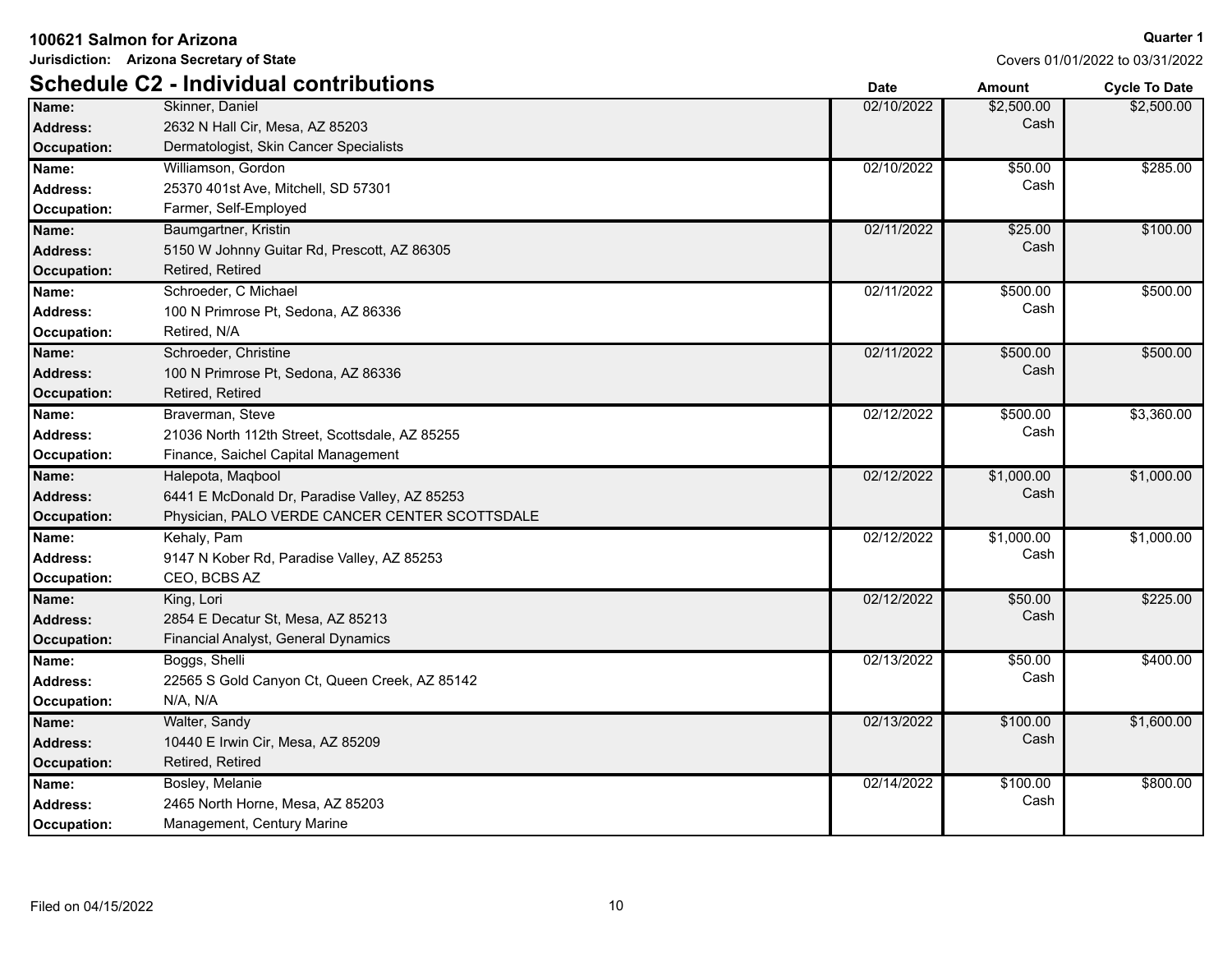**100621 Salmon for Arizona**

**Jurisdiction: Arizona Secretary of State**

**Quarter 1**

Covers 01/01/2022 to 03/31/2022

## Schedule C2 - Individual contributions

| Field | Details | Date | Amount | Cycle To Date |
|---|---|---|---|---|
| **Name:** | Skinner, Daniel | 02/10/2022 | $2,500.00 | $2,500.00 |
| **Address:** | 2632 N Hall Cir, Mesa, AZ 85203 | | Cash | |
| **Occupation:** | Dermatologist, Skin Cancer Specialists | | | |
| **Name:** | Williamson, Gordon | 02/10/2022 | $50.00 | $285.00 |
| **Address:** | 25370 401st Ave, Mitchell, SD 57301 | | Cash | |
| **Occupation:** | Farmer, Self-Employed | | | |
| **Name:** | Baumgartner, Kristin | 02/11/2022 | $25.00 | $100.00 |
| **Address:** | 5150 W Johnny Guitar Rd, Prescott, AZ 86305 | | Cash | |
| **Occupation:** | Retired, Retired | | | |
| **Name:** | Schroeder, C Michael | 02/11/2022 | $500.00 | $500.00 |
| **Address:** | 100 N Primrose Pt, Sedona, AZ 86336 | | Cash | |
| **Occupation:** | Retired, N/A | | | |
| **Name:** | Schroeder, Christine | 02/11/2022 | $500.00 | $500.00 |
| **Address:** | 100 N Primrose Pt, Sedona, AZ 86336 | | Cash | |
| **Occupation:** | Retired, Retired | | | |
| **Name:** | Braverman, Steve | 02/12/2022 | $500.00 | $3,360.00 |
| **Address:** | 21036 North 112th Street, Scottsdale, AZ 85255 | | Cash | |
| **Occupation:** | Finance, Saichel Capital Management | | | |
| **Name:** | Halepota, Maqbool | 02/12/2022 | $1,000.00 | $1,000.00 |
| **Address:** | 6441 E McDonald Dr, Paradise Valley, AZ 85253 | | Cash | |
| **Occupation:** | Physician, PALO VERDE CANCER CENTER SCOTTSDALE | | | |
| **Name:** | Kehaly, Pam | 02/12/2022 | $1,000.00 | $1,000.00 |
| **Address:** | 9147 N Kober Rd, Paradise Valley, AZ 85253 | | Cash | |
| **Occupation:** | CEO, BCBS AZ | | | |
| **Name:** | King, Lori | 02/12/2022 | $50.00 | $225.00 |
| **Address:** | 2854 E Decatur St, Mesa, AZ 85213 | | Cash | |
| **Occupation:** | Financial Analyst, General Dynamics | | | |
| **Name:** | Boggs, Shelli | 02/13/2022 | $50.00 | $400.00 |
| **Address:** | 22565 S Gold Canyon Ct, Queen Creek, AZ 85142 | | Cash | |
| **Occupation:** | N/A, N/A | | | |
| **Name:** | Walter, Sandy | 02/13/2022 | $100.00 | $1,600.00 |
| **Address:** | 10440 E Irwin Cir, Mesa, AZ 85209 | | Cash | |
| **Occupation:** | Retired, Retired | | | |
| **Name:** | Bosley, Melanie | 02/14/2022 | $100.00 | $800.00 |
| **Address:** | 2465 North Horne, Mesa, AZ 85203 | | Cash | |
| **Occupation:** | Management, Century Marine | | | |

Filed on 04/15/2022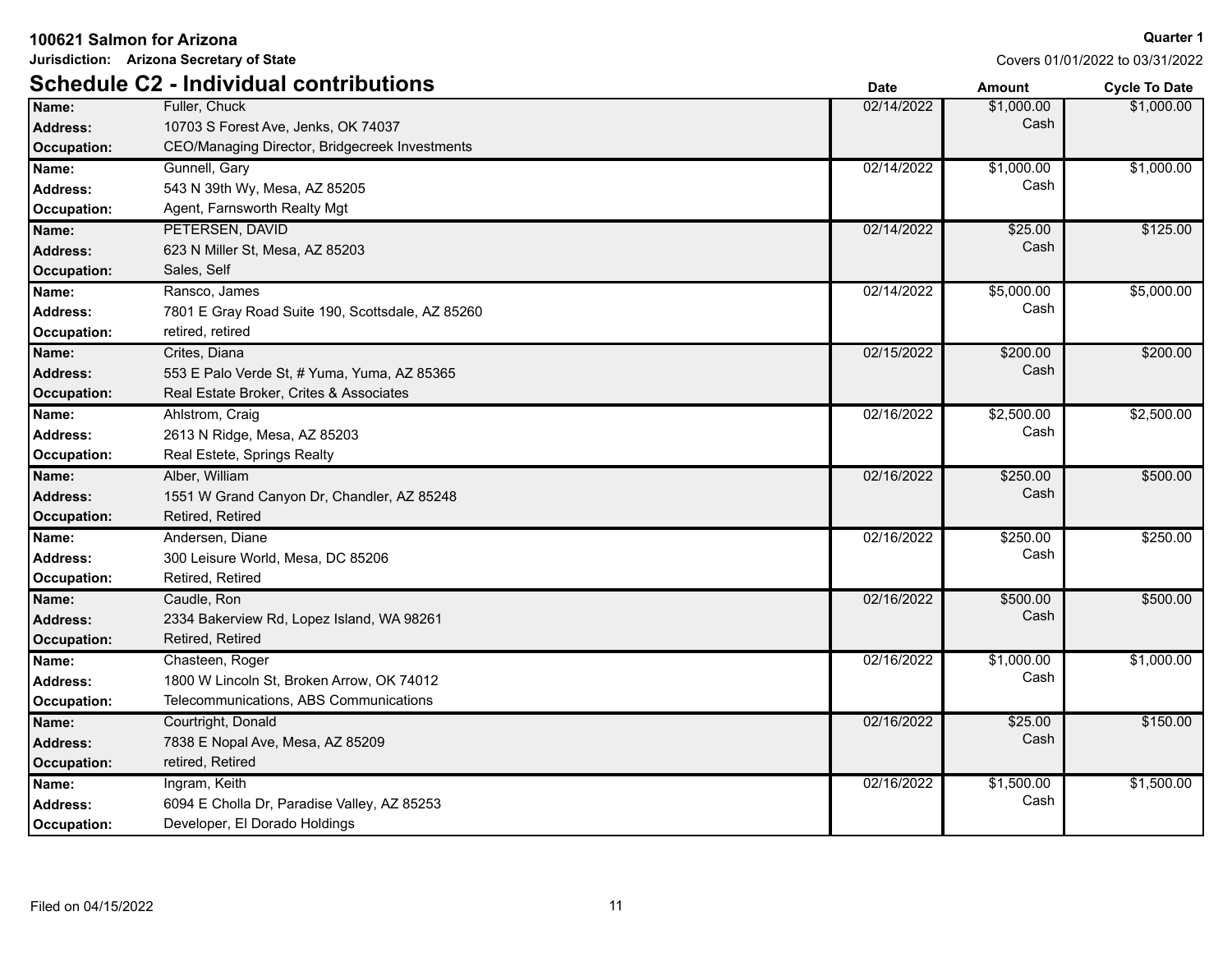**100621 Salmon for Arizona** **Quarter 1**

**Jurisdiction: Arizona Secretary of State** Covers 01/01/2022 to 03/31/2022

## Schedule C2 - Individual contributions

| | | Date | Amount | Cycle To Date |
|---|---|---|---|---|
| **Name:** | Fuller, Chuck | 02/14/2022 | $1,000.00 | $1,000.00 |
| **Address:** | 10703 S Forest Ave, Jenks, OK 74037 | | Cash | |
| **Occupation:** | CEO/Managing Director, Bridgecreek Investments | | | |
| **Name:** | Gunnell, Gary | 02/14/2022 | $1,000.00 | $1,000.00 |
| **Address:** | 543 N 39th Wy, Mesa, AZ 85205 | | Cash | |
| **Occupation:** | Agent, Farnsworth Realty Mgt | | | |
| **Name:** | PETERSEN, DAVID | 02/14/2022 | $25.00 | $125.00 |
| **Address:** | 623 N Miller St, Mesa, AZ 85203 | | Cash | |
| **Occupation:** | Sales, Self | | | |
| **Name:** | Ransco, James | 02/14/2022 | $5,000.00 | $5,000.00 |
| **Address:** | 7801 E Gray Road Suite 190, Scottsdale, AZ 85260 | | Cash | |
| **Occupation:** | retired, retired | | | |
| **Name:** | Crites, Diana | 02/15/2022 | $200.00 | $200.00 |
| **Address:** | 553 E Palo Verde St, # Yuma, Yuma, AZ 85365 | | Cash | |
| **Occupation:** | Real Estate Broker, Crites & Associates | | | |
| **Name:** | Ahlstrom, Craig | 02/16/2022 | $2,500.00 | $2,500.00 |
| **Address:** | 2613 N Ridge, Mesa, AZ 85203 | | Cash | |
| **Occupation:** | Real Estete, Springs Realty | | | |
| **Name:** | Alber, William | 02/16/2022 | $250.00 | $500.00 |
| **Address:** | 1551 W Grand Canyon Dr, Chandler, AZ 85248 | | Cash | |
| **Occupation:** | Retired, Retired | | | |
| **Name:** | Andersen, Diane | 02/16/2022 | $250.00 | $250.00 |
| **Address:** | 300 Leisure World, Mesa, DC 85206 | | Cash | |
| **Occupation:** | Retired, Retired | | | |
| **Name:** | Caudle, Ron | 02/16/2022 | $500.00 | $500.00 |
| **Address:** | 2334 Bakerview Rd, Lopez Island, WA 98261 | | Cash | |
| **Occupation:** | Retired, Retired | | | |
| **Name:** | Chasteen, Roger | 02/16/2022 | $1,000.00 | $1,000.00 |
| **Address:** | 1800 W Lincoln St, Broken Arrow, OK 74012 | | Cash | |
| **Occupation:** | Telecommunications, ABS Communications | | | |
| **Name:** | Courtright, Donald | 02/16/2022 | $25.00 | $150.00 |
| **Address:** | 7838 E Nopal Ave, Mesa, AZ 85209 | | Cash | |
| **Occupation:** | retired, Retired | | | |
| **Name:** | Ingram, Keith | 02/16/2022 | $1,500.00 | $1,500.00 |
| **Address:** | 6094 E Cholla Dr, Paradise Valley, AZ 85253 | | Cash | |
| **Occupation:** | Developer, El Dorado Holdings | | | |

Filed on 04/15/2022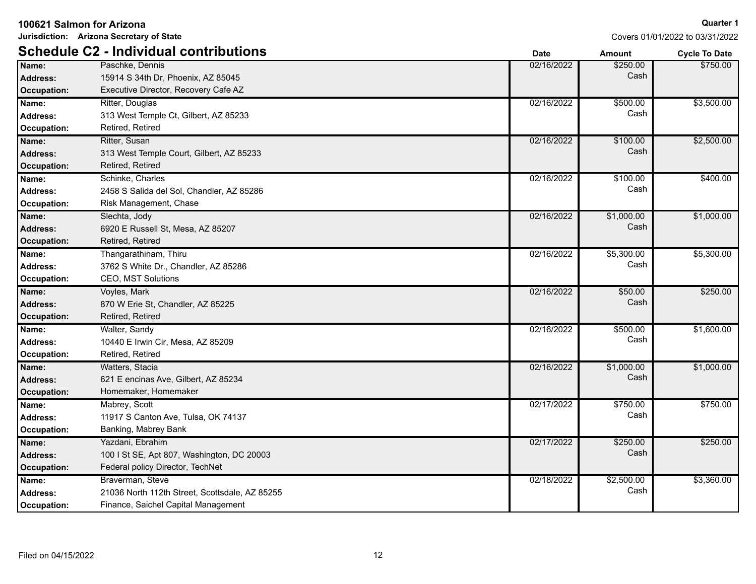**100621 Salmon for Arizona**

**Jurisdiction: Arizona Secretary of State**

**Quarter 1**

Covers 01/01/2022 to 03/31/2022

## Schedule C2 - Individual contributions

| | | Date | Amount | Cycle To Date |
|---|---|---|---|---|
| **Name:** | Paschke, Dennis | 02/16/2022 | $250.00 | $750.00 |
| **Address:** | 15914 S 34th Dr, Phoenix, AZ 85045 | | Cash | |
| **Occupation:** | Executive Director, Recovery Cafe AZ | | | |
| **Name:** | Ritter, Douglas | 02/16/2022 | $500.00 | $3,500.00 |
| **Address:** | 313 West Temple Ct, Gilbert, AZ 85233 | | Cash | |
| **Occupation:** | Retired, Retired | | | |
| **Name:** | Ritter, Susan | 02/16/2022 | $100.00 | $2,500.00 |
| **Address:** | 313 West Temple Court, Gilbert, AZ 85233 | | Cash | |
| **Occupation:** | Retired, Retired | | | |
| **Name:** | Schinke, Charles | 02/16/2022 | $100.00 | $400.00 |
| **Address:** | 2458 S Salida del Sol, Chandler, AZ 85286 | | Cash | |
| **Occupation:** | Risk Management, Chase | | | |
| **Name:** | Slechta, Jody | 02/16/2022 | $1,000.00 | $1,000.00 |
| **Address:** | 6920 E Russell St, Mesa, AZ 85207 | | Cash | |
| **Occupation:** | Retired, Retired | | | |
| **Name:** | Thangarathinam, Thiru | 02/16/2022 | $5,300.00 | $5,300.00 |
| **Address:** | 3762 S White Dr., Chandler, AZ 85286 | | Cash | |
| **Occupation:** | CEO, MST Solutions | | | |
| **Name:** | Voyles, Mark | 02/16/2022 | $50.00 | $250.00 |
| **Address:** | 870 W Erie St, Chandler, AZ 85225 | | Cash | |
| **Occupation:** | Retired, Retired | | | |
| **Name:** | Walter, Sandy | 02/16/2022 | $500.00 | $1,600.00 |
| **Address:** | 10440 E Irwin Cir, Mesa, AZ 85209 | | Cash | |
| **Occupation:** | Retired, Retired | | | |
| **Name:** | Watters, Stacia | 02/16/2022 | $1,000.00 | $1,000.00 |
| **Address:** | 621 E encinas Ave, Gilbert, AZ 85234 | | Cash | |
| **Occupation:** | Homemaker, Homemaker | | | |
| **Name:** | Mabrey, Scott | 02/17/2022 | $750.00 | $750.00 |
| **Address:** | 11917 S Canton Ave, Tulsa, OK 74137 | | Cash | |
| **Occupation:** | Banking, Mabrey Bank | | | |
| **Name:** | Yazdani, Ebrahim | 02/17/2022 | $250.00 | $250.00 |
| **Address:** | 100 I St SE, Apt 807, Washington, DC 20003 | | Cash | |
| **Occupation:** | Federal policy Director, TechNet | | | |
| **Name:** | Braverman, Steve | 02/18/2022 | $2,500.00 | $3,360.00 |
| **Address:** | 21036 North 112th Street, Scottsdale, AZ 85255 | | Cash | |
| **Occupation:** | Finance, Saichel Capital Management | | | |

Filed on 04/15/2022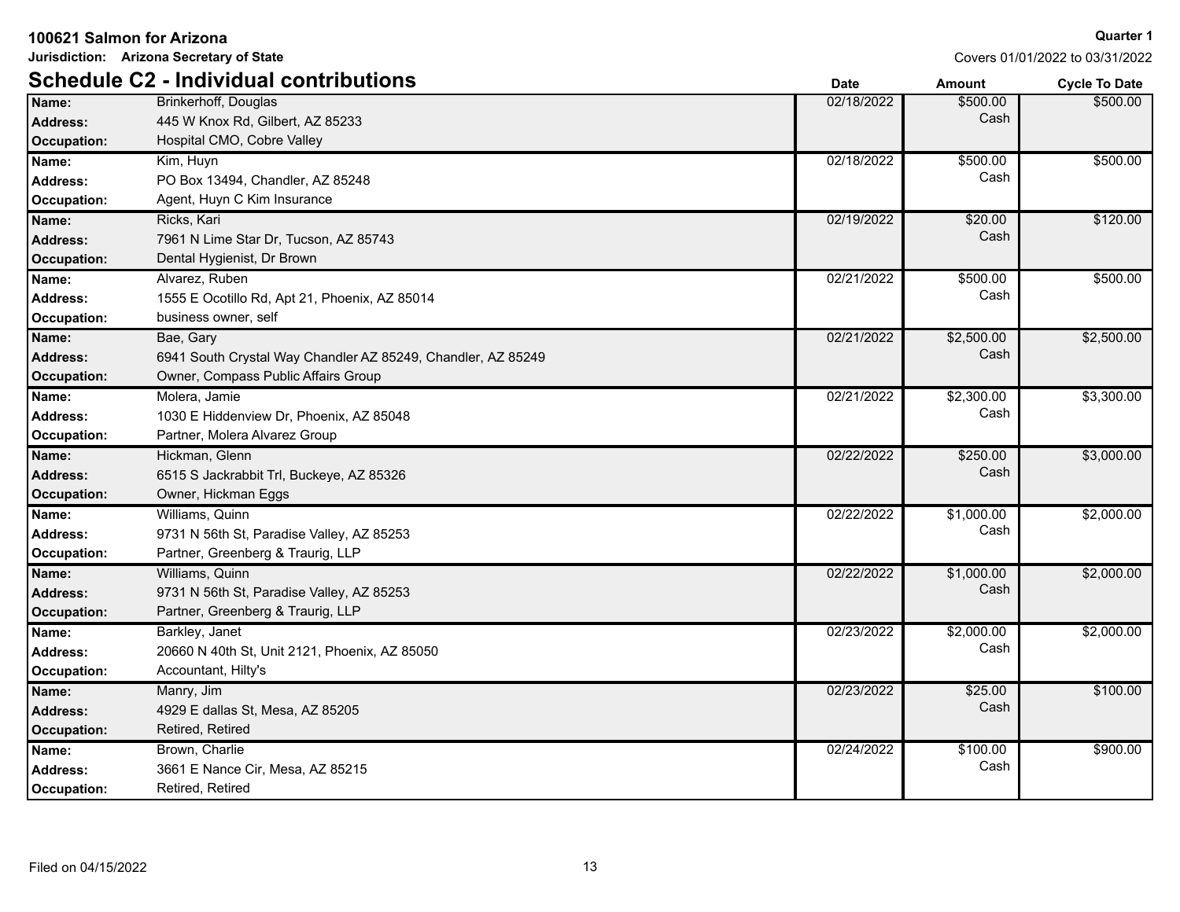**100621 Salmon for Arizona**

**Jurisdiction: Arizona Secretary of State**

**Quarter 1**

Covers 01/01/2022 to 03/31/2022

## Schedule C2 - Individual contributions

| | | Date | Amount | Cycle To Date |
|---|---|---|---|---|
| **Name:** | Brinkerhoff, Douglas | 02/18/2022 | $500.00 | $500.00 |
| **Address:** | 445 W Knox Rd, Gilbert, AZ 85233 | | Cash | |
| **Occupation:** | Hospital CMO, Cobre Valley | | | |
| **Name:** | Kim, Huyn | 02/18/2022 | $500.00 | $500.00 |
| **Address:** | PO Box 13494, Chandler, AZ 85248 | | Cash | |
| **Occupation:** | Agent, Huyn C Kim Insurance | | | |
| **Name:** | Ricks, Kari | 02/19/2022 | $20.00 | $120.00 |
| **Address:** | 7961 N Lime Star Dr, Tucson, AZ 85743 | | Cash | |
| **Occupation:** | Dental Hygienist, Dr Brown | | | |
| **Name:** | Alvarez, Ruben | 02/21/2022 | $500.00 | $500.00 |
| **Address:** | 1555 E Ocotillo Rd, Apt 21, Phoenix, AZ 85014 | | Cash | |
| **Occupation:** | business owner, self | | | |
| **Name:** | Bae, Gary | 02/21/2022 | $2,500.00 | $2,500.00 |
| **Address:** | 6941 South Crystal Way Chandler AZ 85249, Chandler, AZ 85249 | | Cash | |
| **Occupation:** | Owner, Compass Public Affairs Group | | | |
| **Name:** | Molera, Jamie | 02/21/2022 | $2,300.00 | $3,300.00 |
| **Address:** | 1030 E Hiddenview Dr, Phoenix, AZ 85048 | | Cash | |
| **Occupation:** | Partner, Molera Alvarez Group | | | |
| **Name:** | Hickman, Glenn | 02/22/2022 | $250.00 | $3,000.00 |
| **Address:** | 6515 S Jackrabbit Trl, Buckeye, AZ 85326 | | Cash | |
| **Occupation:** | Owner, Hickman Eggs | | | |
| **Name:** | Williams, Quinn | 02/22/2022 | $1,000.00 | $2,000.00 |
| **Address:** | 9731 N 56th St, Paradise Valley, AZ 85253 | | Cash | |
| **Occupation:** | Partner, Greenberg & Traurig, LLP | | | |
| **Name:** | Williams, Quinn | 02/22/2022 | $1,000.00 | $2,000.00 |
| **Address:** | 9731 N 56th St, Paradise Valley, AZ 85253 | | Cash | |
| **Occupation:** | Partner, Greenberg & Traurig, LLP | | | |
| **Name:** | Barkley, Janet | 02/23/2022 | $2,000.00 | $2,000.00 |
| **Address:** | 20660 N 40th St, Unit 2121, Phoenix, AZ 85050 | | Cash | |
| **Occupation:** | Accountant, Hilty's | | | |
| **Name:** | Manry, Jim | 02/23/2022 | $25.00 | $100.00 |
| **Address:** | 4929 E dallas St, Mesa, AZ 85205 | | Cash | |
| **Occupation:** | Retired, Retired | | | |
| **Name:** | Brown, Charlie | 02/24/2022 | $100.00 | $900.00 |
| **Address:** | 3661 E Nance Cir, Mesa, AZ 85215 | | Cash | |
| **Occupation:** | Retired, Retired | | | |

Filed on 04/15/2022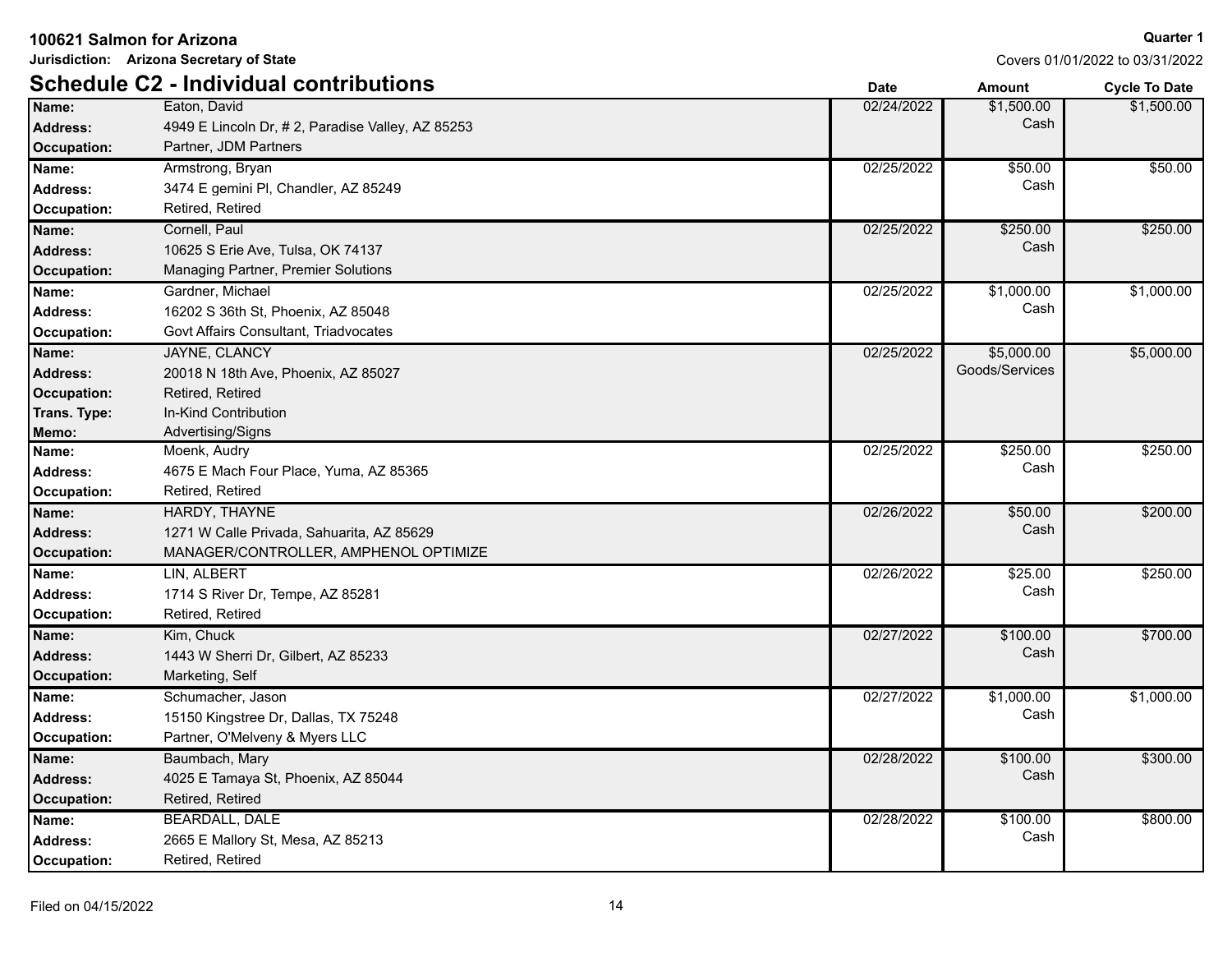**100621 Salmon for Arizona**

**Jurisdiction: Arizona Secretary of State**

**Quarter 1**

Covers 01/01/2022 to 03/31/2022

## Schedule C2 - Individual contributions

| Field | Value | Date | Amount | Cycle To Date |
|---|---|---|---|---|
| **Name:** | Eaton, David | 02/24/2022 | $1,500.00 | $1,500.00 |
| **Address:** | 4949 E Lincoln Dr, # 2, Paradise Valley, AZ 85253 | | Cash | |
| **Occupation:** | Partner, JDM Partners | | | |
| **Name:** | Armstrong, Bryan | 02/25/2022 | $50.00 | $50.00 |
| **Address:** | 3474 E gemini Pl, Chandler, AZ 85249 | | Cash | |
| **Occupation:** | Retired, Retired | | | |
| **Name:** | Cornell, Paul | 02/25/2022 | $250.00 | $250.00 |
| **Address:** | 10625 S Erie Ave, Tulsa, OK 74137 | | Cash | |
| **Occupation:** | Managing Partner, Premier Solutions | | | |
| **Name:** | Gardner, Michael | 02/25/2022 | $1,000.00 | $1,000.00 |
| **Address:** | 16202 S 36th St, Phoenix, AZ 85048 | | Cash | |
| **Occupation:** | Govt Affairs Consultant, Triadvocates | | | |
| **Name:** | JAYNE, CLANCY | 02/25/2022 | $5,000.00 | $5,000.00 |
| **Address:** | 20018 N 18th Ave, Phoenix, AZ 85027 | | Goods/Services | |
| **Occupation:** | Retired, Retired | | | |
| **Trans. Type:** | In-Kind Contribution | | | |
| **Memo:** | Advertising/Signs | | | |
| **Name:** | Moenk, Audry | 02/25/2022 | $250.00 | $250.00 |
| **Address:** | 4675 E Mach Four Place, Yuma, AZ 85365 | | Cash | |
| **Occupation:** | Retired, Retired | | | |
| **Name:** | HARDY, THAYNE | 02/26/2022 | $50.00 | $200.00 |
| **Address:** | 1271 W Calle Privada, Sahuarita, AZ 85629 | | Cash | |
| **Occupation:** | MANAGER/CONTROLLER, AMPHENOL OPTIMIZE | | | |
| **Name:** | LIN, ALBERT | 02/26/2022 | $25.00 | $250.00 |
| **Address:** | 1714 S River Dr, Tempe, AZ 85281 | | Cash | |
| **Occupation:** | Retired, Retired | | | |
| **Name:** | Kim, Chuck | 02/27/2022 | $100.00 | $700.00 |
| **Address:** | 1443 W Sherri Dr, Gilbert, AZ 85233 | | Cash | |
| **Occupation:** | Marketing, Self | | | |
| **Name:** | Schumacher, Jason | 02/27/2022 | $1,000.00 | $1,000.00 |
| **Address:** | 15150 Kingstree Dr, Dallas, TX 75248 | | Cash | |
| **Occupation:** | Partner, O'Melveny & Myers LLC | | | |
| **Name:** | Baumbach, Mary | 02/28/2022 | $100.00 | $300.00 |
| **Address:** | 4025 E Tamaya St, Phoenix, AZ 85044 | | Cash | |
| **Occupation:** | Retired, Retired | | | |
| **Name:** | BEARDALL, DALE | 02/28/2022 | $100.00 | $800.00 |
| **Address:** | 2665 E Mallory St, Mesa, AZ 85213 | | Cash | |
| **Occupation:** | Retired, Retired | | | |

Filed on 04/15/2022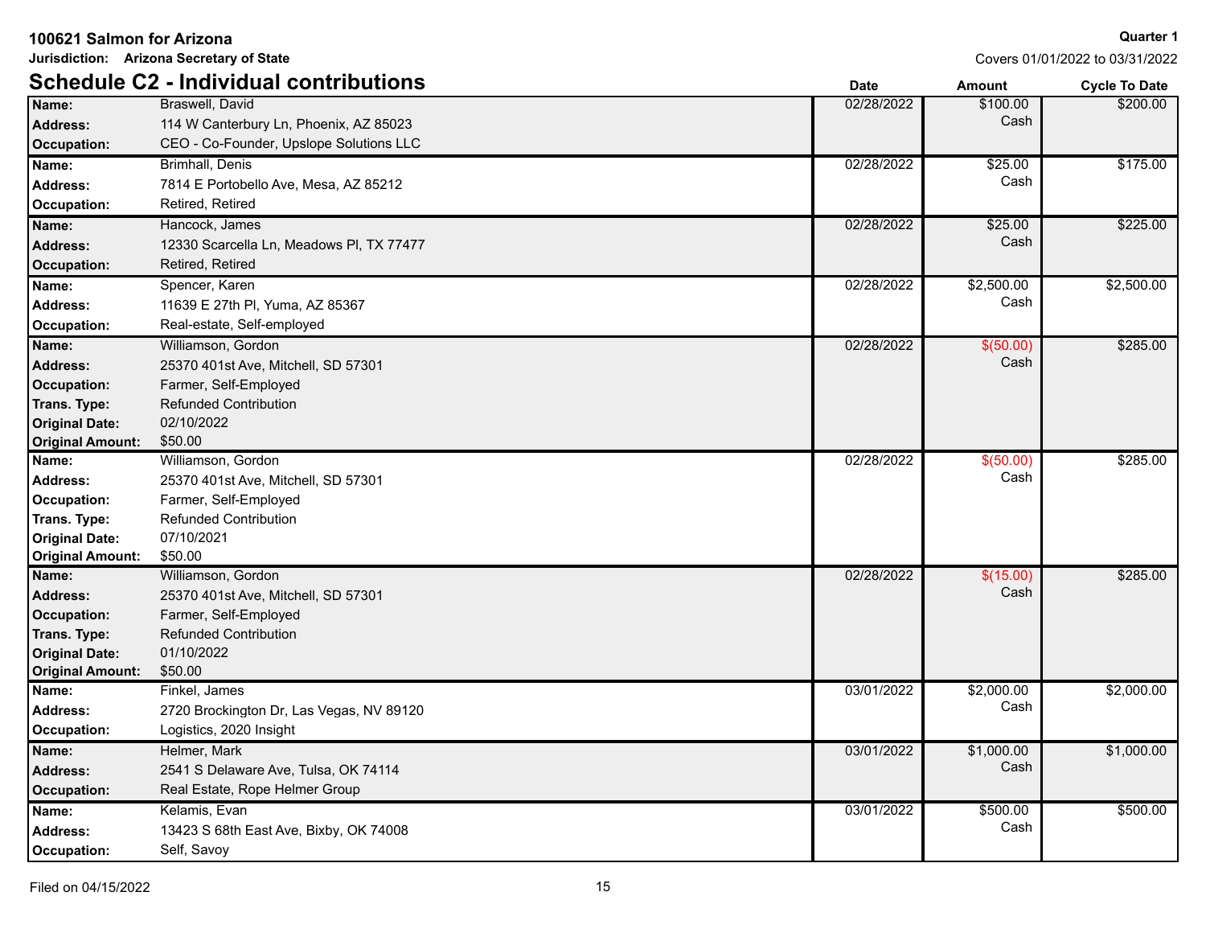**100621 Salmon for Arizona**

**Jurisdiction: Arizona Secretary of State**

**Quarter 1**

Covers 01/01/2022 to 03/31/2022

## Schedule C2 - Individual contributions

| | | Date | Amount | Cycle To Date |
|---|---|---|---|---|
| **Name:** | Braswell, David | 02/28/2022 | $100.00 Cash | $200.00 |
| **Address:** | 114 W Canterbury Ln, Phoenix, AZ 85023 | | | |
| **Occupation:** | CEO - Co-Founder, Upslope Solutions LLC | | | |
| **Name:** | Brimhall, Denis | 02/28/2022 | $25.00 Cash | $175.00 |
| **Address:** | 7814 E Portobello Ave, Mesa, AZ 85212 | | | |
| **Occupation:** | Retired, Retired | | | |
| **Name:** | Hancock, James | 02/28/2022 | $25.00 Cash | $225.00 |
| **Address:** | 12330 Scarcella Ln, Meadows Pl, TX 77477 | | | |
| **Occupation:** | Retired, Retired | | | |
| **Name:** | Spencer, Karen | 02/28/2022 | $2,500.00 Cash | $2,500.00 |
| **Address:** | 11639 E 27th Pl, Yuma, AZ 85367 | | | |
| **Occupation:** | Real-estate, Self-employed | | | |
| **Name:** | Williamson, Gordon | 02/28/2022 | $(50.00) Cash | $285.00 |
| **Address:** | 25370 401st Ave, Mitchell, SD 57301 | | | |
| **Occupation:** | Farmer, Self-Employed | | | |
| **Trans. Type:** | Refunded Contribution | | | |
| **Original Date:** | 02/10/2022 | | | |
| **Original Amount:** | $50.00 | | | |
| **Name:** | Williamson, Gordon | 02/28/2022 | $(50.00) Cash | $285.00 |
| **Address:** | 25370 401st Ave, Mitchell, SD 57301 | | | |
| **Occupation:** | Farmer, Self-Employed | | | |
| **Trans. Type:** | Refunded Contribution | | | |
| **Original Date:** | 07/10/2021 | | | |
| **Original Amount:** | $50.00 | | | |
| **Name:** | Williamson, Gordon | 02/28/2022 | $(15.00) Cash | $285.00 |
| **Address:** | 25370 401st Ave, Mitchell, SD 57301 | | | |
| **Occupation:** | Farmer, Self-Employed | | | |
| **Trans. Type:** | Refunded Contribution | | | |
| **Original Date:** | 01/10/2022 | | | |
| **Original Amount:** | $50.00 | | | |
| **Name:** | Finkel, James | 03/01/2022 | $2,000.00 Cash | $2,000.00 |
| **Address:** | 2720 Brockington Dr, Las Vegas, NV 89120 | | | |
| **Occupation:** | Logistics, 2020 Insight | | | |
| **Name:** | Helmer, Mark | 03/01/2022 | $1,000.00 Cash | $1,000.00 |
| **Address:** | 2541 S Delaware Ave, Tulsa, OK 74114 | | | |
| **Occupation:** | Real Estate, Rope Helmer Group | | | |
| **Name:** | Kelamis, Evan | 03/01/2022 | $500.00 Cash | $500.00 |
| **Address:** | 13423 S 68th East Ave, Bixby, OK 74008 | | | |
| **Occupation:** | Self, Savoy | | | |

Filed on 04/15/2022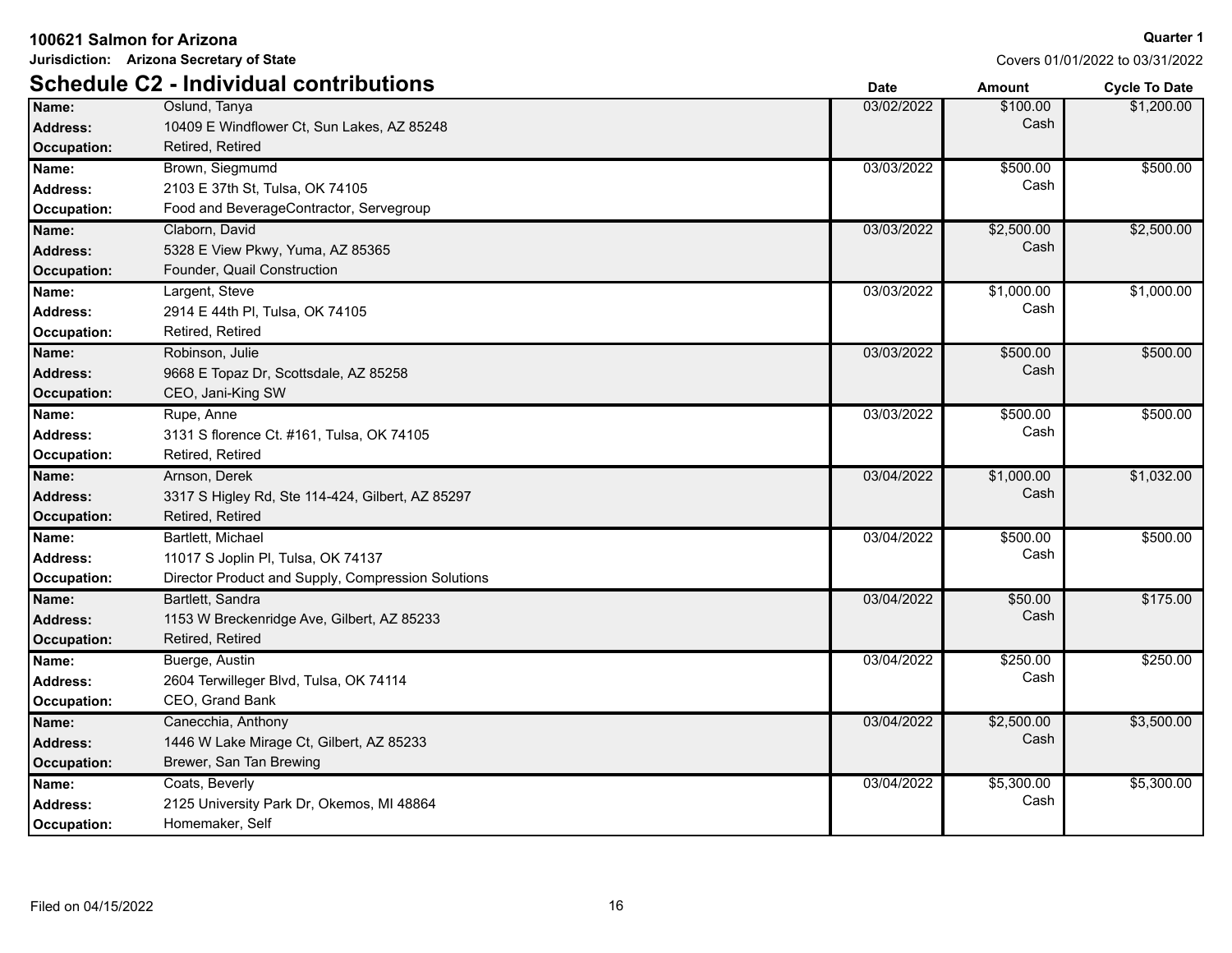**100621 Salmon for Arizona**

**Jurisdiction: Arizona Secretary of State**

**Quarter 1**

Covers 01/01/2022 to 03/31/2022

## Schedule C2 - Individual contributions

| | | Date | Amount | Cycle To Date |
|---|---|---|---|---|
| **Name:** | Oslund, Tanya | 03/02/2022 | $100.00 | $1,200.00 |
| **Address:** | 10409 E Windflower Ct, Sun Lakes, AZ 85248 | | Cash | |
| **Occupation:** | Retired, Retired | | | |
| **Name:** | Brown, Siegmumd | 03/03/2022 | $500.00 | $500.00 |
| **Address:** | 2103 E 37th St, Tulsa, OK 74105 | | Cash | |
| **Occupation:** | Food and BeverageContractor, Servegroup | | | |
| **Name:** | Claborn, David | 03/03/2022 | $2,500.00 | $2,500.00 |
| **Address:** | 5328 E View Pkwy, Yuma, AZ 85365 | | Cash | |
| **Occupation:** | Founder, Quail Construction | | | |
| **Name:** | Largent, Steve | 03/03/2022 | $1,000.00 | $1,000.00 |
| **Address:** | 2914 E 44th Pl, Tulsa, OK 74105 | | Cash | |
| **Occupation:** | Retired, Retired | | | |
| **Name:** | Robinson, Julie | 03/03/2022 | $500.00 | $500.00 |
| **Address:** | 9668 E Topaz Dr, Scottsdale, AZ 85258 | | Cash | |
| **Occupation:** | CEO, Jani-King SW | | | |
| **Name:** | Rupe, Anne | 03/03/2022 | $500.00 | $500.00 |
| **Address:** | 3131 S florence Ct. #161, Tulsa, OK 74105 | | Cash | |
| **Occupation:** | Retired, Retired | | | |
| **Name:** | Arnson, Derek | 03/04/2022 | $1,000.00 | $1,032.00 |
| **Address:** | 3317 S Higley Rd, Ste 114-424, Gilbert, AZ 85297 | | Cash | |
| **Occupation:** | Retired, Retired | | | |
| **Name:** | Bartlett, Michael | 03/04/2022 | $500.00 | $500.00 |
| **Address:** | 11017 S Joplin Pl, Tulsa, OK 74137 | | Cash | |
| **Occupation:** | Director Product and Supply, Compression Solutions | | | |
| **Name:** | Bartlett, Sandra | 03/04/2022 | $50.00 | $175.00 |
| **Address:** | 1153 W Breckenridge Ave, Gilbert, AZ 85233 | | Cash | |
| **Occupation:** | Retired, Retired | | | |
| **Name:** | Buerge, Austin | 03/04/2022 | $250.00 | $250.00 |
| **Address:** | 2604 Terwilleger Blvd, Tulsa, OK 74114 | | Cash | |
| **Occupation:** | CEO, Grand Bank | | | |
| **Name:** | Canecchia, Anthony | 03/04/2022 | $2,500.00 | $3,500.00 |
| **Address:** | 1446 W Lake Mirage Ct, Gilbert, AZ 85233 | | Cash | |
| **Occupation:** | Brewer, San Tan Brewing | | | |
| **Name:** | Coats, Beverly | 03/04/2022 | $5,300.00 | $5,300.00 |
| **Address:** | 2125 University Park Dr, Okemos, MI 48864 | | Cash | |
| **Occupation:** | Homemaker, Self | | | |

Filed on 04/15/2022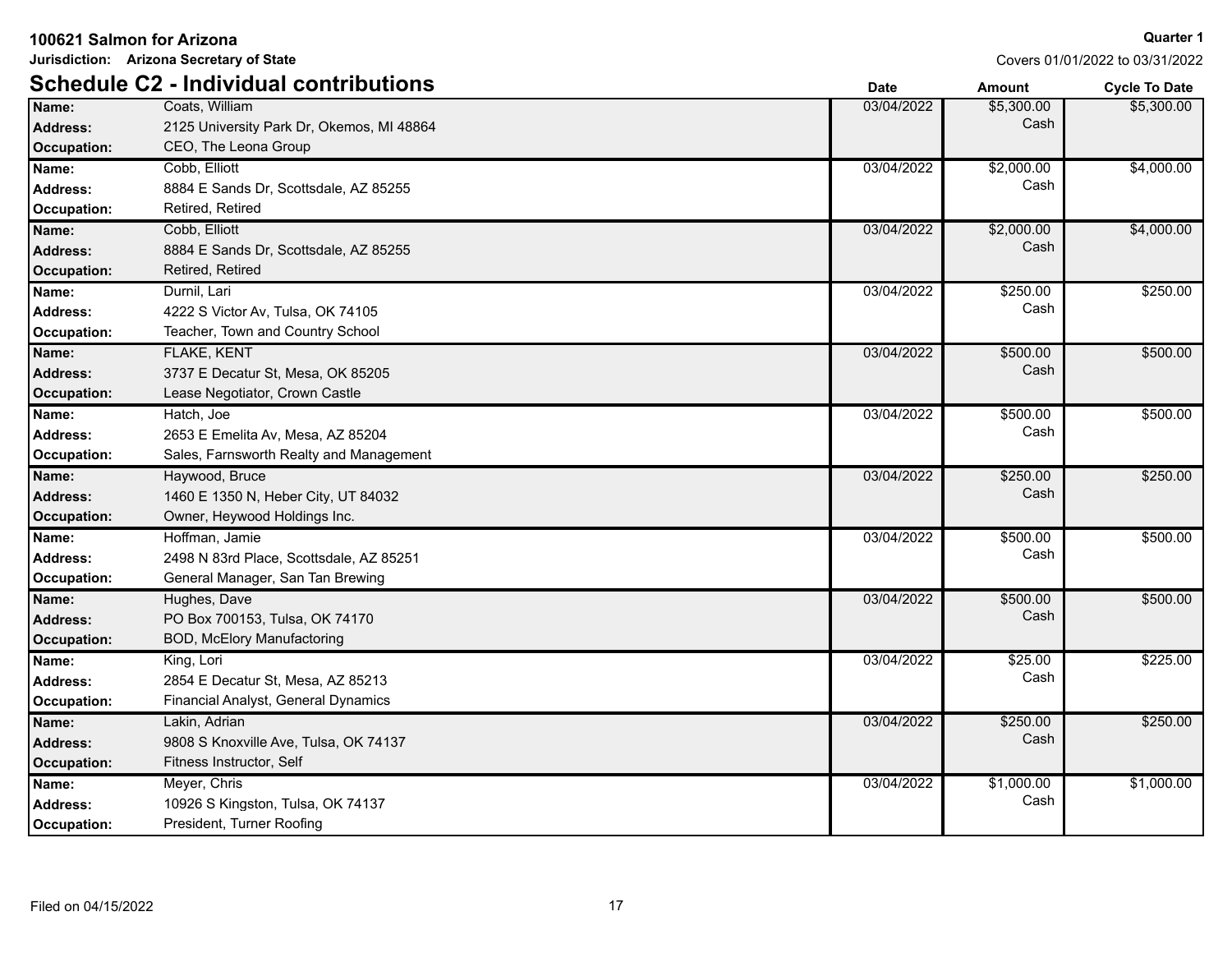**100621 Salmon for Arizona**

**Jurisdiction: Arizona Secretary of State**

**Quarter 1**

Covers 01/01/2022 to 03/31/2022

## Schedule C2 - Individual contributions

| Name / Address / Occupation | Date | Amount | Cycle To Date |
|---|---|---|---|
| **Name:** Coats, William<br>**Address:** 2125 University Park Dr, Okemos, MI 48864<br>**Occupation:** CEO, The Leona Group | 03/04/2022 | $5,300.00<br>Cash | $5,300.00 |
| **Name:** Cobb, Elliott<br>**Address:** 8884 E Sands Dr, Scottsdale, AZ 85255<br>**Occupation:** Retired, Retired | 03/04/2022 | $2,000.00<br>Cash | $4,000.00 |
| **Name:** Cobb, Elliott<br>**Address:** 8884 E Sands Dr, Scottsdale, AZ 85255<br>**Occupation:** Retired, Retired | 03/04/2022 | $2,000.00<br>Cash | $4,000.00 |
| **Name:** Durnil, Lari<br>**Address:** 4222 S Victor Av, Tulsa, OK 74105<br>**Occupation:** Teacher, Town and Country School | 03/04/2022 | $250.00<br>Cash | $250.00 |
| **Name:** FLAKE, KENT<br>**Address:** 3737 E Decatur St, Mesa, OK 85205<br>**Occupation:** Lease Negotiator, Crown Castle | 03/04/2022 | $500.00<br>Cash | $500.00 |
| **Name:** Hatch, Joe<br>**Address:** 2653 E Emelita Av, Mesa, AZ 85204<br>**Occupation:** Sales, Farnsworth Realty and Management | 03/04/2022 | $500.00<br>Cash | $500.00 |
| **Name:** Haywood, Bruce<br>**Address:** 1460 E 1350 N, Heber City, UT 84032<br>**Occupation:** Owner, Heywood Holdings Inc. | 03/04/2022 | $250.00<br>Cash | $250.00 |
| **Name:** Hoffman, Jamie<br>**Address:** 2498 N 83rd Place, Scottsdale, AZ 85251<br>**Occupation:** General Manager, San Tan Brewing | 03/04/2022 | $500.00<br>Cash | $500.00 |
| **Name:** Hughes, Dave<br>**Address:** PO Box 700153, Tulsa, OK 74170<br>**Occupation:** BOD, McElory Manufactoring | 03/04/2022 | $500.00<br>Cash | $500.00 |
| **Name:** King, Lori<br>**Address:** 2854 E Decatur St, Mesa, AZ 85213<br>**Occupation:** Financial Analyst, General Dynamics | 03/04/2022 | $25.00<br>Cash | $225.00 |
| **Name:** Lakin, Adrian<br>**Address:** 9808 S Knoxville Ave, Tulsa, OK 74137<br>**Occupation:** Fitness Instructor, Self | 03/04/2022 | $250.00<br>Cash | $250.00 |
| **Name:** Meyer, Chris<br>**Address:** 10926 S Kingston, Tulsa, OK 74137<br>**Occupation:** President, Turner Roofing | 03/04/2022 | $1,000.00<br>Cash | $1,000.00 |

Filed on 04/15/2022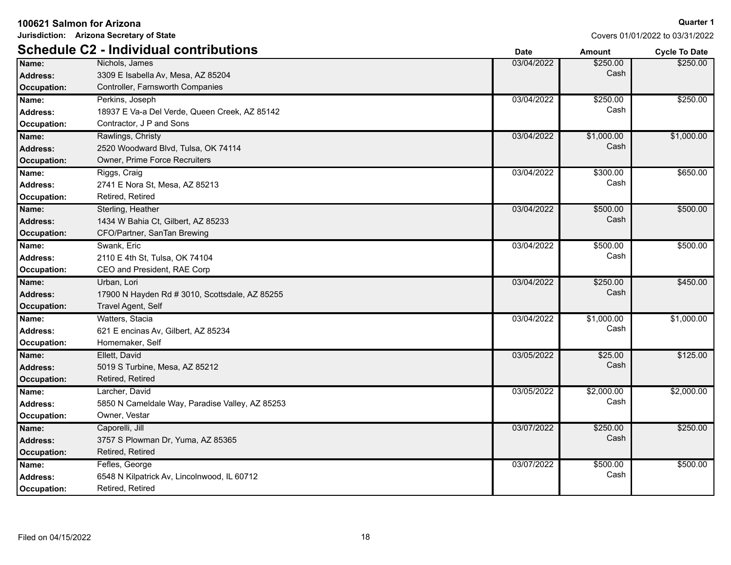**100621 Salmon for Arizona**

**Jurisdiction: Arizona Secretary of State**

**Quarter 1**

Covers 01/01/2022 to 03/31/2022

## Schedule C2 - Individual contributions

| Field | Details | Date | Amount | Cycle To Date |
|---|---|---|---|---|
| **Name:** | Nichols, James | 03/04/2022 | $250.00 Cash | $250.00 |
| **Address:** | 3309 E Isabella Av, Mesa, AZ 85204 | | | |
| **Occupation:** | Controller, Farnsworth Companies | | | |
| **Name:** | Perkins, Joseph | 03/04/2022 | $250.00 Cash | $250.00 |
| **Address:** | 18937 E Va-a Del Verde, Queen Creek, AZ 85142 | | | |
| **Occupation:** | Contractor, J P and Sons | | | |
| **Name:** | Rawlings, Christy | 03/04/2022 | $1,000.00 Cash | $1,000.00 |
| **Address:** | 2520 Woodward Blvd, Tulsa, OK 74114 | | | |
| **Occupation:** | Owner, Prime Force Recruiters | | | |
| **Name:** | Riggs, Craig | 03/04/2022 | $300.00 Cash | $650.00 |
| **Address:** | 2741 E Nora St, Mesa, AZ 85213 | | | |
| **Occupation:** | Retired, Retired | | | |
| **Name:** | Sterling, Heather | 03/04/2022 | $500.00 Cash | $500.00 |
| **Address:** | 1434 W Bahia Ct, Gilbert, AZ 85233 | | | |
| **Occupation:** | CFO/Partner, SanTan Brewing | | | |
| **Name:** | Swank, Eric | 03/04/2022 | $500.00 Cash | $500.00 |
| **Address:** | 2110 E 4th St, Tulsa, OK 74104 | | | |
| **Occupation:** | CEO and President, RAE Corp | | | |
| **Name:** | Urban, Lori | 03/04/2022 | $250.00 Cash | $450.00 |
| **Address:** | 17900 N Hayden Rd # 3010, Scottsdale, AZ 85255 | | | |
| **Occupation:** | Travel Agent, Self | | | |
| **Name:** | Watters, Stacia | 03/04/2022 | $1,000.00 Cash | $1,000.00 |
| **Address:** | 621 E encinas Av, Gilbert, AZ 85234 | | | |
| **Occupation:** | Homemaker, Self | | | |
| **Name:** | Ellett, David | 03/05/2022 | $25.00 Cash | $125.00 |
| **Address:** | 5019 S Turbine, Mesa, AZ 85212 | | | |
| **Occupation:** | Retired, Retired | | | |
| **Name:** | Larcher, David | 03/05/2022 | $2,000.00 Cash | $2,000.00 |
| **Address:** | 5850 N Cameldale Way, Paradise Valley, AZ 85253 | | | |
| **Occupation:** | Owner, Vestar | | | |
| **Name:** | Caporelli, Jill | 03/07/2022 | $250.00 Cash | $250.00 |
| **Address:** | 3757 S Plowman Dr, Yuma, AZ 85365 | | | |
| **Occupation:** | Retired, Retired | | | |
| **Name:** | Fefles, George | 03/07/2022 | $500.00 Cash | $500.00 |
| **Address:** | 6548 N Kilpatrick Av, Lincolnwood, IL 60712 | | | |
| **Occupation:** | Retired, Retired | | | |

Filed on 04/15/2022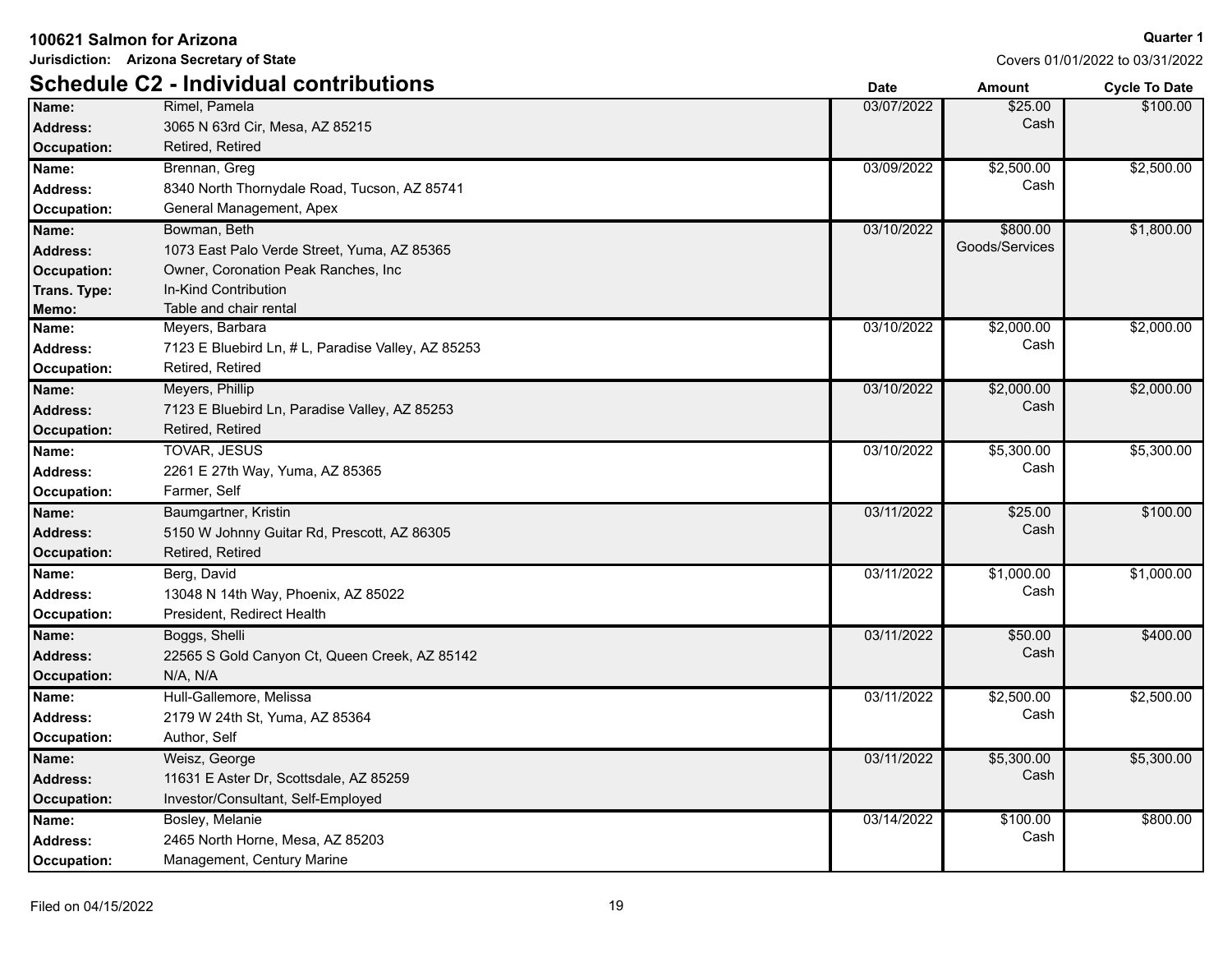**100621 Salmon for Arizona**

**Jurisdiction: Arizona Secretary of State**

**Quarter 1**

Covers 01/01/2022 to 03/31/2022

## Schedule C2 - Individual contributions

| | | Date | Amount | Cycle To Date |
|---|---|---|---|---|
| **Name:** | Rimel, Pamela | 03/07/2022 | $25.00 | $100.00 |
| **Address:** | 3065 N 63rd Cir, Mesa, AZ 85215 | | Cash | |
| **Occupation:** | Retired, Retired | | | |
| **Name:** | Brennan, Greg | 03/09/2022 | $2,500.00 | $2,500.00 |
| **Address:** | 8340 North Thornydale Road, Tucson, AZ 85741 | | Cash | |
| **Occupation:** | General Management, Apex | | | |
| **Name:** | Bowman, Beth | 03/10/2022 | $800.00 | $1,800.00 |
| **Address:** | 1073 East Palo Verde Street, Yuma, AZ 85365 | | Goods/Services | |
| **Occupation:** | Owner, Coronation Peak Ranches, Inc | | | |
| **Trans. Type:** | In-Kind Contribution | | | |
| **Memo:** | Table and chair rental | | | |
| **Name:** | Meyers, Barbara | 03/10/2022 | $2,000.00 | $2,000.00 |
| **Address:** | 7123 E Bluebird Ln, # L, Paradise Valley, AZ 85253 | | Cash | |
| **Occupation:** | Retired, Retired | | | |
| **Name:** | Meyers, Phillip | 03/10/2022 | $2,000.00 | $2,000.00 |
| **Address:** | 7123 E Bluebird Ln, Paradise Valley, AZ 85253 | | Cash | |
| **Occupation:** | Retired, Retired | | | |
| **Name:** | TOVAR, JESUS | 03/10/2022 | $5,300.00 | $5,300.00 |
| **Address:** | 2261 E 27th Way, Yuma, AZ 85365 | | Cash | |
| **Occupation:** | Farmer, Self | | | |
| **Name:** | Baumgartner, Kristin | 03/11/2022 | $25.00 | $100.00 |
| **Address:** | 5150 W Johnny Guitar Rd, Prescott, AZ 86305 | | Cash | |
| **Occupation:** | Retired, Retired | | | |
| **Name:** | Berg, David | 03/11/2022 | $1,000.00 | $1,000.00 |
| **Address:** | 13048 N 14th Way, Phoenix, AZ 85022 | | Cash | |
| **Occupation:** | President, Redirect Health | | | |
| **Name:** | Boggs, Shelli | 03/11/2022 | $50.00 | $400.00 |
| **Address:** | 22565 S Gold Canyon Ct, Queen Creek, AZ 85142 | | Cash | |
| **Occupation:** | N/A, N/A | | | |
| **Name:** | Hull-Gallemore, Melissa | 03/11/2022 | $2,500.00 | $2,500.00 |
| **Address:** | 2179 W 24th St, Yuma, AZ 85364 | | Cash | |
| **Occupation:** | Author, Self | | | |
| **Name:** | Weisz, George | 03/11/2022 | $5,300.00 | $5,300.00 |
| **Address:** | 11631 E Aster Dr, Scottsdale, AZ 85259 | | Cash | |
| **Occupation:** | Investor/Consultant, Self-Employed | | | |
| **Name:** | Bosley, Melanie | 03/14/2022 | $100.00 | $800.00 |
| **Address:** | 2465 North Horne, Mesa, AZ 85203 | | Cash | |
| **Occupation:** | Management, Century Marine | | | |

Filed on 04/15/2022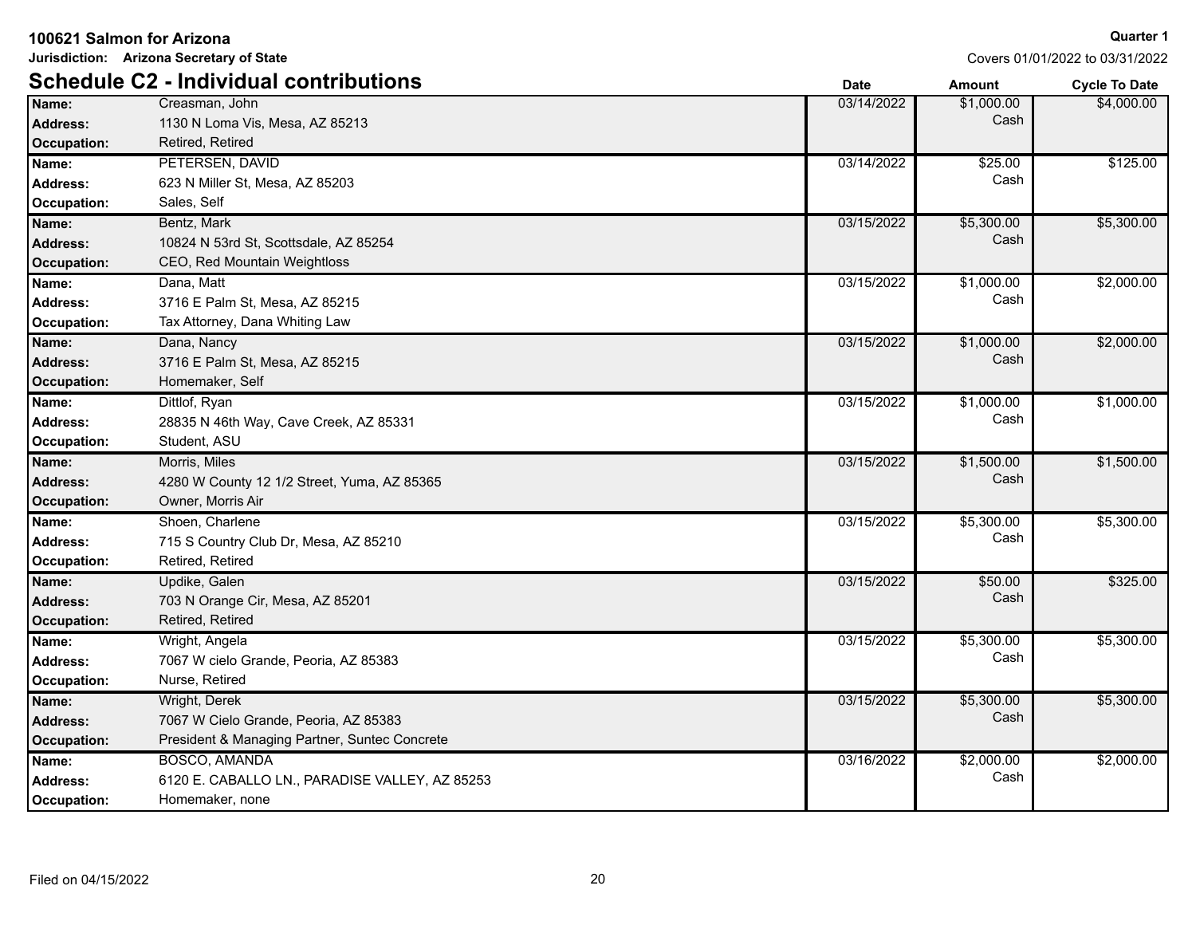**100621 Salmon for Arizona**

**Jurisdiction: Arizona Secretary of State**

**Quarter 1**

Covers 01/01/2022 to 03/31/2022

## Schedule C2 - Individual contributions

| | | Date | Amount | Cycle To Date |
|---|---|---|---|---|
| **Name:** | Creasman, John | 03/14/2022 | $1,000.00 | $4,000.00 |
| **Address:** | 1130 N Loma Vis, Mesa, AZ 85213 | | Cash | |
| **Occupation:** | Retired, Retired | | | |
| **Name:** | PETERSEN, DAVID | 03/14/2022 | $25.00 | $125.00 |
| **Address:** | 623 N Miller St, Mesa, AZ 85203 | | Cash | |
| **Occupation:** | Sales, Self | | | |
| **Name:** | Bentz, Mark | 03/15/2022 | $5,300.00 | $5,300.00 |
| **Address:** | 10824 N 53rd St, Scottsdale, AZ 85254 | | Cash | |
| **Occupation:** | CEO, Red Mountain Weightloss | | | |
| **Name:** | Dana, Matt | 03/15/2022 | $1,000.00 | $2,000.00 |
| **Address:** | 3716 E Palm St, Mesa, AZ 85215 | | Cash | |
| **Occupation:** | Tax Attorney, Dana Whiting Law | | | |
| **Name:** | Dana, Nancy | 03/15/2022 | $1,000.00 | $2,000.00 |
| **Address:** | 3716 E Palm St, Mesa, AZ 85215 | | Cash | |
| **Occupation:** | Homemaker, Self | | | |
| **Name:** | Dittlof, Ryan | 03/15/2022 | $1,000.00 | $1,000.00 |
| **Address:** | 28835 N 46th Way, Cave Creek, AZ 85331 | | Cash | |
| **Occupation:** | Student, ASU | | | |
| **Name:** | Morris, Miles | 03/15/2022 | $1,500.00 | $1,500.00 |
| **Address:** | 4280 W County 12 1/2 Street, Yuma, AZ 85365 | | Cash | |
| **Occupation:** | Owner, Morris Air | | | |
| **Name:** | Shoen, Charlene | 03/15/2022 | $5,300.00 | $5,300.00 |
| **Address:** | 715 S Country Club Dr, Mesa, AZ 85210 | | Cash | |
| **Occupation:** | Retired, Retired | | | |
| **Name:** | Updike, Galen | 03/15/2022 | $50.00 | $325.00 |
| **Address:** | 703 N Orange Cir, Mesa, AZ 85201 | | Cash | |
| **Occupation:** | Retired, Retired | | | |
| **Name:** | Wright, Angela | 03/15/2022 | $5,300.00 | $5,300.00 |
| **Address:** | 7067 W cielo Grande, Peoria, AZ 85383 | | Cash | |
| **Occupation:** | Nurse, Retired | | | |
| **Name:** | Wright, Derek | 03/15/2022 | $5,300.00 | $5,300.00 |
| **Address:** | 7067 W Cielo Grande, Peoria, AZ 85383 | | Cash | |
| **Occupation:** | President & Managing Partner, Suntec Concrete | | | |
| **Name:** | BOSCO, AMANDA | 03/16/2022 | $2,000.00 | $2,000.00 |
| **Address:** | 6120 E. CABALLO LN., PARADISE VALLEY, AZ 85253 | | Cash | |
| **Occupation:** | Homemaker, none | | | |

Filed on 04/15/2022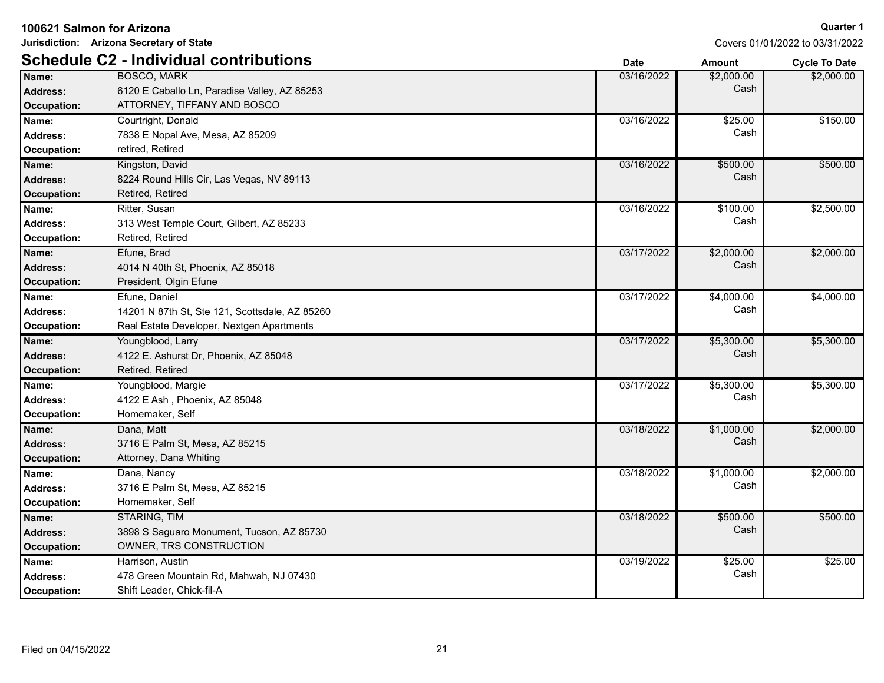**100621 Salmon for Arizona**
**Jurisdiction: Arizona Secretary of State**

**Quarter 1**
Covers 01/01/2022 to 03/31/2022

## Schedule C2 - Individual contributions

| | | Date | Amount | Cycle To Date |
|---|---|---|---|---|
| **Name:** | BOSCO, MARK | 03/16/2022 | $2,000.00 | $2,000.00 |
| **Address:** | 6120 E Caballo Ln, Paradise Valley, AZ 85253 | | Cash | |
| **Occupation:** | ATTORNEY, TIFFANY AND BOSCO | | | |
| **Name:** | Courtright, Donald | 03/16/2022 | $25.00 | $150.00 |
| **Address:** | 7838 E Nopal Ave, Mesa, AZ 85209 | | Cash | |
| **Occupation:** | retired, Retired | | | |
| **Name:** | Kingston, David | 03/16/2022 | $500.00 | $500.00 |
| **Address:** | 8224 Round Hills Cir, Las Vegas, NV 89113 | | Cash | |
| **Occupation:** | Retired, Retired | | | |
| **Name:** | Ritter, Susan | 03/16/2022 | $100.00 | $2,500.00 |
| **Address:** | 313 West Temple Court, Gilbert, AZ 85233 | | Cash | |
| **Occupation:** | Retired, Retired | | | |
| **Name:** | Efune, Brad | 03/17/2022 | $2,000.00 | $2,000.00 |
| **Address:** | 4014 N 40th St, Phoenix, AZ 85018 | | Cash | |
| **Occupation:** | President, Olgin Efune | | | |
| **Name:** | Efune, Daniel | 03/17/2022 | $4,000.00 | $4,000.00 |
| **Address:** | 14201 N 87th St, Ste 121, Scottsdale, AZ 85260 | | Cash | |
| **Occupation:** | Real Estate Developer, Nextgen Apartments | | | |
| **Name:** | Youngblood, Larry | 03/17/2022 | $5,300.00 | $5,300.00 |
| **Address:** | 4122 E. Ashurst Dr, Phoenix, AZ 85048 | | Cash | |
| **Occupation:** | Retired, Retired | | | |
| **Name:** | Youngblood, Margie | 03/17/2022 | $5,300.00 | $5,300.00 |
| **Address:** | 4122 E Ash , Phoenix, AZ 85048 | | Cash | |
| **Occupation:** | Homemaker, Self | | | |
| **Name:** | Dana, Matt | 03/18/2022 | $1,000.00 | $2,000.00 |
| **Address:** | 3716 E Palm St, Mesa, AZ 85215 | | Cash | |
| **Occupation:** | Attorney, Dana Whiting | | | |
| **Name:** | Dana, Nancy | 03/18/2022 | $1,000.00 | $2,000.00 |
| **Address:** | 3716 E Palm St, Mesa, AZ 85215 | | Cash | |
| **Occupation:** | Homemaker, Self | | | |
| **Name:** | STARING, TIM | 03/18/2022 | $500.00 | $500.00 |
| **Address:** | 3898 S Saguaro Monument, Tucson, AZ 85730 | | Cash | |
| **Occupation:** | OWNER, TRS CONSTRUCTION | | | |
| **Name:** | Harrison, Austin | 03/19/2022 | $25.00 | $25.00 |
| **Address:** | 478 Green Mountain Rd, Mahwah, NJ 07430 | | Cash | |
| **Occupation:** | Shift Leader, Chick-fil-A | | | |

Filed on 04/15/2022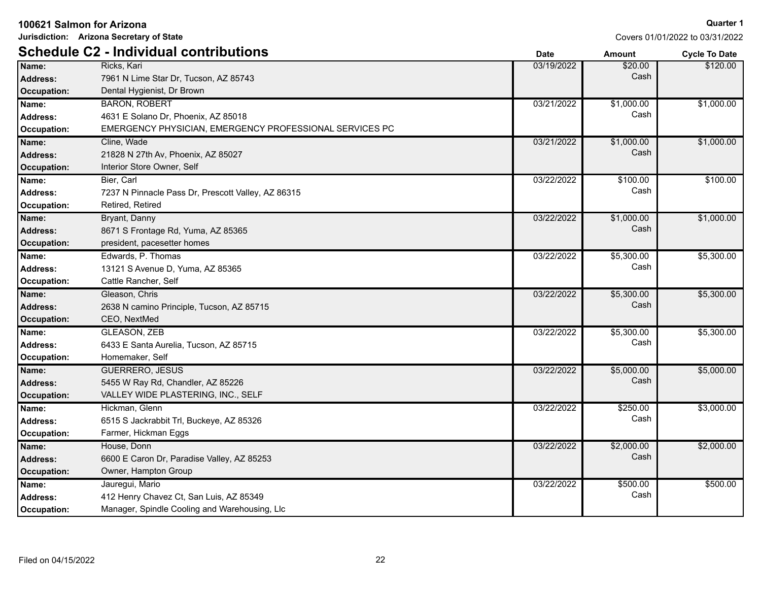**100621 Salmon for Arizona**

**Jurisdiction: Arizona Secretary of State**

**Quarter 1**

Covers 01/01/2022 to 03/31/2022

## Schedule C2 - Individual contributions

| Field | Value | Date | Amount | Cycle To Date |
|---|---|---|---|---|
| **Name:** | Ricks, Kari | 03/19/2022 | $20.00 | $120.00 |
| **Address:** | 7961 N Lime Star Dr, Tucson, AZ 85743 | | Cash | |
| **Occupation:** | Dental Hygienist, Dr Brown | | | |
| **Name:** | BARON, ROBERT | 03/21/2022 | $1,000.00 | $1,000.00 |
| **Address:** | 4631 E Solano Dr, Phoenix, AZ 85018 | | Cash | |
| **Occupation:** | EMERGENCY PHYSICIAN, EMERGENCY PROFESSIONAL SERVICES PC | | | |
| **Name:** | Cline, Wade | 03/21/2022 | $1,000.00 | $1,000.00 |
| **Address:** | 21828 N 27th Av, Phoenix, AZ 85027 | | Cash | |
| **Occupation:** | Interior Store Owner, Self | | | |
| **Name:** | Bier, Carl | 03/22/2022 | $100.00 | $100.00 |
| **Address:** | 7237 N Pinnacle Pass Dr, Prescott Valley, AZ 86315 | | Cash | |
| **Occupation:** | Retired, Retired | | | |
| **Name:** | Bryant, Danny | 03/22/2022 | $1,000.00 | $1,000.00 |
| **Address:** | 8671 S Frontage Rd, Yuma, AZ 85365 | | Cash | |
| **Occupation:** | president, pacesetter homes | | | |
| **Name:** | Edwards, P. Thomas | 03/22/2022 | $5,300.00 | $5,300.00 |
| **Address:** | 13121 S Avenue D, Yuma, AZ 85365 | | Cash | |
| **Occupation:** | Cattle Rancher, Self | | | |
| **Name:** | Gleason, Chris | 03/22/2022 | $5,300.00 | $5,300.00 |
| **Address:** | 2638 N camino Principle, Tucson, AZ 85715 | | Cash | |
| **Occupation:** | CEO, NextMed | | | |
| **Name:** | GLEASON, ZEB | 03/22/2022 | $5,300.00 | $5,300.00 |
| **Address:** | 6433 E Santa Aurelia, Tucson, AZ 85715 | | Cash | |
| **Occupation:** | Homemaker, Self | | | |
| **Name:** | GUERRERO, JESUS | 03/22/2022 | $5,000.00 | $5,000.00 |
| **Address:** | 5455 W Ray Rd, Chandler, AZ 85226 | | Cash | |
| **Occupation:** | VALLEY WIDE PLASTERING, INC., SELF | | | |
| **Name:** | Hickman, Glenn | 03/22/2022 | $250.00 | $3,000.00 |
| **Address:** | 6515 S Jackrabbit Trl, Buckeye, AZ 85326 | | Cash | |
| **Occupation:** | Farmer, Hickman Eggs | | | |
| **Name:** | House, Donn | 03/22/2022 | $2,000.00 | $2,000.00 |
| **Address:** | 6600 E Caron Dr, Paradise Valley, AZ 85253 | | Cash | |
| **Occupation:** | Owner, Hampton Group | | | |
| **Name:** | Jauregui, Mario | 03/22/2022 | $500.00 | $500.00 |
| **Address:** | 412 Henry Chavez Ct, San Luis, AZ 85349 | | Cash | |
| **Occupation:** | Manager, Spindle Cooling and Warehousing, Llc | | | |

Filed on 04/15/2022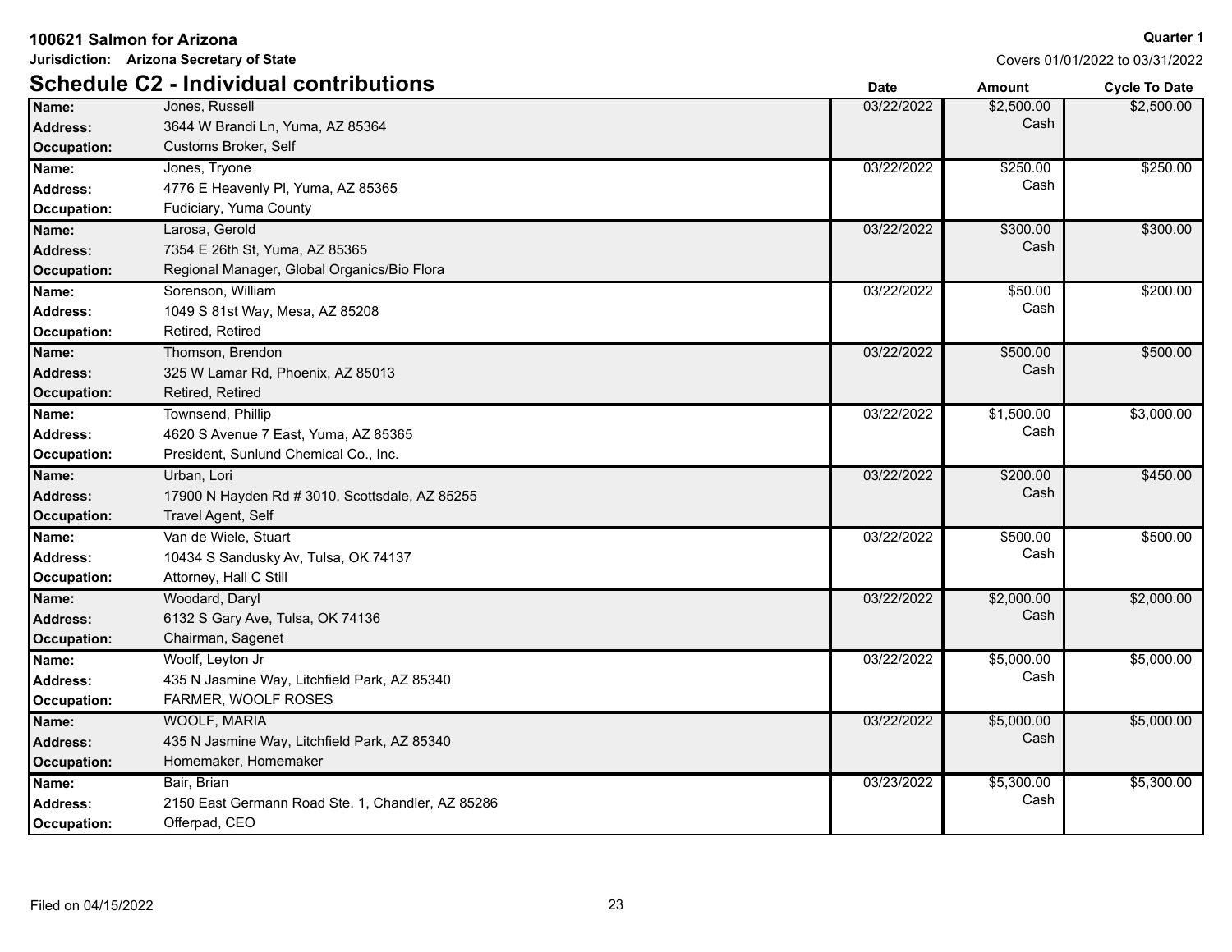**100621 Salmon for Arizona**

**Jurisdiction: Arizona Secretary of State**

**Quarter 1**

Covers 01/01/2022 to 03/31/2022

## Schedule C2 - Individual contributions

| Contributor | Date | Amount | Cycle To Date |
|---|---|---|---|
| **Name:** Jones, Russell<br>**Address:** 3644 W Brandi Ln, Yuma, AZ 85364<br>**Occupation:** Customs Broker, Self | 03/22/2022 | $2,500.00<br>Cash | $2,500.00 |
| **Name:** Jones, Tryone<br>**Address:** 4776 E Heavenly Pl, Yuma, AZ 85365<br>**Occupation:** Fudiciary, Yuma County | 03/22/2022 | $250.00<br>Cash | $250.00 |
| **Name:** Larosa, Gerold<br>**Address:** 7354 E 26th St, Yuma, AZ 85365<br>**Occupation:** Regional Manager, Global Organics/Bio Flora | 03/22/2022 | $300.00<br>Cash | $300.00 |
| **Name:** Sorenson, William<br>**Address:** 1049 S 81st Way, Mesa, AZ 85208<br>**Occupation:** Retired, Retired | 03/22/2022 | $50.00<br>Cash | $200.00 |
| **Name:** Thomson, Brendon<br>**Address:** 325 W Lamar Rd, Phoenix, AZ 85013<br>**Occupation:** Retired, Retired | 03/22/2022 | $500.00<br>Cash | $500.00 |
| **Name:** Townsend, Phillip<br>**Address:** 4620 S Avenue 7 East, Yuma, AZ 85365<br>**Occupation:** President, Sunlund Chemical Co., Inc. | 03/22/2022 | $1,500.00<br>Cash | $3,000.00 |
| **Name:** Urban, Lori<br>**Address:** 17900 N Hayden Rd # 3010, Scottsdale, AZ 85255<br>**Occupation:** Travel Agent, Self | 03/22/2022 | $200.00<br>Cash | $450.00 |
| **Name:** Van de Wiele, Stuart<br>**Address:** 10434 S Sandusky Av, Tulsa, OK 74137<br>**Occupation:** Attorney, Hall C Still | 03/22/2022 | $500.00<br>Cash | $500.00 |
| **Name:** Woodard, Daryl<br>**Address:** 6132 S Gary Ave, Tulsa, OK 74136<br>**Occupation:** Chairman, Sagenet | 03/22/2022 | $2,000.00<br>Cash | $2,000.00 |
| **Name:** Woolf, Leyton Jr<br>**Address:** 435 N Jasmine Way, Litchfield Park, AZ 85340<br>**Occupation:** FARMER, WOOLF ROSES | 03/22/2022 | $5,000.00<br>Cash | $5,000.00 |
| **Name:** WOOLF, MARIA<br>**Address:** 435 N Jasmine Way, Litchfield Park, AZ 85340<br>**Occupation:** Homemaker, Homemaker | 03/22/2022 | $5,000.00<br>Cash | $5,000.00 |
| **Name:** Bair, Brian<br>**Address:** 2150 East Germann Road Ste. 1, Chandler, AZ 85286<br>**Occupation:** Offerpad, CEO | 03/23/2022 | $5,300.00<br>Cash | $5,300.00 |

Filed on 04/15/2022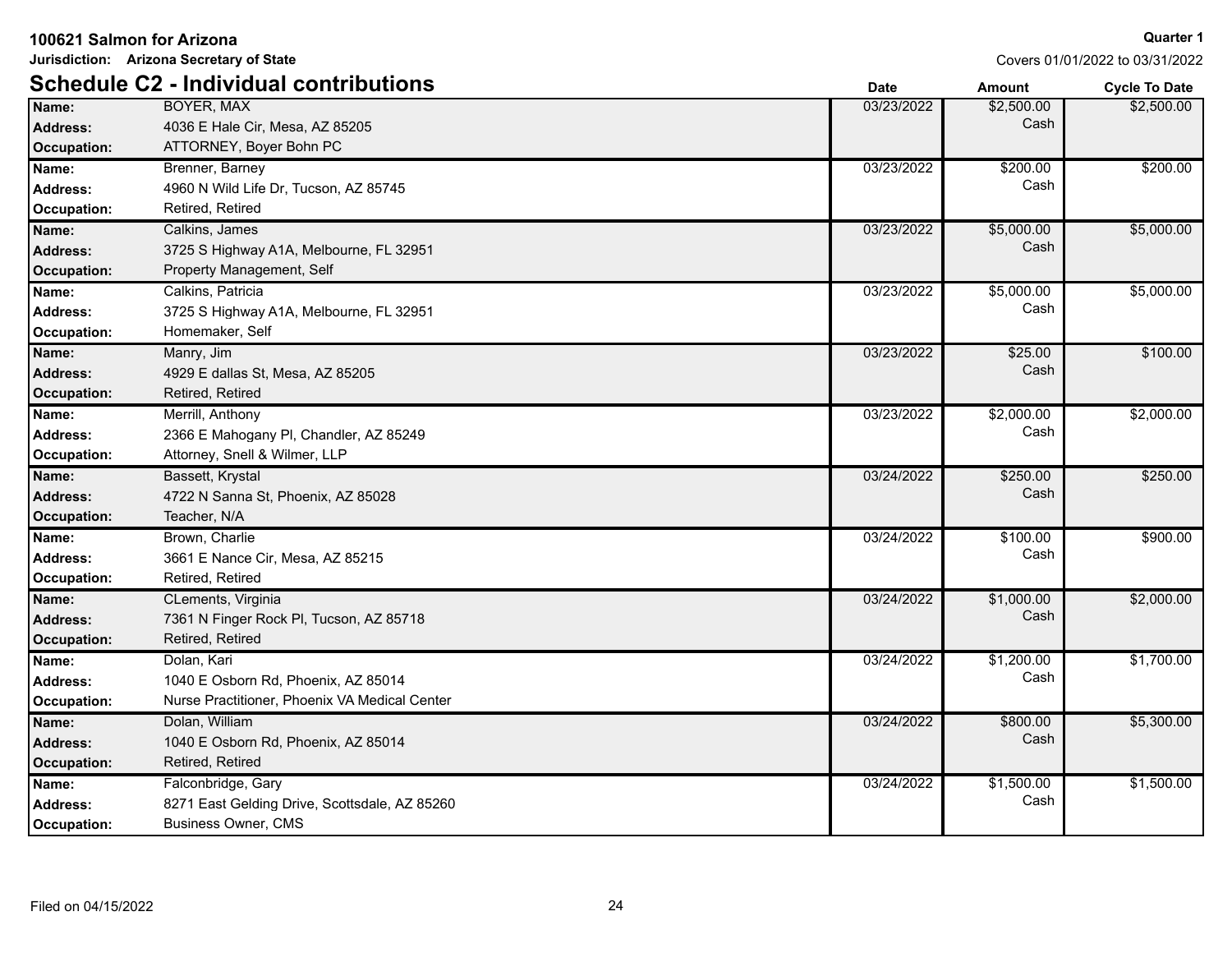**100621 Salmon for Arizona**

**Jurisdiction: Arizona Secretary of State**

**Quarter 1**

Covers 01/01/2022 to 03/31/2022

## Schedule C2 - Individual contributions

| | | Date | Amount | Cycle To Date |
|---|---|---|---|---|
| **Name:** | BOYER, MAX | 03/23/2022 | $2,500.00 | $2,500.00 |
| **Address:** | 4036 E Hale Cir, Mesa, AZ 85205 | | Cash | |
| **Occupation:** | ATTORNEY, Boyer Bohn PC | | | |
| **Name:** | Brenner, Barney | 03/23/2022 | $200.00 | $200.00 |
| **Address:** | 4960 N Wild Life Dr, Tucson, AZ 85745 | | Cash | |
| **Occupation:** | Retired, Retired | | | |
| **Name:** | Calkins, James | 03/23/2022 | $5,000.00 | $5,000.00 |
| **Address:** | 3725 S Highway A1A, Melbourne, FL 32951 | | Cash | |
| **Occupation:** | Property Management, Self | | | |
| **Name:** | Calkins, Patricia | 03/23/2022 | $5,000.00 | $5,000.00 |
| **Address:** | 3725 S Highway A1A, Melbourne, FL 32951 | | Cash | |
| **Occupation:** | Homemaker, Self | | | |
| **Name:** | Manry, Jim | 03/23/2022 | $25.00 | $100.00 |
| **Address:** | 4929 E dallas St, Mesa, AZ 85205 | | Cash | |
| **Occupation:** | Retired, Retired | | | |
| **Name:** | Merrill, Anthony | 03/23/2022 | $2,000.00 | $2,000.00 |
| **Address:** | 2366 E Mahogany Pl, Chandler, AZ 85249 | | Cash | |
| **Occupation:** | Attorney, Snell & Wilmer, LLP | | | |
| **Name:** | Bassett, Krystal | 03/24/2022 | $250.00 | $250.00 |
| **Address:** | 4722 N Sanna St, Phoenix, AZ 85028 | | Cash | |
| **Occupation:** | Teacher, N/A | | | |
| **Name:** | Brown, Charlie | 03/24/2022 | $100.00 | $900.00 |
| **Address:** | 3661 E Nance Cir, Mesa, AZ 85215 | | Cash | |
| **Occupation:** | Retired, Retired | | | |
| **Name:** | CLements, Virginia | 03/24/2022 | $1,000.00 | $2,000.00 |
| **Address:** | 7361 N Finger Rock Pl, Tucson, AZ 85718 | | Cash | |
| **Occupation:** | Retired, Retired | | | |
| **Name:** | Dolan, Kari | 03/24/2022 | $1,200.00 | $1,700.00 |
| **Address:** | 1040 E Osborn Rd, Phoenix, AZ 85014 | | Cash | |
| **Occupation:** | Nurse Practitioner, Phoenix VA Medical Center | | | |
| **Name:** | Dolan, William | 03/24/2022 | $800.00 | $5,300.00 |
| **Address:** | 1040 E Osborn Rd, Phoenix, AZ 85014 | | Cash | |
| **Occupation:** | Retired, Retired | | | |
| **Name:** | Falconbridge, Gary | 03/24/2022 | $1,500.00 | $1,500.00 |
| **Address:** | 8271 East Gelding Drive, Scottsdale, AZ 85260 | | Cash | |
| **Occupation:** | Business Owner, CMS | | | |

Filed on 04/15/2022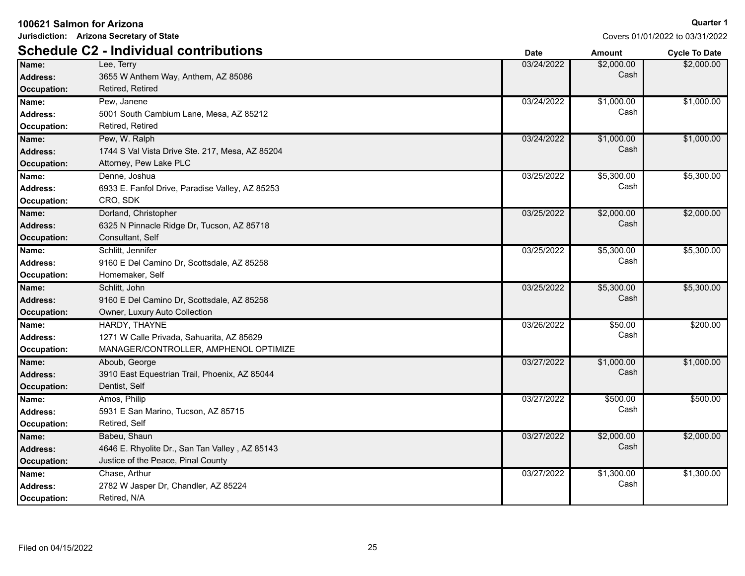**100621 Salmon for Arizona**

**Jurisdiction: Arizona Secretary of State**

**Quarter 1**

Covers 01/01/2022 to 03/31/2022

## Schedule C2 - Individual contributions

| | | Date | Amount | Cycle To Date |
|---|---|---|---|---|
| **Name:** | Lee, Terry | 03/24/2022 | $2,000.00 | $2,000.00 |
| **Address:** | 3655 W Anthem Way, Anthem, AZ 85086 | | Cash | |
| **Occupation:** | Retired, Retired | | | |
| **Name:** | Pew, Janene | 03/24/2022 | $1,000.00 | $1,000.00 |
| **Address:** | 5001 South Cambium Lane, Mesa, AZ 85212 | | Cash | |
| **Occupation:** | Retired, Retired | | | |
| **Name:** | Pew, W. Ralph | 03/24/2022 | $1,000.00 | $1,000.00 |
| **Address:** | 1744 S Val Vista Drive Ste. 217, Mesa, AZ 85204 | | Cash | |
| **Occupation:** | Attorney, Pew Lake PLC | | | |
| **Name:** | Denne, Joshua | 03/25/2022 | $5,300.00 | $5,300.00 |
| **Address:** | 6933 E. Fanfol Drive, Paradise Valley, AZ 85253 | | Cash | |
| **Occupation:** | CRO, SDK | | | |
| **Name:** | Dorland, Christopher | 03/25/2022 | $2,000.00 | $2,000.00 |
| **Address:** | 6325 N Pinnacle Ridge Dr, Tucson, AZ 85718 | | Cash | |
| **Occupation:** | Consultant, Self | | | |
| **Name:** | Schlitt, Jennifer | 03/25/2022 | $5,300.00 | $5,300.00 |
| **Address:** | 9160 E Del Camino Dr, Scottsdale, AZ 85258 | | Cash | |
| **Occupation:** | Homemaker, Self | | | |
| **Name:** | Schlitt, John | 03/25/2022 | $5,300.00 | $5,300.00 |
| **Address:** | 9160 E Del Camino Dr, Scottsdale, AZ 85258 | | Cash | |
| **Occupation:** | Owner, Luxury Auto Collection | | | |
| **Name:** | HARDY, THAYNE | 03/26/2022 | $50.00 | $200.00 |
| **Address:** | 1271 W Calle Privada, Sahuarita, AZ 85629 | | Cash | |
| **Occupation:** | MANAGER/CONTROLLER, AMPHENOL OPTIMIZE | | | |
| **Name:** | Aboub, George | 03/27/2022 | $1,000.00 | $1,000.00 |
| **Address:** | 3910 East Equestrian Trail, Phoenix, AZ 85044 | | Cash | |
| **Occupation:** | Dentist, Self | | | |
| **Name:** | Amos, Philip | 03/27/2022 | $500.00 | $500.00 |
| **Address:** | 5931 E San Marino, Tucson, AZ 85715 | | Cash | |
| **Occupation:** | Retired, Self | | | |
| **Name:** | Babeu, Shaun | 03/27/2022 | $2,000.00 | $2,000.00 |
| **Address:** | 4646 E. Rhyolite Dr., San Tan Valley , AZ 85143 | | Cash | |
| **Occupation:** | Justice of the Peace, Pinal County | | | |
| **Name:** | Chase, Arthur | 03/27/2022 | $1,300.00 | $1,300.00 |
| **Address:** | 2782 W Jasper Dr, Chandler, AZ 85224 | | Cash | |
| **Occupation:** | Retired, N/A | | | |

Filed on 04/15/2022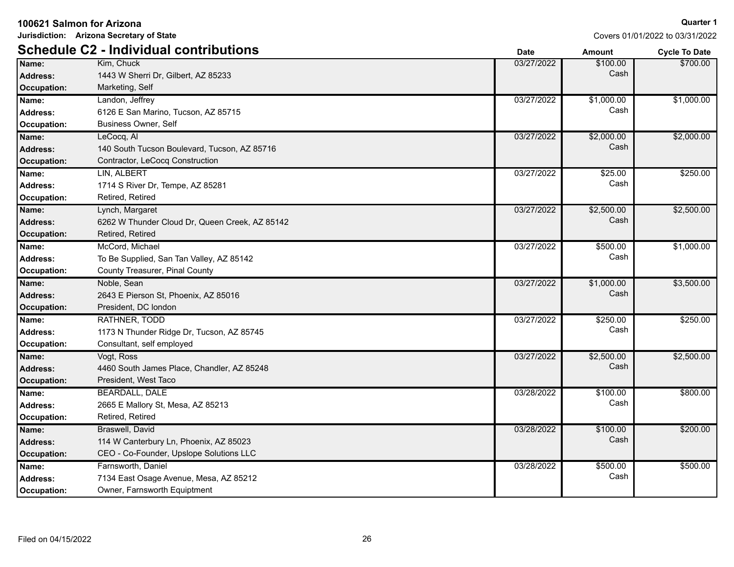**100621 Salmon for Arizona**

**Jurisdiction: Arizona Secretary of State**

**Quarter 1**

Covers 01/01/2022 to 03/31/2022

## Schedule C2 - Individual contributions

| | | Date | Amount | Cycle To Date |
|---|---|---|---|---|
| **Name:** | Kim, Chuck | 03/27/2022 | $100.00 | $700.00 |
| **Address:** | 1443 W Sherri Dr, Gilbert, AZ 85233 | | Cash | |
| **Occupation:** | Marketing, Self | | | |
| **Name:** | Landon, Jeffrey | 03/27/2022 | $1,000.00 | $1,000.00 |
| **Address:** | 6126 E San Marino, Tucson, AZ 85715 | | Cash | |
| **Occupation:** | Business Owner, Self | | | |
| **Name:** | LeCocq, Al | 03/27/2022 | $2,000.00 | $2,000.00 |
| **Address:** | 140 South Tucson Boulevard, Tucson, AZ 85716 | | Cash | |
| **Occupation:** | Contractor, LeCocq Construction | | | |
| **Name:** | LIN, ALBERT | 03/27/2022 | $25.00 | $250.00 |
| **Address:** | 1714 S River Dr, Tempe, AZ 85281 | | Cash | |
| **Occupation:** | Retired, Retired | | | |
| **Name:** | Lynch, Margaret | 03/27/2022 | $2,500.00 | $2,500.00 |
| **Address:** | 6262 W Thunder Cloud Dr, Queen Creek, AZ 85142 | | Cash | |
| **Occupation:** | Retired, Retired | | | |
| **Name:** | McCord, Michael | 03/27/2022 | $500.00 | $1,000.00 |
| **Address:** | To Be Supplied, San Tan Valley, AZ 85142 | | Cash | |
| **Occupation:** | County Treasurer, Pinal County | | | |
| **Name:** | Noble, Sean | 03/27/2022 | $1,000.00 | $3,500.00 |
| **Address:** | 2643 E Pierson St, Phoenix, AZ 85016 | | Cash | |
| **Occupation:** | President, DC london | | | |
| **Name:** | RATHNER, TODD | 03/27/2022 | $250.00 | $250.00 |
| **Address:** | 1173 N Thunder Ridge Dr, Tucson, AZ 85745 | | Cash | |
| **Occupation:** | Consultant, self employed | | | |
| **Name:** | Vogt, Ross | 03/27/2022 | $2,500.00 | $2,500.00 |
| **Address:** | 4460 South James Place, Chandler, AZ 85248 | | Cash | |
| **Occupation:** | President, West Taco | | | |
| **Name:** | BEARDALL, DALE | 03/28/2022 | $100.00 | $800.00 |
| **Address:** | 2665 E Mallory St, Mesa, AZ 85213 | | Cash | |
| **Occupation:** | Retired, Retired | | | |
| **Name:** | Braswell, David | 03/28/2022 | $100.00 | $200.00 |
| **Address:** | 114 W Canterbury Ln, Phoenix, AZ 85023 | | Cash | |
| **Occupation:** | CEO - Co-Founder, Upslope Solutions LLC | | | |
| **Name:** | Farnsworth, Daniel | 03/28/2022 | $500.00 | $500.00 |
| **Address:** | 7134 East Osage Avenue, Mesa, AZ 85212 | | Cash | |
| **Occupation:** | Owner, Farnsworth Equiptment | | | |

Filed on 04/15/2022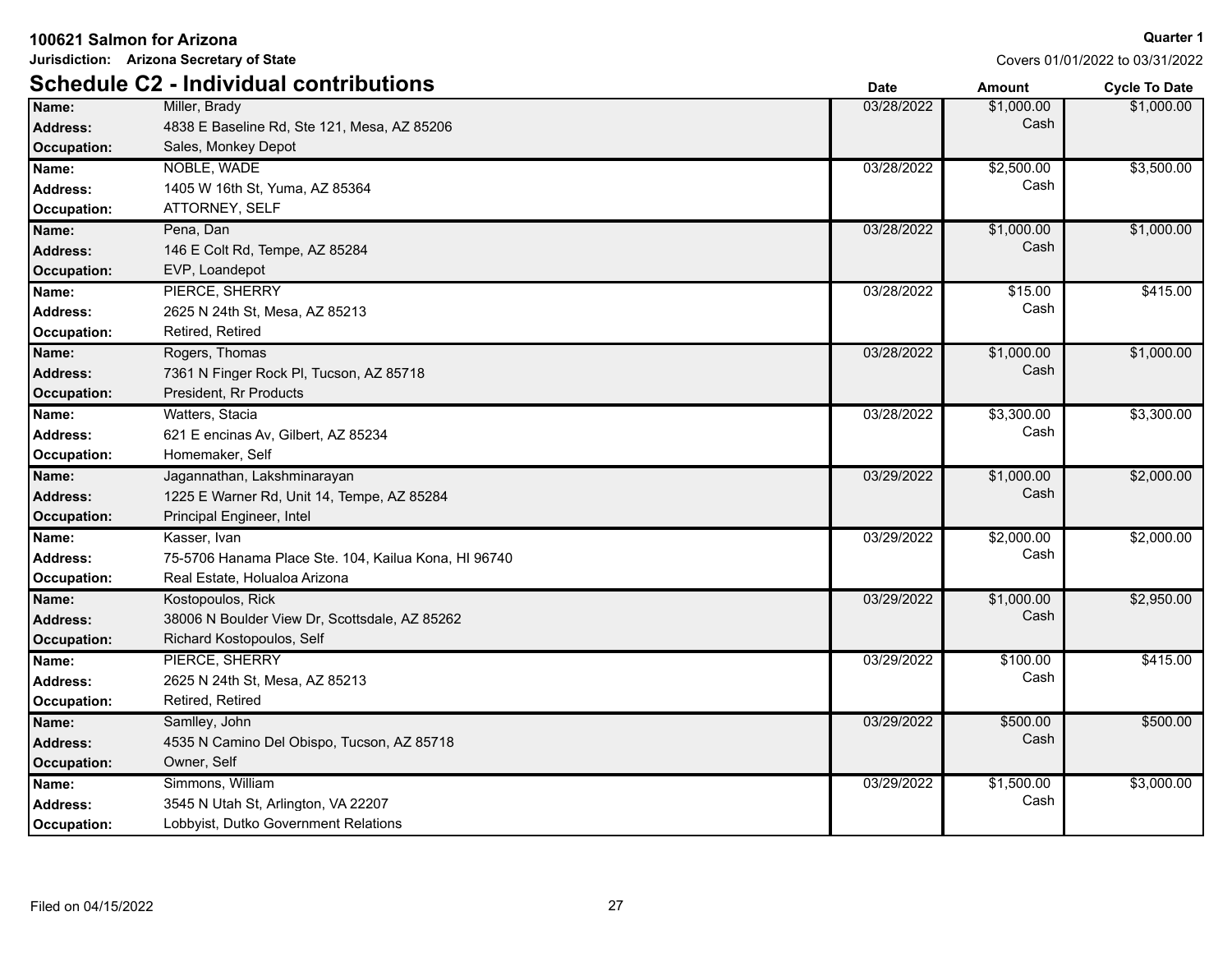**100621 Salmon for Arizona**

**Jurisdiction: Arizona Secretary of State**

**Quarter 1**

Covers 01/01/2022 to 03/31/2022

## Schedule C2 - Individual contributions

| | | Date | Amount | Cycle To Date |
|---|---|---|---|---|
| **Name:** | Miller, Brady | 03/28/2022 | $1,000.00 Cash | $1,000.00 |
| **Address:** | 4838 E Baseline Rd, Ste 121, Mesa, AZ 85206 | | | |
| **Occupation:** | Sales, Monkey Depot | | | |
| **Name:** | NOBLE, WADE | 03/28/2022 | $2,500.00 Cash | $3,500.00 |
| **Address:** | 1405 W 16th St, Yuma, AZ 85364 | | | |
| **Occupation:** | ATTORNEY, SELF | | | |
| **Name:** | Pena, Dan | 03/28/2022 | $1,000.00 Cash | $1,000.00 |
| **Address:** | 146 E Colt Rd, Tempe, AZ 85284 | | | |
| **Occupation:** | EVP, Loandepot | | | |
| **Name:** | PIERCE, SHERRY | 03/28/2022 | $15.00 Cash | $415.00 |
| **Address:** | 2625 N 24th St, Mesa, AZ 85213 | | | |
| **Occupation:** | Retired, Retired | | | |
| **Name:** | Rogers, Thomas | 03/28/2022 | $1,000.00 Cash | $1,000.00 |
| **Address:** | 7361 N Finger Rock Pl, Tucson, AZ 85718 | | | |
| **Occupation:** | President, Rr Products | | | |
| **Name:** | Watters, Stacia | 03/28/2022 | $3,300.00 Cash | $3,300.00 |
| **Address:** | 621 E encinas Av, Gilbert, AZ 85234 | | | |
| **Occupation:** | Homemaker, Self | | | |
| **Name:** | Jagannathan, Lakshminarayan | 03/29/2022 | $1,000.00 Cash | $2,000.00 |
| **Address:** | 1225 E Warner Rd, Unit 14, Tempe, AZ 85284 | | | |
| **Occupation:** | Principal Engineer, Intel | | | |
| **Name:** | Kasser, Ivan | 03/29/2022 | $2,000.00 Cash | $2,000.00 |
| **Address:** | 75-5706 Hanama Place Ste. 104, Kailua Kona, HI 96740 | | | |
| **Occupation:** | Real Estate, Holualoa Arizona | | | |
| **Name:** | Kostopoulos, Rick | 03/29/2022 | $1,000.00 Cash | $2,950.00 |
| **Address:** | 38006 N Boulder View Dr, Scottsdale, AZ 85262 | | | |
| **Occupation:** | Richard Kostopoulos, Self | | | |
| **Name:** | PIERCE, SHERRY | 03/29/2022 | $100.00 Cash | $415.00 |
| **Address:** | 2625 N 24th St, Mesa, AZ 85213 | | | |
| **Occupation:** | Retired, Retired | | | |
| **Name:** | Samlley, John | 03/29/2022 | $500.00 Cash | $500.00 |
| **Address:** | 4535 N Camino Del Obispo, Tucson, AZ 85718 | | | |
| **Occupation:** | Owner, Self | | | |
| **Name:** | Simmons, William | 03/29/2022 | $1,500.00 Cash | $3,000.00 |
| **Address:** | 3545 N Utah St, Arlington, VA 22207 | | | |
| **Occupation:** | Lobbyist, Dutko Government Relations | | | |

Filed on 04/15/2022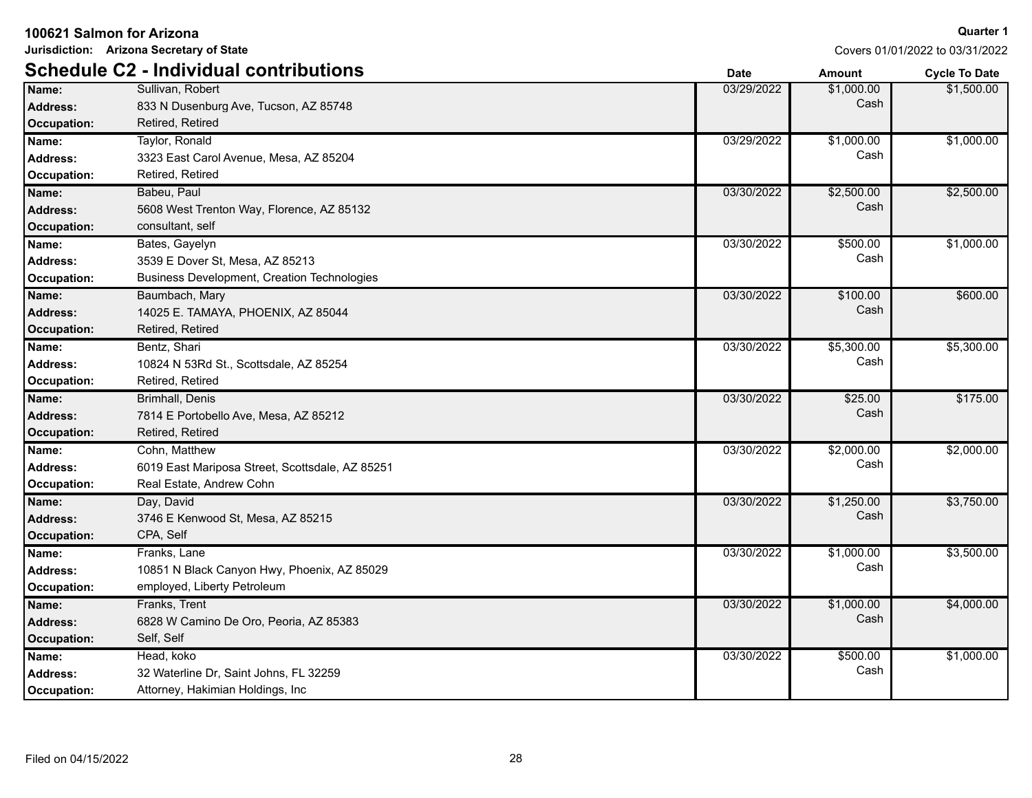**100621 Salmon for Arizona**

**Jurisdiction: Arizona Secretary of State**

**Quarter 1**

Covers 01/01/2022 to 03/31/2022

## Schedule C2 - Individual contributions

| | | Date | Amount | Cycle To Date |
|---|---|---|---|---|
| **Name:** | Sullivan, Robert | 03/29/2022 | $1,000.00 | $1,500.00 |
| **Address:** | 833 N Dusenburg Ave, Tucson, AZ 85748 | | Cash | |
| **Occupation:** | Retired, Retired | | | |
| **Name:** | Taylor, Ronald | 03/29/2022 | $1,000.00 | $1,000.00 |
| **Address:** | 3323 East Carol Avenue, Mesa, AZ 85204 | | Cash | |
| **Occupation:** | Retired, Retired | | | |
| **Name:** | Babeu, Paul | 03/30/2022 | $2,500.00 | $2,500.00 |
| **Address:** | 5608 West Trenton Way, Florence, AZ 85132 | | Cash | |
| **Occupation:** | consultant, self | | | |
| **Name:** | Bates, Gayelyn | 03/30/2022 | $500.00 | $1,000.00 |
| **Address:** | 3539 E Dover St, Mesa, AZ 85213 | | Cash | |
| **Occupation:** | Business Development, Creation Technologies | | | |
| **Name:** | Baumbach, Mary | 03/30/2022 | $100.00 | $600.00 |
| **Address:** | 14025 E. TAMAYA, PHOENIX, AZ 85044 | | Cash | |
| **Occupation:** | Retired, Retired | | | |
| **Name:** | Bentz, Shari | 03/30/2022 | $5,300.00 | $5,300.00 |
| **Address:** | 10824 N 53Rd St., Scottsdale, AZ 85254 | | Cash | |
| **Occupation:** | Retired, Retired | | | |
| **Name:** | Brimhall, Denis | 03/30/2022 | $25.00 | $175.00 |
| **Address:** | 7814 E Portobello Ave, Mesa, AZ 85212 | | Cash | |
| **Occupation:** | Retired, Retired | | | |
| **Name:** | Cohn, Matthew | 03/30/2022 | $2,000.00 | $2,000.00 |
| **Address:** | 6019 East Mariposa Street, Scottsdale, AZ 85251 | | Cash | |
| **Occupation:** | Real Estate, Andrew Cohn | | | |
| **Name:** | Day, David | 03/30/2022 | $1,250.00 | $3,750.00 |
| **Address:** | 3746 E Kenwood St, Mesa, AZ 85215 | | Cash | |
| **Occupation:** | CPA, Self | | | |
| **Name:** | Franks, Lane | 03/30/2022 | $1,000.00 | $3,500.00 |
| **Address:** | 10851 N Black Canyon Hwy, Phoenix, AZ 85029 | | Cash | |
| **Occupation:** | employed, Liberty Petroleum | | | |
| **Name:** | Franks, Trent | 03/30/2022 | $1,000.00 | $4,000.00 |
| **Address:** | 6828 W Camino De Oro, Peoria, AZ 85383 | | Cash | |
| **Occupation:** | Self, Self | | | |
| **Name:** | Head, koko | 03/30/2022 | $500.00 | $1,000.00 |
| **Address:** | 32 Waterline Dr, Saint Johns, FL 32259 | | Cash | |
| **Occupation:** | Attorney, Hakimian Holdings, Inc | | | |

Filed on 04/15/2022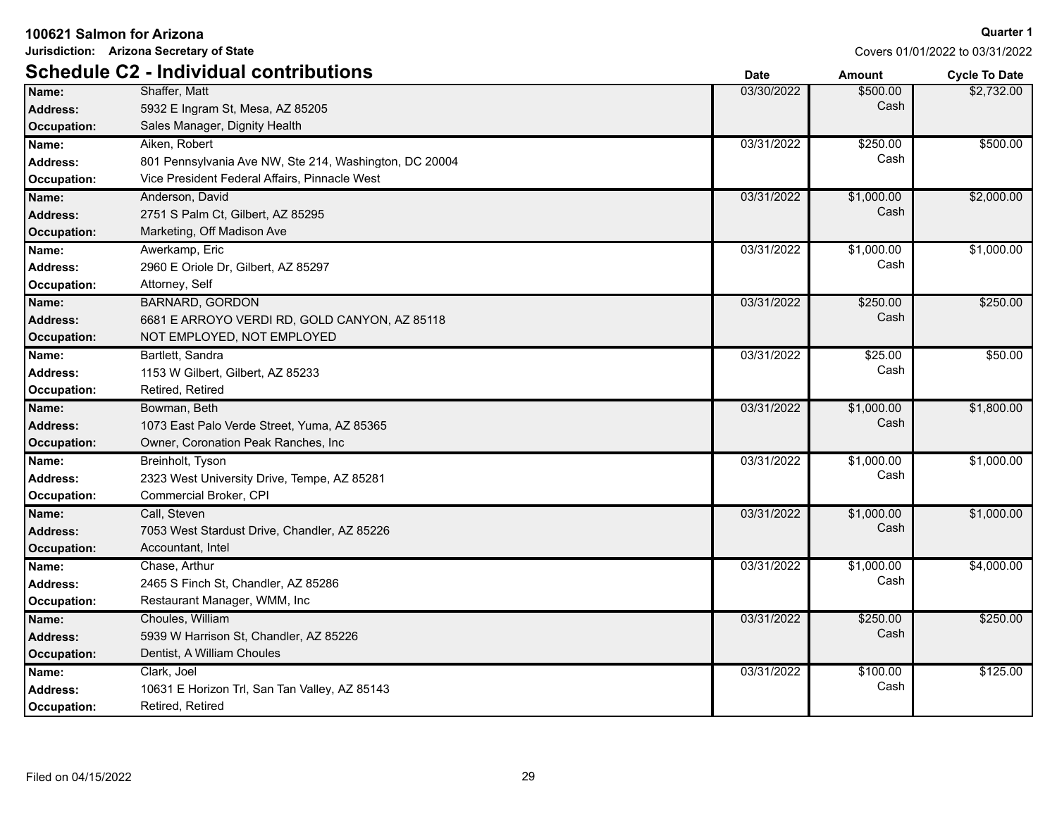**100621 Salmon for Arizona**

**Jurisdiction: Arizona Secretary of State**

**Quarter 1**

Covers 01/01/2022 to 03/31/2022

## Schedule C2 - Individual contributions

| | | Date | Amount | Cycle To Date |
|---|---|---|---|---|
| **Name:** | Shaffer, Matt | 03/30/2022 | $500.00 Cash | $2,732.00 |
| **Address:** | 5932 E Ingram St, Mesa, AZ 85205 | | | |
| **Occupation:** | Sales Manager, Dignity Health | | | |
| **Name:** | Aiken, Robert | 03/31/2022 | $250.00 Cash | $500.00 |
| **Address:** | 801 Pennsylvania Ave NW, Ste 214, Washington, DC 20004 | | | |
| **Occupation:** | Vice President Federal Affairs, Pinnacle West | | | |
| **Name:** | Anderson, David | 03/31/2022 | $1,000.00 Cash | $2,000.00 |
| **Address:** | 2751 S Palm Ct, Gilbert, AZ 85295 | | | |
| **Occupation:** | Marketing, Off Madison Ave | | | |
| **Name:** | Awerkamp, Eric | 03/31/2022 | $1,000.00 Cash | $1,000.00 |
| **Address:** | 2960 E Oriole Dr, Gilbert, AZ 85297 | | | |
| **Occupation:** | Attorney, Self | | | |
| **Name:** | BARNARD, GORDON | 03/31/2022 | $250.00 Cash | $250.00 |
| **Address:** | 6681 E ARROYO VERDI RD, GOLD CANYON, AZ 85118 | | | |
| **Occupation:** | NOT EMPLOYED, NOT EMPLOYED | | | |
| **Name:** | Bartlett, Sandra | 03/31/2022 | $25.00 Cash | $50.00 |
| **Address:** | 1153 W Gilbert, Gilbert, AZ 85233 | | | |
| **Occupation:** | Retired, Retired | | | |
| **Name:** | Bowman, Beth | 03/31/2022 | $1,000.00 Cash | $1,800.00 |
| **Address:** | 1073 East Palo Verde Street, Yuma, AZ 85365 | | | |
| **Occupation:** | Owner, Coronation Peak Ranches, Inc | | | |
| **Name:** | Breinholt, Tyson | 03/31/2022 | $1,000.00 Cash | $1,000.00 |
| **Address:** | 2323 West University Drive, Tempe, AZ 85281 | | | |
| **Occupation:** | Commercial Broker, CPI | | | |
| **Name:** | Call, Steven | 03/31/2022 | $1,000.00 Cash | $1,000.00 |
| **Address:** | 7053 West Stardust Drive, Chandler, AZ 85226 | | | |
| **Occupation:** | Accountant, Intel | | | |
| **Name:** | Chase, Arthur | 03/31/2022 | $1,000.00 Cash | $4,000.00 |
| **Address:** | 2465 S Finch St, Chandler, AZ 85286 | | | |
| **Occupation:** | Restaurant Manager, WMM, Inc | | | |
| **Name:** | Choules, William | 03/31/2022 | $250.00 Cash | $250.00 |
| **Address:** | 5939 W Harrison St, Chandler, AZ 85226 | | | |
| **Occupation:** | Dentist, A William Choules | | | |
| **Name:** | Clark, Joel | 03/31/2022 | $100.00 Cash | $125.00 |
| **Address:** | 10631 E Horizon Trl, San Tan Valley, AZ 85143 | | | |
| **Occupation:** | Retired, Retired | | | |

Filed on 04/15/2022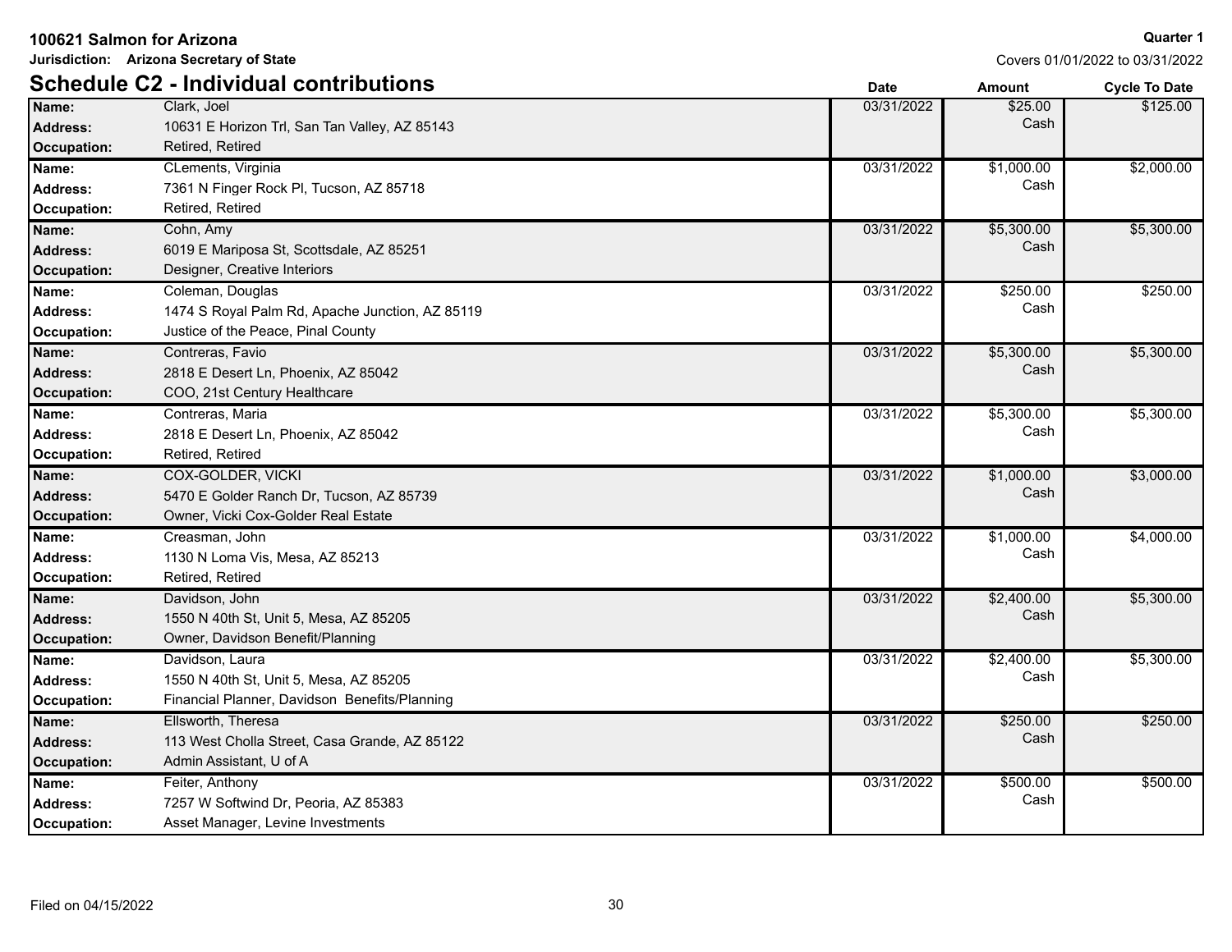**100621 Salmon for Arizona**

**Jurisdiction: Arizona Secretary of State**

**Quarter 1**

Covers 01/01/2022 to 03/31/2022

## Schedule C2 - Individual contributions

| Name / Address / Occupation | | Date | Amount | Cycle To Date |
|---|---|---|---|---|
| **Name:** | Clark, Joel | 03/31/2022 | $25.00 Cash | $125.00 |
| **Address:** | 10631 E Horizon Trl, San Tan Valley, AZ 85143 | | | |
| **Occupation:** | Retired, Retired | | | |
| **Name:** | CLements, Virginia | 03/31/2022 | $1,000.00 Cash | $2,000.00 |
| **Address:** | 7361 N Finger Rock Pl, Tucson, AZ 85718 | | | |
| **Occupation:** | Retired, Retired | | | |
| **Name:** | Cohn, Amy | 03/31/2022 | $5,300.00 Cash | $5,300.00 |
| **Address:** | 6019 E Mariposa St, Scottsdale, AZ 85251 | | | |
| **Occupation:** | Designer, Creative Interiors | | | |
| **Name:** | Coleman, Douglas | 03/31/2022 | $250.00 Cash | $250.00 |
| **Address:** | 1474 S Royal Palm Rd, Apache Junction, AZ 85119 | | | |
| **Occupation:** | Justice of the Peace, Pinal County | | | |
| **Name:** | Contreras, Favio | 03/31/2022 | $5,300.00 Cash | $5,300.00 |
| **Address:** | 2818 E Desert Ln, Phoenix, AZ 85042 | | | |
| **Occupation:** | COO, 21st Century Healthcare | | | |
| **Name:** | Contreras, Maria | 03/31/2022 | $5,300.00 Cash | $5,300.00 |
| **Address:** | 2818 E Desert Ln, Phoenix, AZ 85042 | | | |
| **Occupation:** | Retired, Retired | | | |
| **Name:** | COX-GOLDER, VICKI | 03/31/2022 | $1,000.00 Cash | $3,000.00 |
| **Address:** | 5470 E Golder Ranch Dr, Tucson, AZ 85739 | | | |
| **Occupation:** | Owner, Vicki Cox-Golder Real Estate | | | |
| **Name:** | Creasman, John | 03/31/2022 | $1,000.00 Cash | $4,000.00 |
| **Address:** | 1130 N Loma Vis, Mesa, AZ 85213 | | | |
| **Occupation:** | Retired, Retired | | | |
| **Name:** | Davidson, John | 03/31/2022 | $2,400.00 Cash | $5,300.00 |
| **Address:** | 1550 N 40th St, Unit 5, Mesa, AZ 85205 | | | |
| **Occupation:** | Owner, Davidson Benefit/Planning | | | |
| **Name:** | Davidson, Laura | 03/31/2022 | $2,400.00 Cash | $5,300.00 |
| **Address:** | 1550 N 40th St, Unit 5, Mesa, AZ 85205 | | | |
| **Occupation:** | Financial Planner, Davidson Benefits/Planning | | | |
| **Name:** | Ellsworth, Theresa | 03/31/2022 | $250.00 Cash | $250.00 |
| **Address:** | 113 West Cholla Street, Casa Grande, AZ 85122 | | | |
| **Occupation:** | Admin Assistant, U of A | | | |
| **Name:** | Feiter, Anthony | 03/31/2022 | $500.00 Cash | $500.00 |
| **Address:** | 7257 W Softwind Dr, Peoria, AZ 85383 | | | |
| **Occupation:** | Asset Manager, Levine Investments | | | |

Filed on 04/15/2022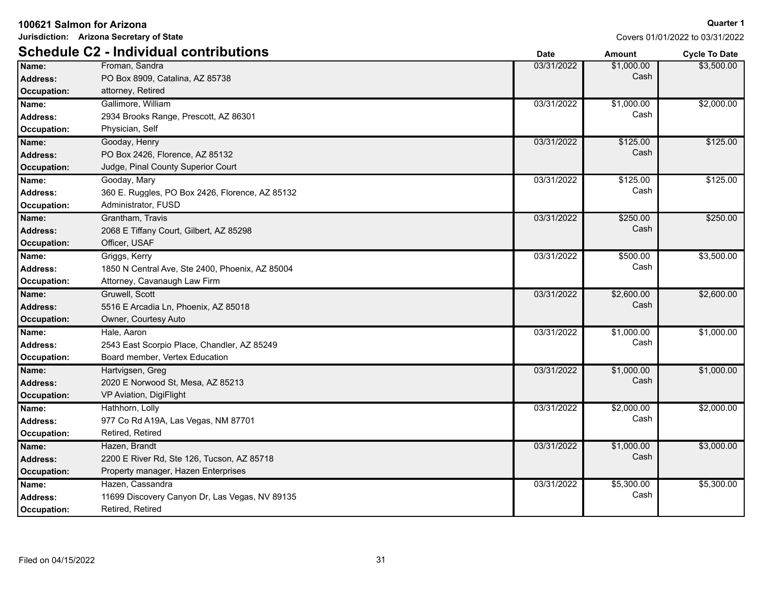**100621 Salmon for Arizona**

**Jurisdiction: Arizona Secretary of State**

**Quarter 1**

Covers 01/01/2022 to 03/31/2022

## Schedule C2 - Individual contributions

| Name / Address / Occupation | | Date | Amount | Cycle To Date |
|---|---|---|---|---|
| **Name:** | Froman, Sandra | 03/31/2022 | $1,000.00 Cash | $3,500.00 |
| **Address:** | PO Box 8909, Catalina, AZ 85738 | | | |
| **Occupation:** | attorney, Retired | | | |
| **Name:** | Gallimore, William | 03/31/2022 | $1,000.00 Cash | $2,000.00 |
| **Address:** | 2934 Brooks Range, Prescott, AZ 86301 | | | |
| **Occupation:** | Physician, Self | | | |
| **Name:** | Gooday, Henry | 03/31/2022 | $125.00 Cash | $125.00 |
| **Address:** | PO Box 2426, Florence, AZ 85132 | | | |
| **Occupation:** | Judge, Pinal County Superior Court | | | |
| **Name:** | Gooday, Mary | 03/31/2022 | $125.00 Cash | $125.00 |
| **Address:** | 360 E. Ruggles, PO Box 2426, Florence, AZ 85132 | | | |
| **Occupation:** | Administrator, FUSD | | | |
| **Name:** | Grantham, Travis | 03/31/2022 | $250.00 Cash | $250.00 |
| **Address:** | 2068 E Tiffany Court, Gilbert, AZ 85298 | | | |
| **Occupation:** | Officer, USAF | | | |
| **Name:** | Griggs, Kerry | 03/31/2022 | $500.00 Cash | $3,500.00 |
| **Address:** | 1850 N Central Ave, Ste 2400, Phoenix, AZ 85004 | | | |
| **Occupation:** | Attorney, Cavanaugh Law Firm | | | |
| **Name:** | Gruwell, Scott | 03/31/2022 | $2,600.00 Cash | $2,600.00 |
| **Address:** | 5516 E Arcadia Ln, Phoenix, AZ 85018 | | | |
| **Occupation:** | Owner, Courtesy Auto | | | |
| **Name:** | Hale, Aaron | 03/31/2022 | $1,000.00 Cash | $1,000.00 |
| **Address:** | 2543 East Scorpio Place, Chandler, AZ 85249 | | | |
| **Occupation:** | Board member, Vertex Education | | | |
| **Name:** | Hartvigsen, Greg | 03/31/2022 | $1,000.00 Cash | $1,000.00 |
| **Address:** | 2020 E Norwood St, Mesa, AZ 85213 | | | |
| **Occupation:** | VP Aviation, DigiFlight | | | |
| **Name:** | Hathhorn, Lolly | 03/31/2022 | $2,000.00 Cash | $2,000.00 |
| **Address:** | 977 Co Rd A19A, Las Vegas, NM 87701 | | | |
| **Occupation:** | Retired, Retired | | | |
| **Name:** | Hazen, Brandt | 03/31/2022 | $1,000.00 Cash | $3,000.00 |
| **Address:** | 2200 E River Rd, Ste 126, Tucson, AZ 85718 | | | |
| **Occupation:** | Property manager, Hazen Enterprises | | | |
| **Name:** | Hazen, Cassandra | 03/31/2022 | $5,300.00 Cash | $5,300.00 |
| **Address:** | 11699 Discovery Canyon Dr, Las Vegas, NV 89135 | | | |
| **Occupation:** | Retired, Retired | | | |

Filed on 04/15/2022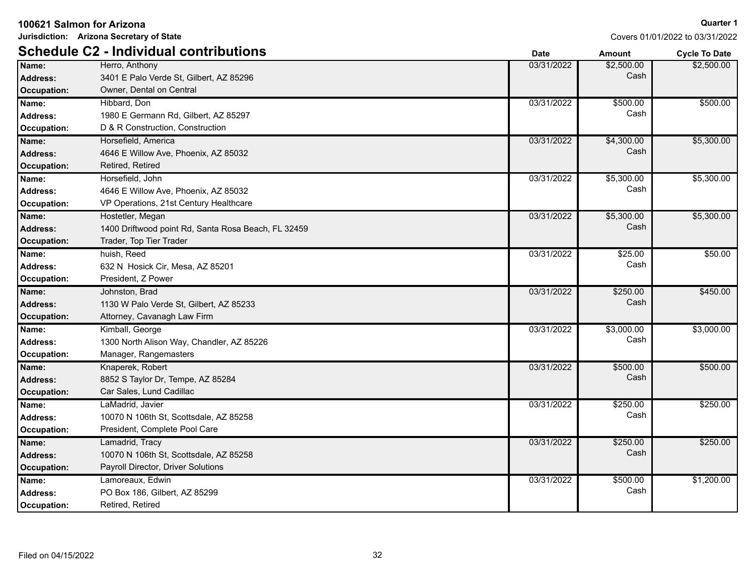**100621 Salmon for Arizona**
**Jurisdiction: Arizona Secretary of State**

**Quarter 1**
Covers 01/01/2022 to 03/31/2022

## Schedule C2 - Individual contributions

| Name / Address / Occupation | | Date | Amount | Cycle To Date |
|---|---|---|---|---|
| **Name:** | Herro, Anthony | 03/31/2022 | $2,500.00 Cash | $2,500.00 |
| **Address:** | 3401 E Palo Verde St, Gilbert, AZ 85296 | | | |
| **Occupation:** | Owner, Dental on Central | | | |
| **Name:** | Hibbard, Don | 03/31/2022 | $500.00 Cash | $500.00 |
| **Address:** | 1980 E Germann Rd, Gilbert, AZ 85297 | | | |
| **Occupation:** | D & R Construction, Construction | | | |
| **Name:** | Horsefield, America | 03/31/2022 | $4,300.00 Cash | $5,300.00 |
| **Address:** | 4646 E Willow Ave, Phoenix, AZ 85032 | | | |
| **Occupation:** | Retired, Retired | | | |
| **Name:** | Horsefield, John | 03/31/2022 | $5,300.00 Cash | $5,300.00 |
| **Address:** | 4646 E Willow Ave, Phoenix, AZ 85032 | | | |
| **Occupation:** | VP Operations, 21st Century Healthcare | | | |
| **Name:** | Hostetler, Megan | 03/31/2022 | $5,300.00 Cash | $5,300.00 |
| **Address:** | 1400 Driftwood point Rd, Santa Rosa Beach, FL 32459 | | | |
| **Occupation:** | Trader, Top Tier Trader | | | |
| **Name:** | huish, Reed | 03/31/2022 | $25.00 Cash | $50.00 |
| **Address:** | 632 N Hosick Cir, Mesa, AZ 85201 | | | |
| **Occupation:** | President, Z Power | | | |
| **Name:** | Johnston, Brad | 03/31/2022 | $250.00 Cash | $450.00 |
| **Address:** | 1130 W Palo Verde St, Gilbert, AZ 85233 | | | |
| **Occupation:** | Attorney, Cavanagh Law Firm | | | |
| **Name:** | Kimball, George | 03/31/2022 | $3,000.00 Cash | $3,000.00 |
| **Address:** | 1300 North Alison Way, Chandler, AZ 85226 | | | |
| **Occupation:** | Manager, Rangemasters | | | |
| **Name:** | Knaperek, Robert | 03/31/2022 | $500.00 Cash | $500.00 |
| **Address:** | 8852 S Taylor Dr, Tempe, AZ 85284 | | | |
| **Occupation:** | Car Sales, Lund Cadillac | | | |
| **Name:** | LaMadrid, Javier | 03/31/2022 | $250.00 Cash | $250.00 |
| **Address:** | 10070 N 106th St, Scottsdale, AZ 85258 | | | |
| **Occupation:** | President, Complete Pool Care | | | |
| **Name:** | Lamadrid, Tracy | 03/31/2022 | $250.00 Cash | $250.00 |
| **Address:** | 10070 N 106th St, Scottsdale, AZ 85258 | | | |
| **Occupation:** | Payroll Director, Driver Solutions | | | |
| **Name:** | Lamoreaux, Edwin | 03/31/2022 | $500.00 Cash | $1,200.00 |
| **Address:** | PO Box 186, Gilbert, AZ 85299 | | | |
| **Occupation:** | Retired, Retired | | | |

Filed on 04/15/2022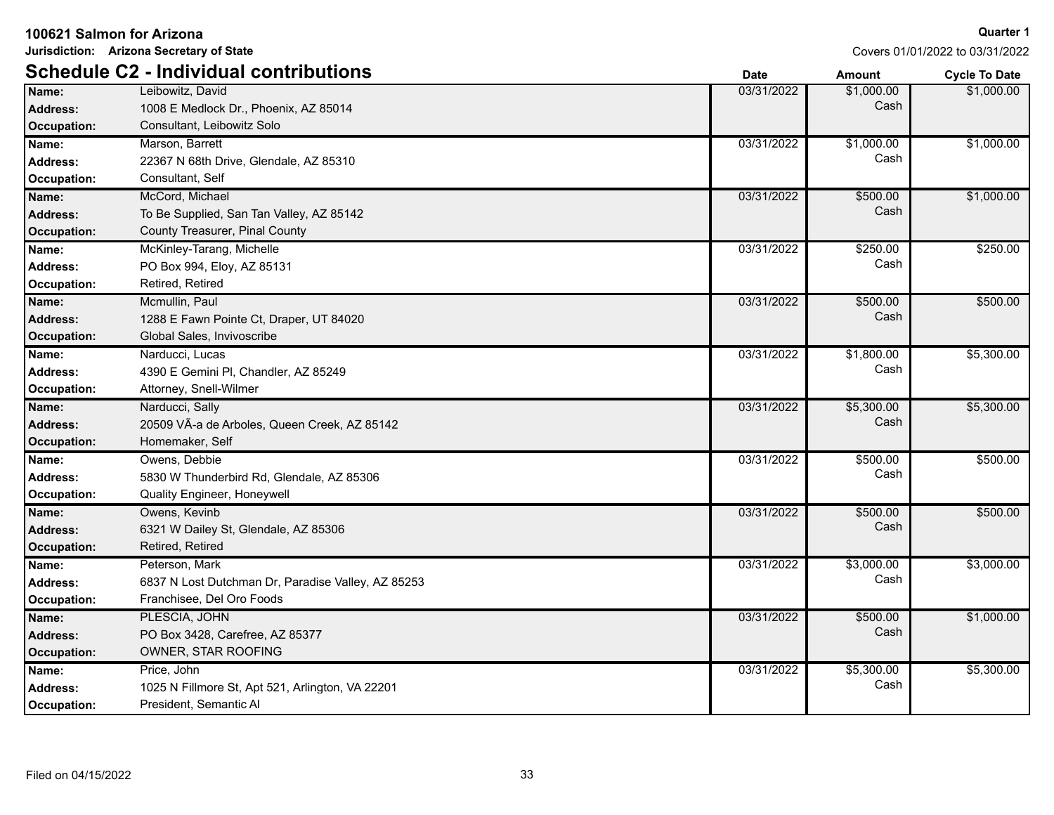**100621 Salmon for Arizona**

**Jurisdiction: Arizona Secretary of State**

**Quarter 1**

Covers 01/01/2022 to 03/31/2022

## Schedule C2 - Individual contributions

| | | Date | Amount | Cycle To Date |
|---|---|---|---|---|
| **Name:** | Leibowitz, David | 03/31/2022 | $1,000.00 Cash | $1,000.00 |
| **Address:** | 1008 E Medlock Dr., Phoenix, AZ 85014 | | | |
| **Occupation:** | Consultant, Leibowitz Solo | | | |
| **Name:** | Marson, Barrett | 03/31/2022 | $1,000.00 Cash | $1,000.00 |
| **Address:** | 22367 N 68th Drive, Glendale, AZ 85310 | | | |
| **Occupation:** | Consultant, Self | | | |
| **Name:** | McCord, Michael | 03/31/2022 | $500.00 Cash | $1,000.00 |
| **Address:** | To Be Supplied, San Tan Valley, AZ 85142 | | | |
| **Occupation:** | County Treasurer, Pinal County | | | |
| **Name:** | McKinley-Tarang, Michelle | 03/31/2022 | $250.00 Cash | $250.00 |
| **Address:** | PO Box 994, Eloy, AZ 85131 | | | |
| **Occupation:** | Retired, Retired | | | |
| **Name:** | Mcmullin, Paul | 03/31/2022 | $500.00 Cash | $500.00 |
| **Address:** | 1288 E Fawn Pointe Ct, Draper, UT 84020 | | | |
| **Occupation:** | Global Sales, Invivoscribe | | | |
| **Name:** | Narducci, Lucas | 03/31/2022 | $1,800.00 Cash | $5,300.00 |
| **Address:** | 4390 E Gemini Pl, Chandler, AZ 85249 | | | |
| **Occupation:** | Attorney, Snell-Wilmer | | | |
| **Name:** | Narducci, Sally | 03/31/2022 | $5,300.00 Cash | $5,300.00 |
| **Address:** | 20509 VÃ­a de Arboles, Queen Creek, AZ 85142 | | | |
| **Occupation:** | Homemaker, Self | | | |
| **Name:** | Owens, Debbie | 03/31/2022 | $500.00 Cash | $500.00 |
| **Address:** | 5830 W Thunderbird Rd, Glendale, AZ 85306 | | | |
| **Occupation:** | Quality Engineer, Honeywell | | | |
| **Name:** | Owens, Kevinb | 03/31/2022 | $500.00 Cash | $500.00 |
| **Address:** | 6321 W Dailey St, Glendale, AZ 85306 | | | |
| **Occupation:** | Retired, Retired | | | |
| **Name:** | Peterson, Mark | 03/31/2022 | $3,000.00 Cash | $3,000.00 |
| **Address:** | 6837 N Lost Dutchman Dr, Paradise Valley, AZ 85253 | | | |
| **Occupation:** | Franchisee, Del Oro Foods | | | |
| **Name:** | PLESCIA, JOHN | 03/31/2022 | $500.00 Cash | $1,000.00 |
| **Address:** | PO Box 3428, Carefree, AZ 85377 | | | |
| **Occupation:** | OWNER, STAR ROOFING | | | |
| **Name:** | Price, John | 03/31/2022 | $5,300.00 Cash | $5,300.00 |
| **Address:** | 1025 N Fillmore St, Apt 521, Arlington, VA 22201 | | | |
| **Occupation:** | President, Semantic AI | | | |

Filed on 04/15/2022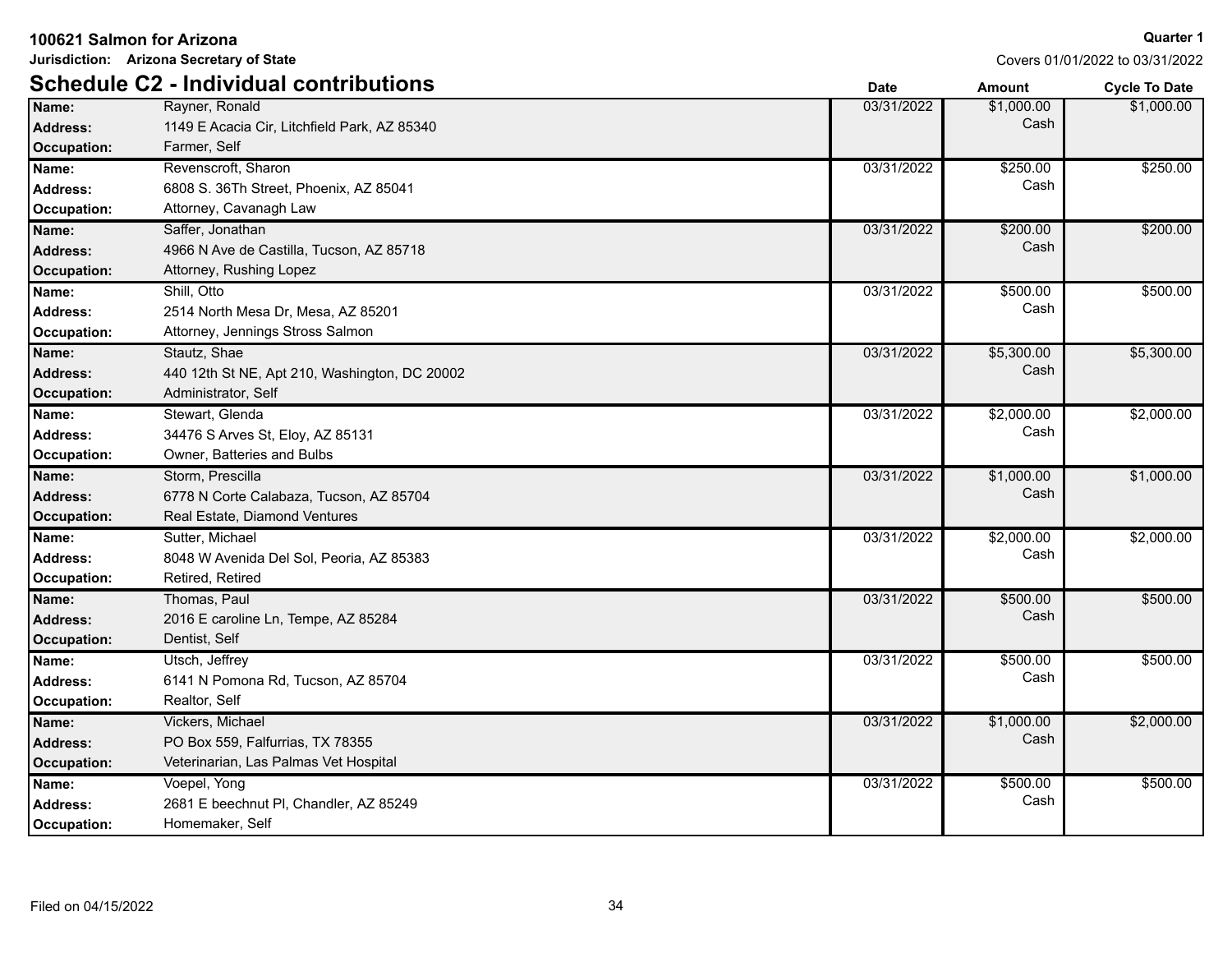**100621 Salmon for Arizona**
**Jurisdiction: Arizona Secretary of State**

**Quarter 1**
Covers 01/01/2022 to 03/31/2022

## Schedule C2 - Individual contributions

| | | Date | Amount | Cycle To Date |
|---|---|---|---|---|
| **Name:** | Rayner, Ronald | 03/31/2022 | $1,000.00 Cash | $1,000.00 |
| **Address:** | 1149 E Acacia Cir, Litchfield Park, AZ 85340 | | | |
| **Occupation:** | Farmer, Self | | | |
| **Name:** | Revenscroft, Sharon | 03/31/2022 | $250.00 Cash | $250.00 |
| **Address:** | 6808 S. 36Th Street, Phoenix, AZ 85041 | | | |
| **Occupation:** | Attorney, Cavanagh Law | | | |
| **Name:** | Saffer, Jonathan | 03/31/2022 | $200.00 Cash | $200.00 |
| **Address:** | 4966 N Ave de Castilla, Tucson, AZ 85718 | | | |
| **Occupation:** | Attorney, Rushing Lopez | | | |
| **Name:** | Shill, Otto | 03/31/2022 | $500.00 Cash | $500.00 |
| **Address:** | 2514 North Mesa Dr, Mesa, AZ 85201 | | | |
| **Occupation:** | Attorney, Jennings Stross Salmon | | | |
| **Name:** | Stautz, Shae | 03/31/2022 | $5,300.00 Cash | $5,300.00 |
| **Address:** | 440 12th St NE, Apt 210, Washington, DC 20002 | | | |
| **Occupation:** | Administrator, Self | | | |
| **Name:** | Stewart, Glenda | 03/31/2022 | $2,000.00 Cash | $2,000.00 |
| **Address:** | 34476 S Arves St, Eloy, AZ 85131 | | | |
| **Occupation:** | Owner, Batteries and Bulbs | | | |
| **Name:** | Storm, Prescilla | 03/31/2022 | $1,000.00 Cash | $1,000.00 |
| **Address:** | 6778 N Corte Calabaza, Tucson, AZ 85704 | | | |
| **Occupation:** | Real Estate, Diamond Ventures | | | |
| **Name:** | Sutter, Michael | 03/31/2022 | $2,000.00 Cash | $2,000.00 |
| **Address:** | 8048 W Avenida Del Sol, Peoria, AZ 85383 | | | |
| **Occupation:** | Retired, Retired | | | |
| **Name:** | Thomas, Paul | 03/31/2022 | $500.00 Cash | $500.00 |
| **Address:** | 2016 E caroline Ln, Tempe, AZ 85284 | | | |
| **Occupation:** | Dentist, Self | | | |
| **Name:** | Utsch, Jeffrey | 03/31/2022 | $500.00 Cash | $500.00 |
| **Address:** | 6141 N Pomona Rd, Tucson, AZ 85704 | | | |
| **Occupation:** | Realtor, Self | | | |
| **Name:** | Vickers, Michael | 03/31/2022 | $1,000.00 Cash | $2,000.00 |
| **Address:** | PO Box 559, Falfurrias, TX 78355 | | | |
| **Occupation:** | Veterinarian, Las Palmas Vet Hospital | | | |
| **Name:** | Voepel, Yong | 03/31/2022 | $500.00 Cash | $500.00 |
| **Address:** | 2681 E beechnut Pl, Chandler, AZ 85249 | | | |
| **Occupation:** | Homemaker, Self | | | |

Filed on 04/15/2022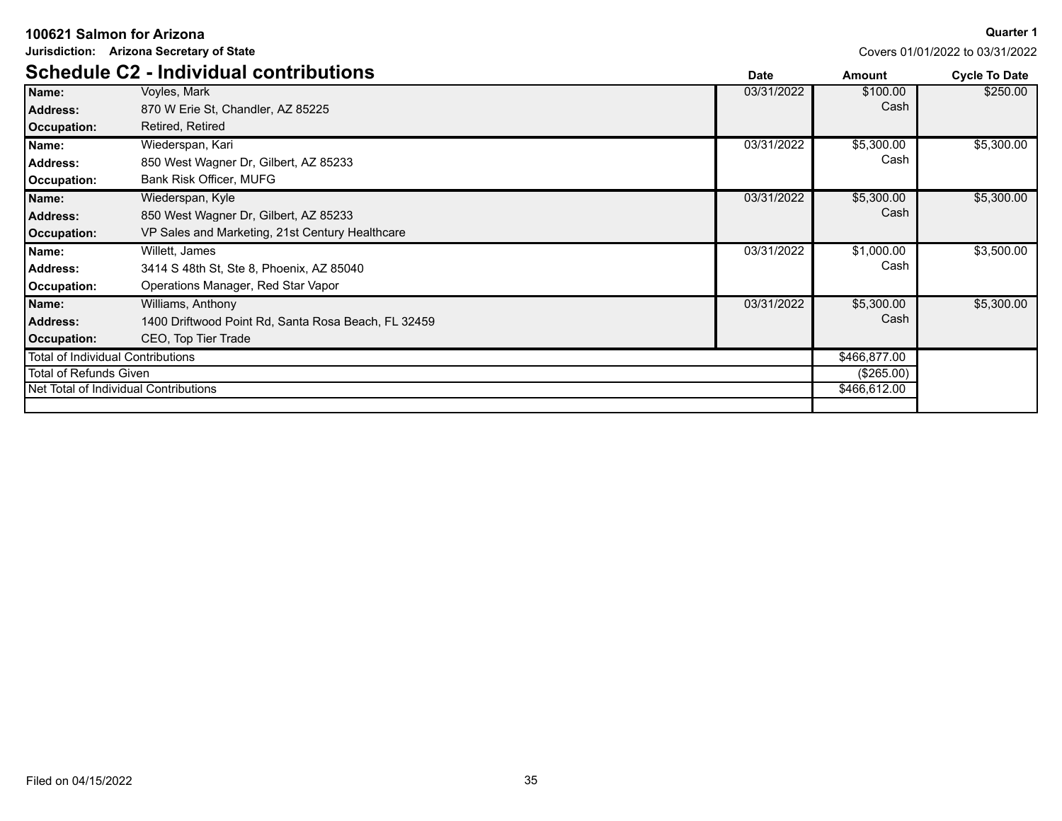**100621 Salmon for Arizona**

**Jurisdiction: Arizona Secretary of State**

**Quarter 1**

Covers 01/01/2022 to 03/31/2022

## Schedule C2 - Individual contributions

| | | Date | Amount | Cycle To Date |
|---|---|---|---|---|
| **Name:** | Voyles, Mark | 03/31/2022 | $100.00 | $250.00 |
| **Address:** | 870 W Erie St, Chandler, AZ 85225 | | Cash | |
| **Occupation:** | Retired, Retired | | | |
| **Name:** | Wiederspan, Kari | 03/31/2022 | $5,300.00 | $5,300.00 |
| **Address:** | 850 West Wagner Dr, Gilbert, AZ 85233 | | Cash | |
| **Occupation:** | Bank Risk Officer, MUFG | | | |
| **Name:** | Wiederspan, Kyle | 03/31/2022 | $5,300.00 | $5,300.00 |
| **Address:** | 850 West Wagner Dr, Gilbert, AZ 85233 | | Cash | |
| **Occupation:** | VP Sales and Marketing, 21st Century Healthcare | | | |
| **Name:** | Willett, James | 03/31/2022 | $1,000.00 | $3,500.00 |
| **Address:** | 3414 S 48th St, Ste 8, Phoenix, AZ 85040 | | Cash | |
| **Occupation:** | Operations Manager, Red Star Vapor | | | |
| **Name:** | Williams, Anthony | 03/31/2022 | $5,300.00 | $5,300.00 |
| **Address:** | 1400 Driftwood Point Rd, Santa Rosa Beach, FL 32459 | | Cash | |
| **Occupation:** | CEO, Top Tier Trade | | | |

| | Amount |
|---|---|
| Total of Individual Contributions | $466,877.00 |
| Total of Refunds Given | ($265.00) |
| Net Total of Individual Contributions | $466,612.00 |

Filed on 04/15/2022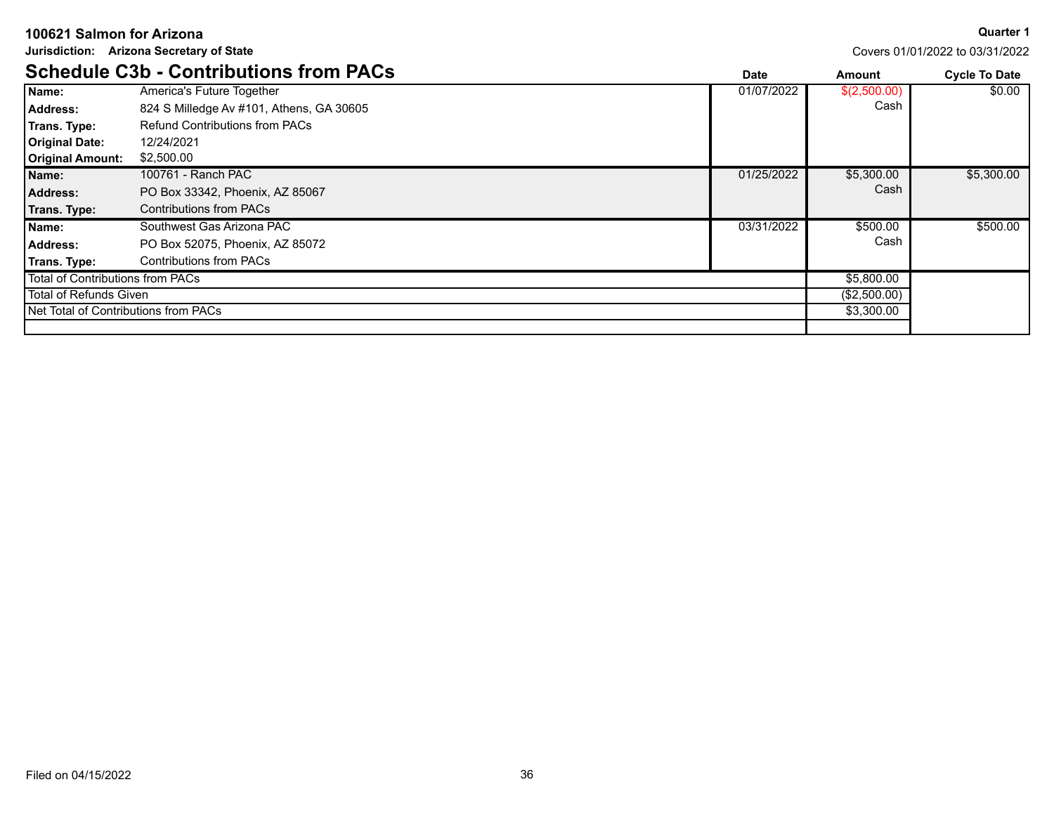**100621 Salmon for Arizona**

**Jurisdiction: Arizona Secretary of State**

**Quarter 1**

Covers 01/01/2022 to 03/31/2022

## Schedule C3b - Contributions from PACs

| | | Date | Amount | Cycle To Date |
|---|---|---|---|---|
| **Name:** | America's Future Together | 01/07/2022 | $(2,500.00) Cash | $0.00 |
| **Address:** | 824 S Milledge Av #101, Athens, GA 30605 | | | |
| **Trans. Type:** | Refund Contributions from PACs | | | |
| **Original Date:** | 12/24/2021 | | | |
| **Original Amount:** | $2,500.00 | | | |
| **Name:** | 100761 - Ranch PAC | 01/25/2022 | $5,300.00 Cash | $5,300.00 |
| **Address:** | PO Box 33342, Phoenix, AZ 85067 | | | |
| **Trans. Type:** | Contributions from PACs | | | |
| **Name:** | Southwest Gas Arizona PAC | 03/31/2022 | $500.00 Cash | $500.00 |
| **Address:** | PO Box 52075, Phoenix, AZ 85072 | | | |
| **Trans. Type:** | Contributions from PACs | | | |
| Total of Contributions from PACs | | | $5,800.00 | |
| Total of Refunds Given | | | ($2,500.00) | |
| Net Total of Contributions from PACs | | | $3,300.00 | |

Filed on 04/15/2022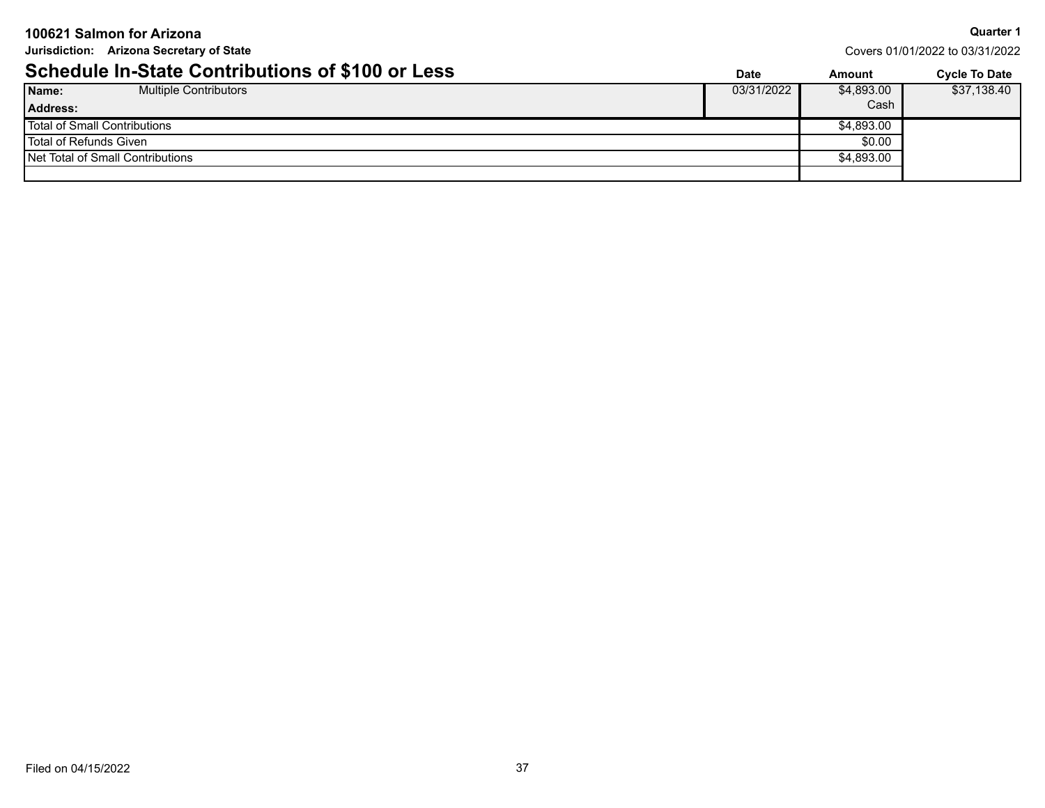**100621 Salmon for Arizona**

**Quarter 1**

**Jurisdiction: Arizona Secretary of State**

Covers 01/01/2022 to 03/31/2022

## Schedule In-State Contributions of $100 or Less

| | Date | Amount | Cycle To Date |
|---|---|---|---|
| **Name:** Multiple Contributors<br>**Address:** | 03/31/2022 | $4,893.00<br>Cash | $37,138.40 |
| Total of Small Contributions | | $4,893.00 | |
| Total of Refunds Given | | $0.00 | |
| Net Total of Small Contributions | | $4,893.00 | |

Filed on 04/15/2022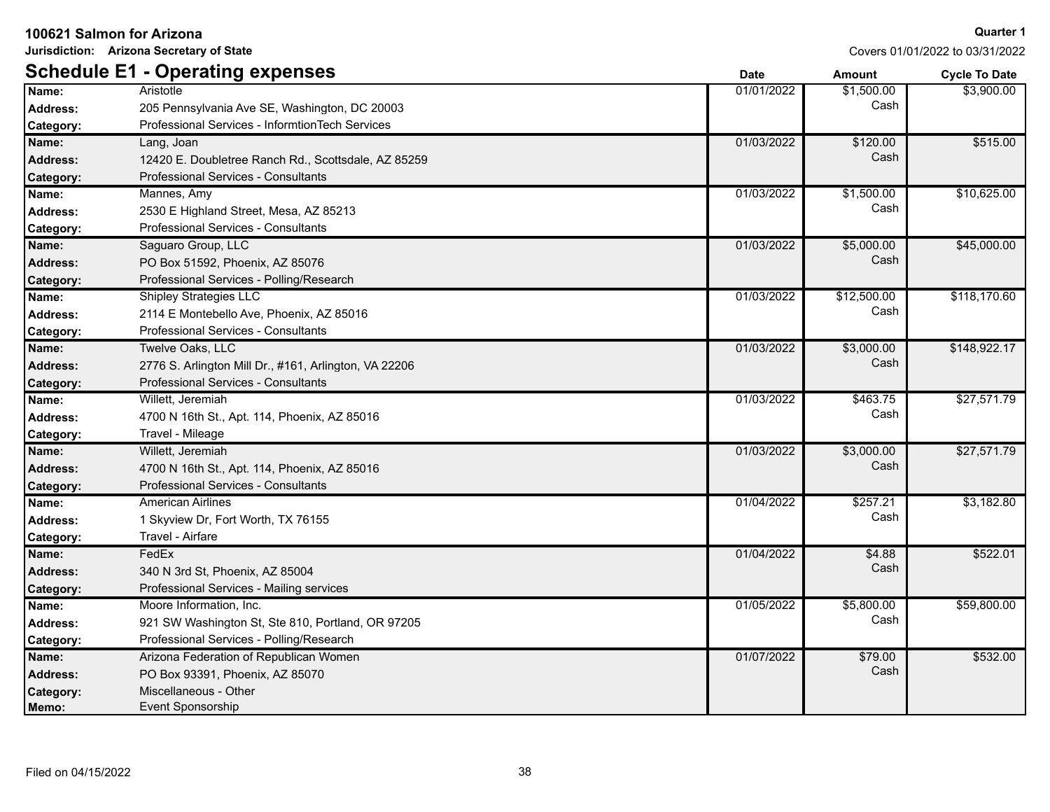**100621 Salmon for Arizona**

**Jurisdiction: Arizona Secretary of State**

**Quarter 1**

Covers 01/01/2022 to 03/31/2022

## Schedule E1 - Operating expenses

| | | Date | Amount | Cycle To Date |
|---|---|---|---|---|
| **Name:** | Aristotle | 01/01/2022 | $1,500.00<br>Cash | $3,900.00 |
| **Address:** | 205 Pennsylvania Ave SE, Washington, DC 20003 | | | |
| **Category:** | Professional Services - InformtionTech Services | | | |
| **Name:** | Lang, Joan | 01/03/2022 | $120.00<br>Cash | $515.00 |
| **Address:** | 12420 E. Doubletree Ranch Rd., Scottsdale, AZ 85259 | | | |
| **Category:** | Professional Services - Consultants | | | |
| **Name:** | Mannes, Amy | 01/03/2022 | $1,500.00<br>Cash | $10,625.00 |
| **Address:** | 2530 E Highland Street, Mesa, AZ 85213 | | | |
| **Category:** | Professional Services - Consultants | | | |
| **Name:** | Saguaro Group, LLC | 01/03/2022 | $5,000.00<br>Cash | $45,000.00 |
| **Address:** | PO Box 51592, Phoenix, AZ 85076 | | | |
| **Category:** | Professional Services - Polling/Research | | | |
| **Name:** | Shipley Strategies LLC | 01/03/2022 | $12,500.00<br>Cash | $118,170.60 |
| **Address:** | 2114 E Montebello Ave, Phoenix, AZ 85016 | | | |
| **Category:** | Professional Services - Consultants | | | |
| **Name:** | Twelve Oaks, LLC | 01/03/2022 | $3,000.00<br>Cash | $148,922.17 |
| **Address:** | 2776 S. Arlington Mill Dr., #161, Arlington, VA 22206 | | | |
| **Category:** | Professional Services - Consultants | | | |
| **Name:** | Willett, Jeremiah | 01/03/2022 | $463.75<br>Cash | $27,571.79 |
| **Address:** | 4700 N 16th St., Apt. 114, Phoenix, AZ 85016 | | | |
| **Category:** | Travel - Mileage | | | |
| **Name:** | Willett, Jeremiah | 01/03/2022 | $3,000.00<br>Cash | $27,571.79 |
| **Address:** | 4700 N 16th St., Apt. 114, Phoenix, AZ 85016 | | | |
| **Category:** | Professional Services - Consultants | | | |
| **Name:** | American Airlines | 01/04/2022 | $257.21<br>Cash | $3,182.80 |
| **Address:** | 1 Skyview Dr, Fort Worth, TX 76155 | | | |
| **Category:** | Travel - Airfare | | | |
| **Name:** | FedEx | 01/04/2022 | $4.88<br>Cash | $522.01 |
| **Address:** | 340 N 3rd St, Phoenix, AZ 85004 | | | |
| **Category:** | Professional Services - Mailing services | | | |
| **Name:** | Moore Information, Inc. | 01/05/2022 | $5,800.00<br>Cash | $59,800.00 |
| **Address:** | 921 SW Washington St, Ste 810, Portland, OR 97205 | | | |
| **Category:** | Professional Services - Polling/Research | | | |
| **Name:** | Arizona Federation of Republican Women | 01/07/2022 | $79.00<br>Cash | $532.00 |
| **Address:** | PO Box 93391, Phoenix, AZ 85070 | | | |
| **Category:** | Miscellaneous - Other | | | |
| **Memo:** | Event Sponsorship | | | |

Filed on 04/15/2022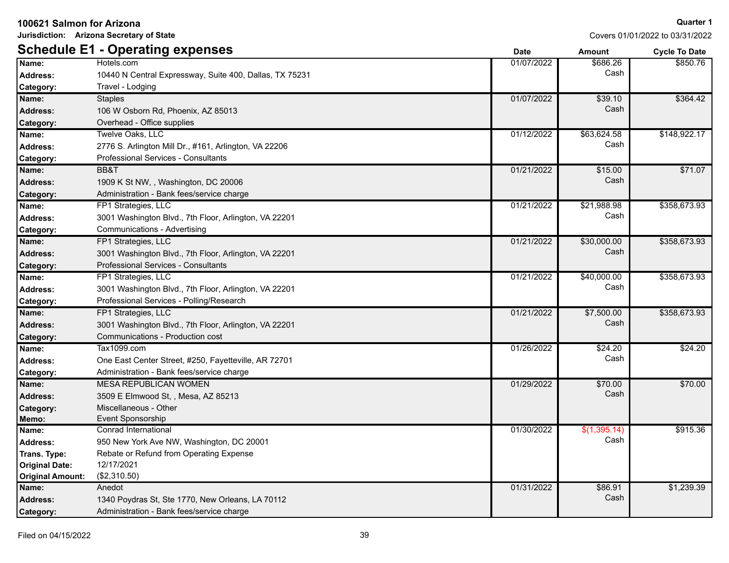**100621 Salmon for Arizona**

**Jurisdiction: Arizona Secretary of State**

**Quarter 1**

Covers 01/01/2022 to 03/31/2022

## Schedule E1 - Operating expenses

| Details | Date | Amount | Cycle To Date |
|---|---|---|---|
| **Name:** Hotels.com<br>**Address:** 10440 N Central Expressway, Suite 400, Dallas, TX 75231<br>**Category:** Travel - Lodging | 01/07/2022 | $686.26<br>Cash | $850.76 |
| **Name:** Staples<br>**Address:** 106 W Osborn Rd, Phoenix, AZ 85013<br>**Category:** Overhead - Office supplies | 01/07/2022 | $39.10<br>Cash | $364.42 |
| **Name:** Twelve Oaks, LLC<br>**Address:** 2776 S. Arlington Mill Dr., #161, Arlington, VA 22206<br>**Category:** Professional Services - Consultants | 01/12/2022 | $63,624.58<br>Cash | $148,922.17 |
| **Name:** BB&T<br>**Address:** 1909 K St NW, , Washington, DC 20006<br>**Category:** Administration - Bank fees/service charge | 01/21/2022 | $15.00<br>Cash | $71.07 |
| **Name:** FP1 Strategies, LLC<br>**Address:** 3001 Washington Blvd., 7th Floor, Arlington, VA 22201<br>**Category:** Communications - Advertising | 01/21/2022 | $21,988.98<br>Cash | $358,673.93 |
| **Name:** FP1 Strategies, LLC<br>**Address:** 3001 Washington Blvd., 7th Floor, Arlington, VA 22201<br>**Category:** Professional Services - Consultants | 01/21/2022 | $30,000.00<br>Cash | $358,673.93 |
| **Name:** FP1 Strategies, LLC<br>**Address:** 3001 Washington Blvd., 7th Floor, Arlington, VA 22201<br>**Category:** Professional Services - Polling/Research | 01/21/2022 | $40,000.00<br>Cash | $358,673.93 |
| **Name:** FP1 Strategies, LLC<br>**Address:** 3001 Washington Blvd., 7th Floor, Arlington, VA 22201<br>**Category:** Communications - Production cost | 01/21/2022 | $7,500.00<br>Cash | $358,673.93 |
| **Name:** Tax1099.com<br>**Address:** One East Center Street, #250, Fayetteville, AR 72701<br>**Category:** Administration - Bank fees/service charge | 01/26/2022 | $24.20<br>Cash | $24.20 |
| **Name:** MESA REPUBLICAN WOMEN<br>**Address:** 3509 E Elmwood St, , Mesa, AZ 85213<br>**Category:** Miscellaneous - Other<br>**Memo:** Event Sponsorship | 01/29/2022 | $70.00<br>Cash | $70.00 |
| **Name:** Conrad International<br>**Address:** 950 New York Ave NW, Washington, DC 20001<br>**Trans. Type:** Rebate or Refund from Operating Expense<br>**Original Date:** 12/17/2021<br>**Original Amount:** ($2,310.50) | 01/30/2022 | $(1,395.14)<br>Cash | $915.36 |
| **Name:** Anedot<br>**Address:** 1340 Poydras St, Ste 1770, New Orleans, LA 70112<br>**Category:** Administration - Bank fees/service charge | 01/31/2022 | $86.91<br>Cash | $1,239.39 |

Filed on 04/15/2022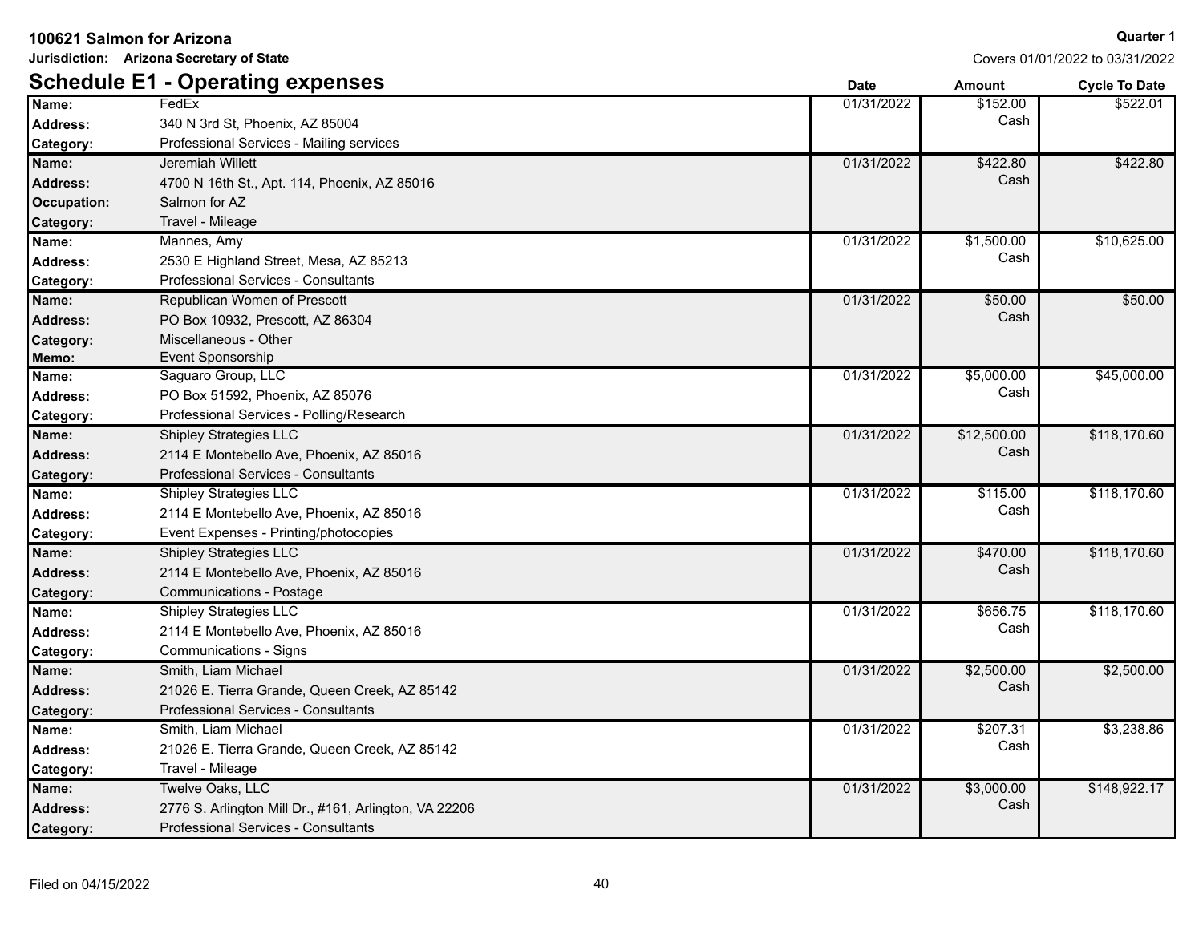**100621 Salmon for Arizona**

**Jurisdiction: Arizona Secretary of State**

**Quarter 1**

Covers 01/01/2022 to 03/31/2022

## Schedule E1 - Operating expenses

| | | Date | Amount | Cycle To Date |
|---|---|---|---|---|
| **Name:** | FedEx | 01/31/2022 | $152.00 Cash | $522.01 |
| **Address:** | 340 N 3rd St, Phoenix, AZ 85004 | | | |
| **Category:** | Professional Services - Mailing services | | | |
| **Name:** | Jeremiah Willett | 01/31/2022 | $422.80 Cash | $422.80 |
| **Address:** | 4700 N 16th St., Apt. 114, Phoenix, AZ 85016 | | | |
| **Occupation:** | Salmon for AZ | | | |
| **Category:** | Travel - Mileage | | | |
| **Name:** | Mannes, Amy | 01/31/2022 | $1,500.00 Cash | $10,625.00 |
| **Address:** | 2530 E Highland Street, Mesa, AZ 85213 | | | |
| **Category:** | Professional Services - Consultants | | | |
| **Name:** | Republican Women of Prescott | 01/31/2022 | $50.00 Cash | $50.00 |
| **Address:** | PO Box 10932, Prescott, AZ 86304 | | | |
| **Category:** | Miscellaneous - Other | | | |
| **Memo:** | Event Sponsorship | | | |
| **Name:** | Saguaro Group, LLC | 01/31/2022 | $5,000.00 Cash | $45,000.00 |
| **Address:** | PO Box 51592, Phoenix, AZ 85076 | | | |
| **Category:** | Professional Services - Polling/Research | | | |
| **Name:** | Shipley Strategies LLC | 01/31/2022 | $12,500.00 Cash | $118,170.60 |
| **Address:** | 2114 E Montebello Ave, Phoenix, AZ 85016 | | | |
| **Category:** | Professional Services - Consultants | | | |
| **Name:** | Shipley Strategies LLC | 01/31/2022 | $115.00 Cash | $118,170.60 |
| **Address:** | 2114 E Montebello Ave, Phoenix, AZ 85016 | | | |
| **Category:** | Event Expenses - Printing/photocopies | | | |
| **Name:** | Shipley Strategies LLC | 01/31/2022 | $470.00 Cash | $118,170.60 |
| **Address:** | 2114 E Montebello Ave, Phoenix, AZ 85016 | | | |
| **Category:** | Communications - Postage | | | |
| **Name:** | Shipley Strategies LLC | 01/31/2022 | $656.75 Cash | $118,170.60 |
| **Address:** | 2114 E Montebello Ave, Phoenix, AZ 85016 | | | |
| **Category:** | Communications - Signs | | | |
| **Name:** | Smith, Liam Michael | 01/31/2022 | $2,500.00 Cash | $2,500.00 |
| **Address:** | 21026 E. Tierra Grande, Queen Creek, AZ 85142 | | | |
| **Category:** | Professional Services - Consultants | | | |
| **Name:** | Smith, Liam Michael | 01/31/2022 | $207.31 Cash | $3,238.86 |
| **Address:** | 21026 E. Tierra Grande, Queen Creek, AZ 85142 | | | |
| **Category:** | Travel - Mileage | | | |
| **Name:** | Twelve Oaks, LLC | 01/31/2022 | $3,000.00 Cash | $148,922.17 |
| **Address:** | 2776 S. Arlington Mill Dr., #161, Arlington, VA 22206 | | | |
| **Category:** | Professional Services - Consultants | | | |

Filed on 04/15/2022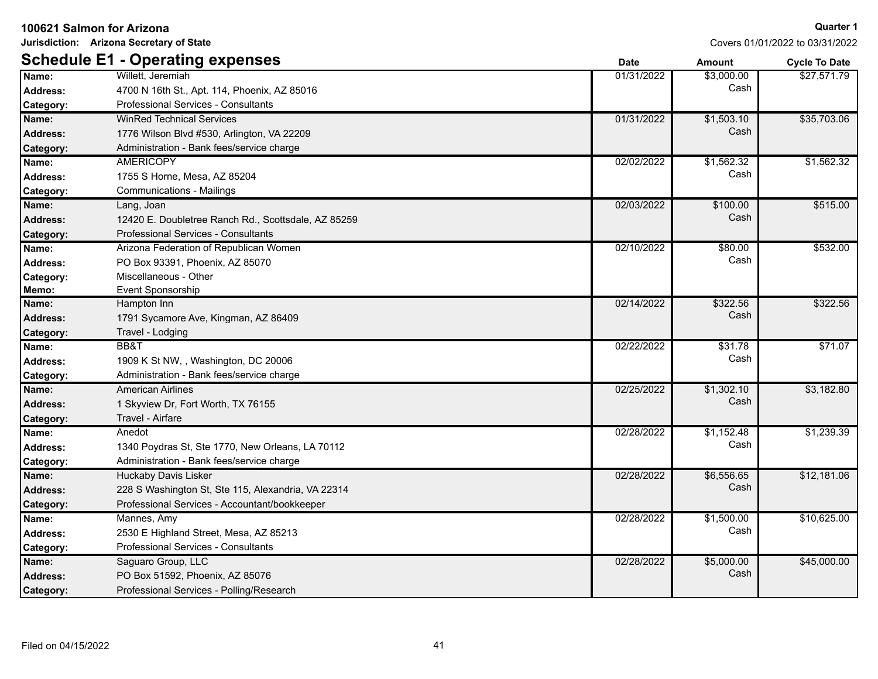**100621 Salmon for Arizona**
**Jurisdiction: Arizona Secretary of State**

**Quarter 1**
Covers 01/01/2022 to 03/31/2022

## Schedule E1 - Operating expenses

| | | Date | Amount | Cycle To Date |
|---|---|---|---|---|
| **Name:** | Willett, Jeremiah | 01/31/2022 | $3,000.00 Cash | $27,571.79 |
| **Address:** | 4700 N 16th St., Apt. 114, Phoenix, AZ 85016 | | | |
| **Category:** | Professional Services - Consultants | | | |
| **Name:** | WinRed Technical Services | 01/31/2022 | $1,503.10 Cash | $35,703.06 |
| **Address:** | 1776 Wilson Blvd #530, Arlington, VA 22209 | | | |
| **Category:** | Administration - Bank fees/service charge | | | |
| **Name:** | AMERICOPY | 02/02/2022 | $1,562.32 Cash | $1,562.32 |
| **Address:** | 1755 S Horne, Mesa, AZ 85204 | | | |
| **Category:** | Communications - Mailings | | | |
| **Name:** | Lang, Joan | 02/03/2022 | $100.00 Cash | $515.00 |
| **Address:** | 12420 E. Doubletree Ranch Rd., Scottsdale, AZ 85259 | | | |
| **Category:** | Professional Services - Consultants | | | |
| **Name:** | Arizona Federation of Republican Women | 02/10/2022 | $80.00 Cash | $532.00 |
| **Address:** | PO Box 93391, Phoenix, AZ 85070 | | | |
| **Category:** | Miscellaneous - Other | | | |
| **Memo:** | Event Sponsorship | | | |
| **Name:** | Hampton Inn | 02/14/2022 | $322.56 Cash | $322.56 |
| **Address:** | 1791 Sycamore Ave, Kingman, AZ 86409 | | | |
| **Category:** | Travel - Lodging | | | |
| **Name:** | BB&T | 02/22/2022 | $31.78 Cash | $71.07 |
| **Address:** | 1909 K St NW, , Washington, DC 20006 | | | |
| **Category:** | Administration - Bank fees/service charge | | | |
| **Name:** | American Airlines | 02/25/2022 | $1,302.10 Cash | $3,182.80 |
| **Address:** | 1 Skyview Dr, Fort Worth, TX 76155 | | | |
| **Category:** | Travel - Airfare | | | |
| **Name:** | Anedot | 02/28/2022 | $1,152.48 Cash | $1,239.39 |
| **Address:** | 1340 Poydras St, Ste 1770, New Orleans, LA 70112 | | | |
| **Category:** | Administration - Bank fees/service charge | | | |
| **Name:** | Huckaby Davis Lisker | 02/28/2022 | $6,556.65 Cash | $12,181.06 |
| **Address:** | 228 S Washington St, Ste 115, Alexandria, VA 22314 | | | |
| **Category:** | Professional Services - Accountant/bookkeeper | | | |
| **Name:** | Mannes, Amy | 02/28/2022 | $1,500.00 Cash | $10,625.00 |
| **Address:** | 2530 E Highland Street, Mesa, AZ 85213 | | | |
| **Category:** | Professional Services - Consultants | | | |
| **Name:** | Saguaro Group, LLC | 02/28/2022 | $5,000.00 Cash | $45,000.00 |
| **Address:** | PO Box 51592, Phoenix, AZ 85076 | | | |
| **Category:** | Professional Services - Polling/Research | | | |

Filed on 04/15/2022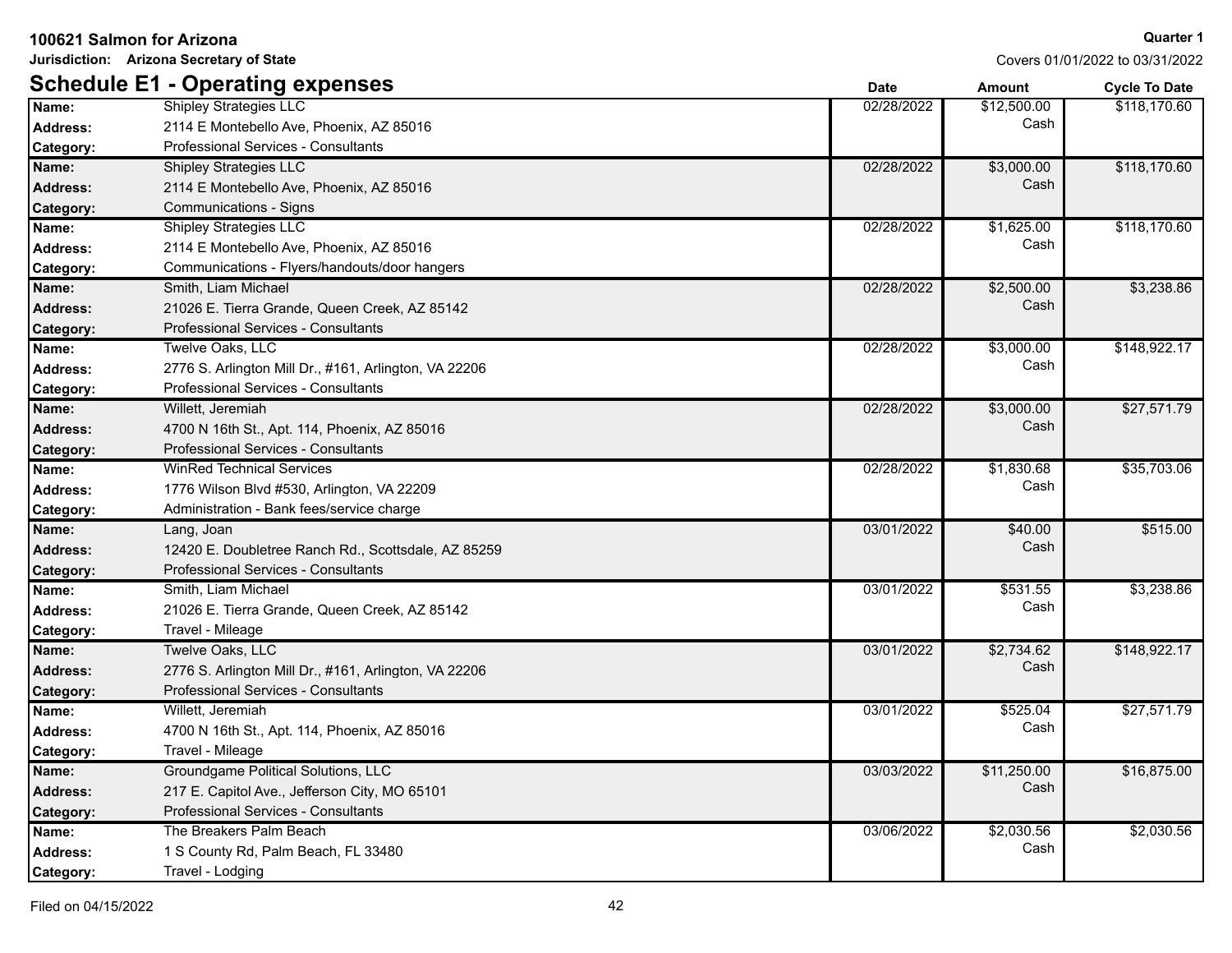**100621 Salmon for Arizona**

**Jurisdiction: Arizona Secretary of State**

**Quarter 1**

Covers 01/01/2022 to 03/31/2022

## Schedule E1 - Operating expenses

| Field | Details | Date | Amount | Cycle To Date |
|---|---|---|---|---|
| **Name:** | Shipley Strategies LLC | 02/28/2022 | $12,500.00 Cash | $118,170.60 |
| **Address:** | 2114 E Montebello Ave, Phoenix, AZ 85016 | | | |
| **Category:** | Professional Services - Consultants | | | |
| **Name:** | Shipley Strategies LLC | 02/28/2022 | $3,000.00 Cash | $118,170.60 |
| **Address:** | 2114 E Montebello Ave, Phoenix, AZ 85016 | | | |
| **Category:** | Communications - Signs | | | |
| **Name:** | Shipley Strategies LLC | 02/28/2022 | $1,625.00 Cash | $118,170.60 |
| **Address:** | 2114 E Montebello Ave, Phoenix, AZ 85016 | | | |
| **Category:** | Communications - Flyers/handouts/door hangers | | | |
| **Name:** | Smith, Liam Michael | 02/28/2022 | $2,500.00 Cash | $3,238.86 |
| **Address:** | 21026 E. Tierra Grande, Queen Creek, AZ 85142 | | | |
| **Category:** | Professional Services - Consultants | | | |
| **Name:** | Twelve Oaks, LLC | 02/28/2022 | $3,000.00 Cash | $148,922.17 |
| **Address:** | 2776 S. Arlington Mill Dr., #161, Arlington, VA 22206 | | | |
| **Category:** | Professional Services - Consultants | | | |
| **Name:** | Willett, Jeremiah | 02/28/2022 | $3,000.00 Cash | $27,571.79 |
| **Address:** | 4700 N 16th St., Apt. 114, Phoenix, AZ 85016 | | | |
| **Category:** | Professional Services - Consultants | | | |
| **Name:** | WinRed Technical Services | 02/28/2022 | $1,830.68 Cash | $35,703.06 |
| **Address:** | 1776 Wilson Blvd #530, Arlington, VA 22209 | | | |
| **Category:** | Administration - Bank fees/service charge | | | |
| **Name:** | Lang, Joan | 03/01/2022 | $40.00 Cash | $515.00 |
| **Address:** | 12420 E. Doubletree Ranch Rd., Scottsdale, AZ 85259 | | | |
| **Category:** | Professional Services - Consultants | | | |
| **Name:** | Smith, Liam Michael | 03/01/2022 | $531.55 Cash | $3,238.86 |
| **Address:** | 21026 E. Tierra Grande, Queen Creek, AZ 85142 | | | |
| **Category:** | Travel - Mileage | | | |
| **Name:** | Twelve Oaks, LLC | 03/01/2022 | $2,734.62 Cash | $148,922.17 |
| **Address:** | 2776 S. Arlington Mill Dr., #161, Arlington, VA 22206 | | | |
| **Category:** | Professional Services - Consultants | | | |
| **Name:** | Willett, Jeremiah | 03/01/2022 | $525.04 Cash | $27,571.79 |
| **Address:** | 4700 N 16th St., Apt. 114, Phoenix, AZ 85016 | | | |
| **Category:** | Travel - Mileage | | | |
| **Name:** | Groundgame Political Solutions, LLC | 03/03/2022 | $11,250.00 Cash | $16,875.00 |
| **Address:** | 217 E. Capitol Ave., Jefferson City, MO 65101 | | | |
| **Category:** | Professional Services - Consultants | | | |
| **Name:** | The Breakers Palm Beach | 03/06/2022 | $2,030.56 Cash | $2,030.56 |
| **Address:** | 1 S County Rd, Palm Beach, FL 33480 | | | |
| **Category:** | Travel - Lodging | | | |

Filed on 04/15/2022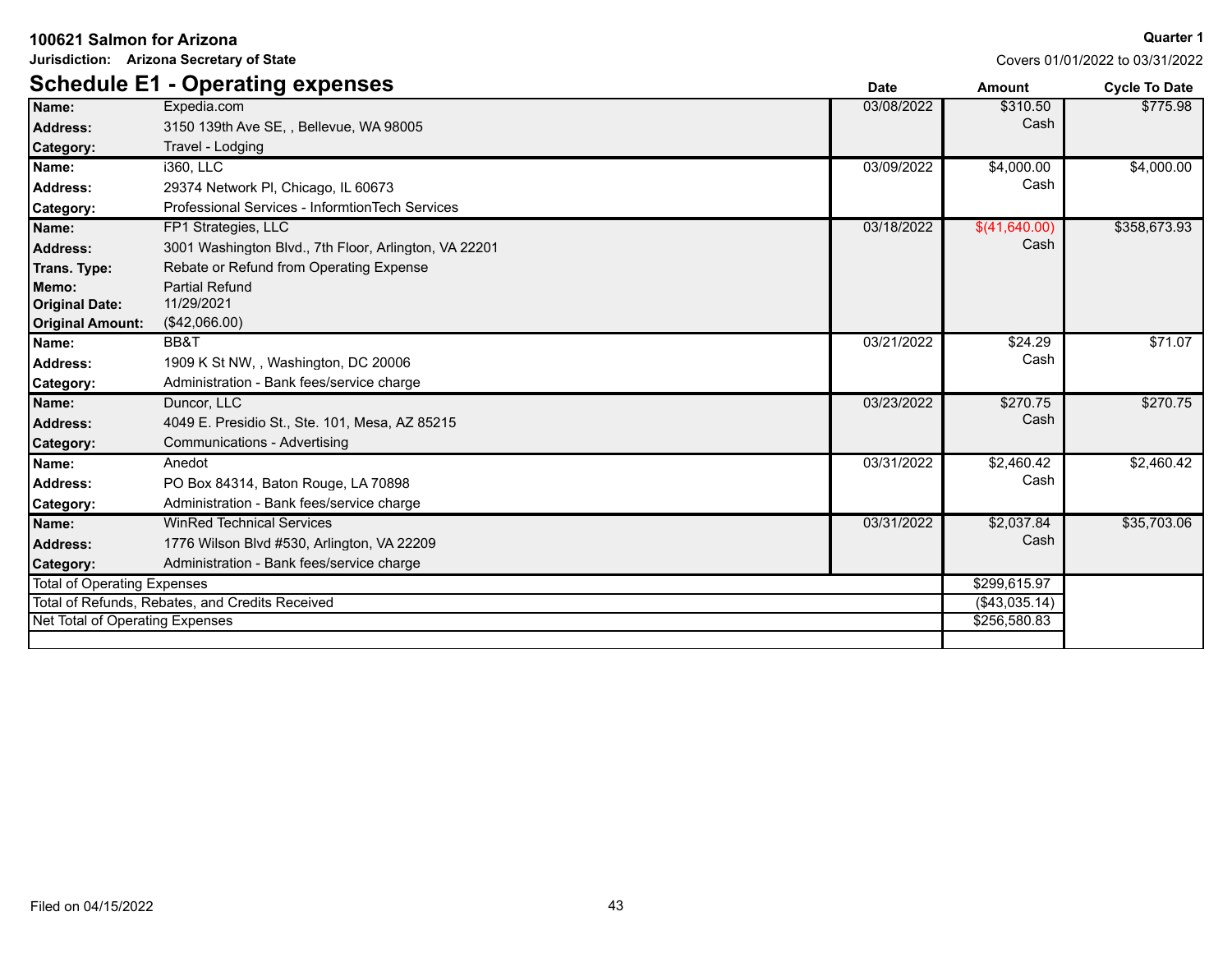**100621 Salmon for Arizona** — **Quarter 1**

**Jurisdiction: Arizona Secretary of State** — Covers 01/01/2022 to 03/31/2022

## Schedule E1 - Operating expenses

| | | Date | Amount | Cycle To Date |
|---|---|---|---|---|
| **Name:** | Expedia.com | 03/08/2022 | $310.50 | $775.98 |
| **Address:** | 3150 139th Ave SE, , Bellevue, WA 98005 | | Cash | |
| **Category:** | Travel - Lodging | | | |
| **Name:** | i360, LLC | 03/09/2022 | $4,000.00 | $4,000.00 |
| **Address:** | 29374 Network Pl, Chicago, IL 60673 | | Cash | |
| **Category:** | Professional Services - InformtionTech Services | | | |
| **Name:** | FP1 Strategies, LLC | 03/18/2022 | $(41,640.00) | $358,673.93 |
| **Address:** | 3001 Washington Blvd., 7th Floor, Arlington, VA 22201 | | Cash | |
| **Trans. Type:** | Rebate or Refund from Operating Expense | | | |
| **Memo:** | Partial Refund | | | |
| **Original Date:** | 11/29/2021 | | | |
| **Original Amount:** | ($42,066.00) | | | |
| **Name:** | BB&T | 03/21/2022 | $24.29 | $71.07 |
| **Address:** | 1909 K St NW, , Washington, DC 20006 | | Cash | |
| **Category:** | Administration - Bank fees/service charge | | | |
| **Name:** | Duncor, LLC | 03/23/2022 | $270.75 | $270.75 |
| **Address:** | 4049 E. Presidio St., Ste. 101, Mesa, AZ 85215 | | Cash | |
| **Category:** | Communications - Advertising | | | |
| **Name:** | Anedot | 03/31/2022 | $2,460.42 | $2,460.42 |
| **Address:** | PO Box 84314, Baton Rouge, LA 70898 | | Cash | |
| **Category:** | Administration - Bank fees/service charge | | | |
| **Name:** | WinRed Technical Services | 03/31/2022 | $2,037.84 | $35,703.06 |
| **Address:** | 1776 Wilson Blvd #530, Arlington, VA 22209 | | Cash | |
| **Category:** | Administration - Bank fees/service charge | | | |
| Total of Operating Expenses | | | $299,615.97 | |
| Total of Refunds, Rebates, and Credits Received | | | ($43,035.14) | |
| Net Total of Operating Expenses | | | $256,580.83 | |

Filed on 04/15/2022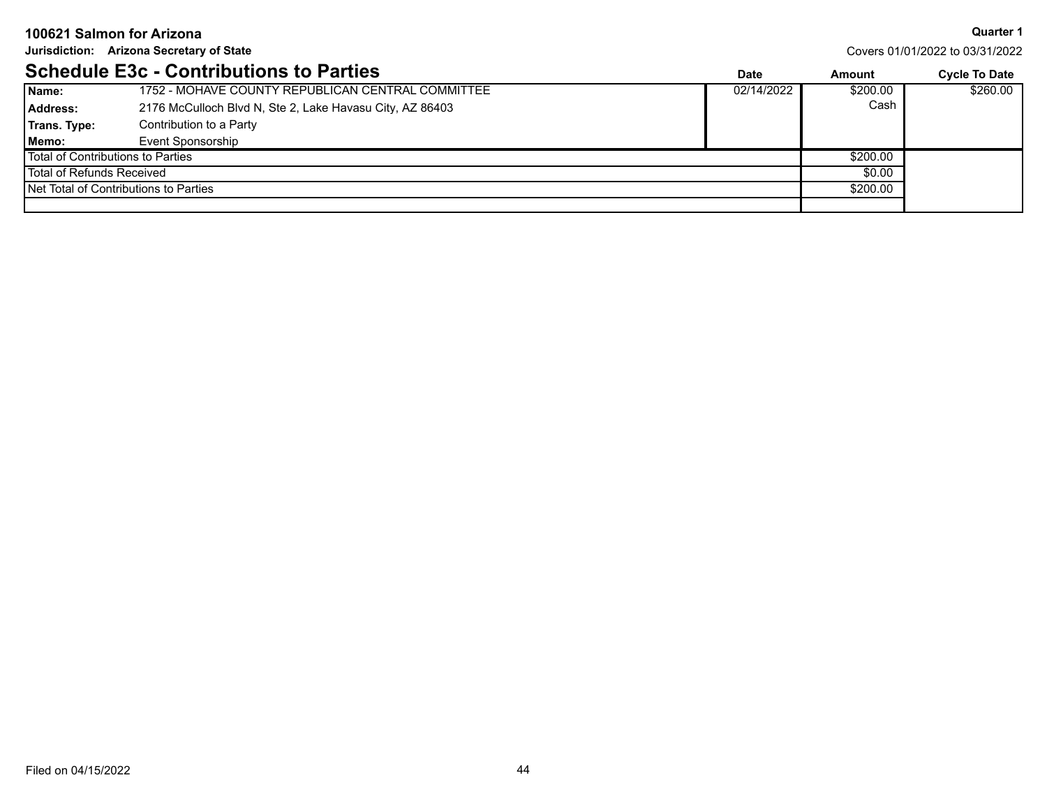**100621 Salmon for Arizona**

**Jurisdiction: Arizona Secretary of State**

**Quarter 1**

Covers 01/01/2022 to 03/31/2022

## Schedule E3c - Contributions to Parties

| | | Date | Amount | Cycle To Date |
|---|---|---|---|---|
| **Name:** | 1752 - MOHAVE COUNTY REPUBLICAN CENTRAL COMMITTEE | 02/14/2022 | $200.00 | $260.00 |
| **Address:** | 2176 McCulloch Blvd N, Ste 2, Lake Havasu City, AZ 86403 | | Cash | |
| **Trans. Type:** | Contribution to a Party | | | |
| **Memo:** | Event Sponsorship | | | |
| Total of Contributions to Parties | | | $200.00 | |
| Total of Refunds Received | | | $0.00 | |
| Net Total of Contributions to Parties | | | $200.00 | |

Filed on 04/15/2022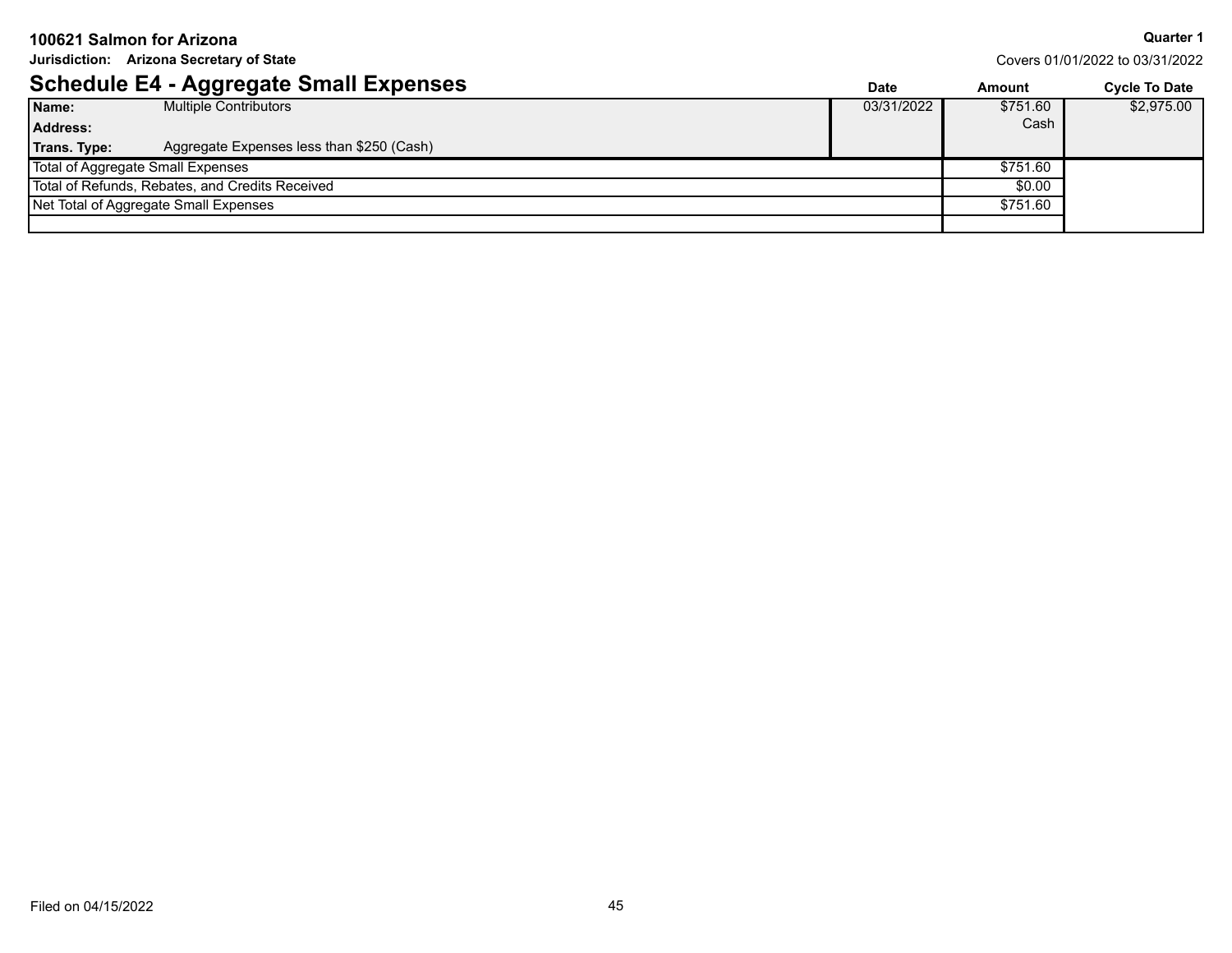**100621 Salmon for Arizona**

**Jurisdiction: Arizona Secretary of State**

**Quarter 1**

Covers 01/01/2022 to 03/31/2022

## Schedule E4 - Aggregate Small Expenses

| | | Date | Amount | Cycle To Date |
|---|---|---|---|---|
| **Name:** | Multiple Contributors | 03/31/2022 | $751.60 Cash | $2,975.00 |
| **Address:** | | | | |
| **Trans. Type:** | Aggregate Expenses less than $250 (Cash) | | | |
| Total of Aggregate Small Expenses | | | $751.60 | |
| Total of Refunds, Rebates, and Credits Received | | | $0.00 | |
| Net Total of Aggregate Small Expenses | | | $751.60 | |

Filed on 04/15/2022